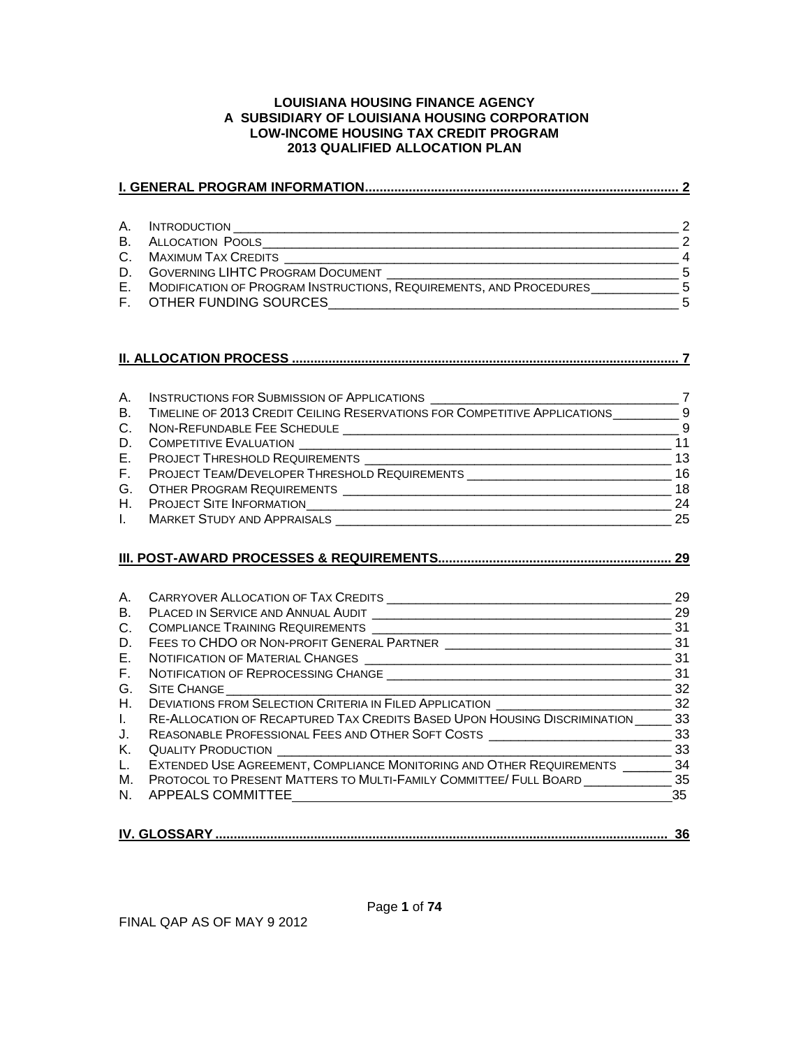# LOUISIANA HOUSING FINANCE AGENCY
## A SUBSIDIARY OF LOUISIANA HOUSING CORPORATION
## LOW-INCOME HOUSING TAX CREDIT PROGRAM
## 2013 QUALIFIED ALLOCATION PLAN

**I. GENERAL PROGRAM INFORMATION ..................................................................................... 2**

| | | |
|---|---|---|
| A. | INTRODUCTION | 2 |
| B. | ALLOCATION POOLS | 2 |
| C. | MAXIMUM TAX CREDITS | 4 |
| D. | GOVERNING LIHTC PROGRAM DOCUMENT | 5 |
| E. | MODIFICATION OF PROGRAM INSTRUCTIONS, REQUIREMENTS, AND PROCEDURES | 5 |
| F. | OTHER FUNDING SOURCES | 5 |

**II. ALLOCATION PROCESS ......................................................................................................... 7**

| | | |
|---|---|---|
| A. | INSTRUCTIONS FOR SUBMISSION OF APPLICATIONS | 7 |
| B. | TIMELINE OF 2013 CREDIT CEILING RESERVATIONS FOR COMPETITIVE APPLICATIONS | 9 |
| C. | NON-REFUNDABLE FEE SCHEDULE | 9 |
| D. | COMPETITIVE EVALUATION | 11 |
| E. | PROJECT THRESHOLD REQUIREMENTS | 13 |
| F. | PROJECT TEAM/DEVELOPER THRESHOLD REQUIREMENTS | 16 |
| G. | OTHER PROGRAM REQUIREMENTS | 18 |
| H. | PROJECT SITE INFORMATION | 24 |
| I. | MARKET STUDY AND APPRAISALS | 25 |

**III. POST-AWARD PROCESSES & REQUIREMENTS ................................................................. 29**

| | | |
|---|---|---|
| A. | CARRYOVER ALLOCATION OF TAX CREDITS | 29 |
| B. | PLACED IN SERVICE AND ANNUAL AUDIT | 29 |
| C. | COMPLIANCE TRAINING REQUIREMENTS | 31 |
| D. | FEES TO CHDO OR NON-PROFIT GENERAL PARTNER | 31 |
| E. | NOTIFICATION OF MATERIAL CHANGES | 31 |
| F. | NOTIFICATION OF REPROCESSING CHANGE | 31 |
| G. | SITE CHANGE | 32 |
| H. | DEVIATIONS FROM SELECTION CRITERIA IN FILED APPLICATION | 32 |
| I. | RE-ALLOCATION OF RECAPTURED TAX CREDITS BASED UPON HOUSING DISCRIMINATION | 33 |
| J. | REASONABLE PROFESSIONAL FEES AND OTHER SOFT COSTS | 33 |
| K. | QUALITY PRODUCTION | 33 |
| L. | EXTENDED USE AGREEMENT, COMPLIANCE MONITORING AND OTHER REQUIREMENTS | 34 |
| M. | PROTOCOL TO PRESENT MATTERS TO MULTI-FAMILY COMMITTEE/ FULL BOARD | 35 |
| N. | APPEALS COMMITTEE | 35 |

**IV. GLOSSARY ............................................................................................................................ 36**

FINAL QAP AS OF MAY 9 2012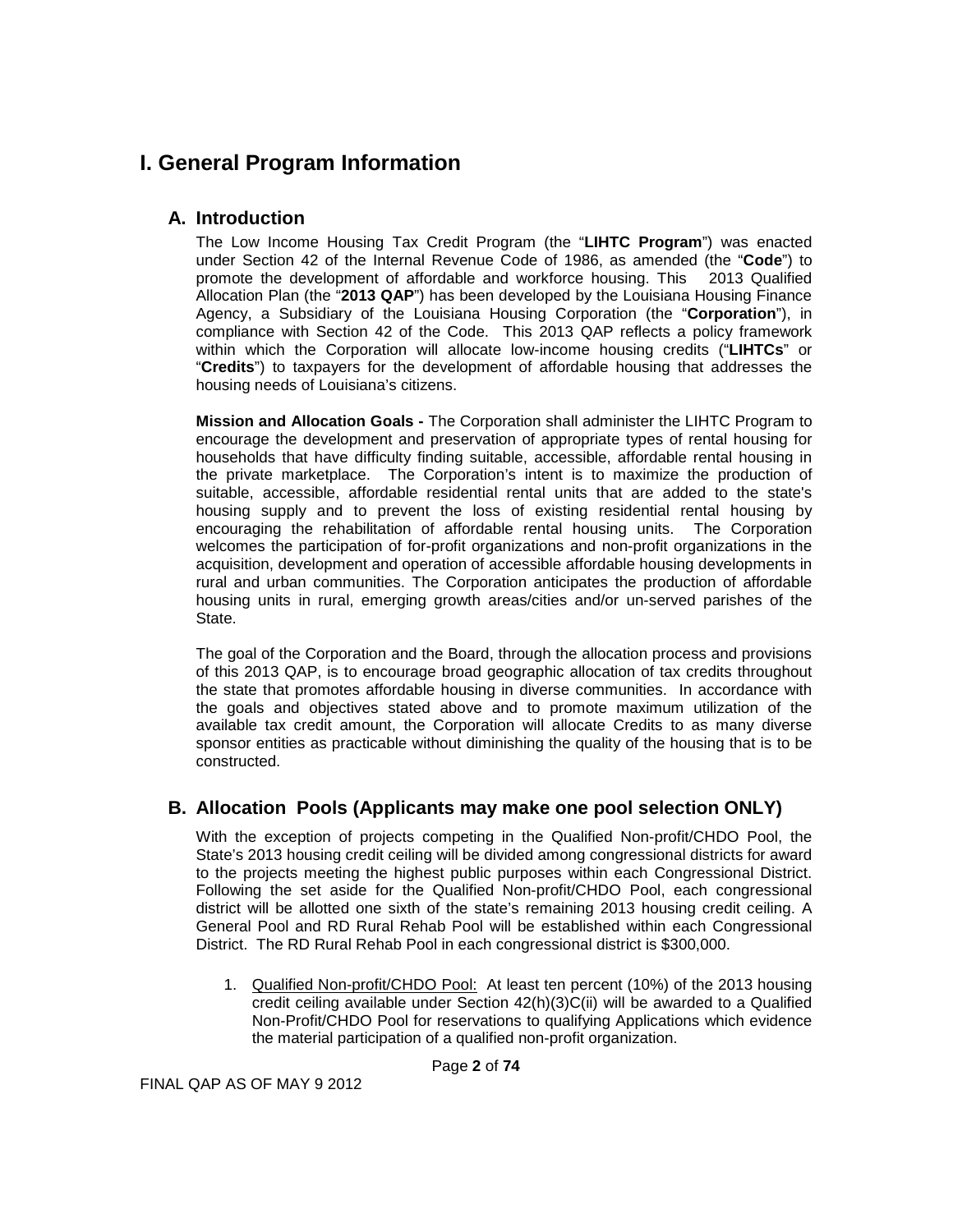# I. General Program Information

## A. Introduction

The Low Income Housing Tax Credit Program (the "**LIHTC Program**") was enacted under Section 42 of the Internal Revenue Code of 1986, as amended (the "**Code**") to promote the development of affordable and workforce housing. This 2013 Qualified Allocation Plan (the "**2013 QAP**") has been developed by the Louisiana Housing Finance Agency, a Subsidiary of the Louisiana Housing Corporation (the "**Corporation**"), in compliance with Section 42 of the Code. This 2013 QAP reflects a policy framework within which the Corporation will allocate low-income housing credits ("**LIHTCs**" or "**Credits**") to taxpayers for the development of affordable housing that addresses the housing needs of Louisiana's citizens.

**Mission and Allocation Goals -** The Corporation shall administer the LIHTC Program to encourage the development and preservation of appropriate types of rental housing for households that have difficulty finding suitable, accessible, affordable rental housing in the private marketplace. The Corporation's intent is to maximize the production of suitable, accessible, affordable residential rental units that are added to the state's housing supply and to prevent the loss of existing residential rental housing by encouraging the rehabilitation of affordable rental housing units. The Corporation welcomes the participation of for-profit organizations and non-profit organizations in the acquisition, development and operation of accessible affordable housing developments in rural and urban communities. The Corporation anticipates the production of affordable housing units in rural, emerging growth areas/cities and/or un-served parishes of the State.

The goal of the Corporation and the Board, through the allocation process and provisions of this 2013 QAP, is to encourage broad geographic allocation of tax credits throughout the state that promotes affordable housing in diverse communities. In accordance with the goals and objectives stated above and to promote maximum utilization of the available tax credit amount, the Corporation will allocate Credits to as many diverse sponsor entities as practicable without diminishing the quality of the housing that is to be constructed.

## B. Allocation Pools (Applicants may make one pool selection ONLY)

With the exception of projects competing in the Qualified Non-profit/CHDO Pool, the State's 2013 housing credit ceiling will be divided among congressional districts for award to the projects meeting the highest public purposes within each Congressional District. Following the set aside for the Qualified Non-profit/CHDO Pool, each congressional district will be allotted one sixth of the state's remaining 2013 housing credit ceiling. A General Pool and RD Rural Rehab Pool will be established within each Congressional District. The RD Rural Rehab Pool in each congressional district is $300,000.

1. Qualified Non-profit/CHDO Pool: At least ten percent (10%) of the 2013 housing credit ceiling available under Section 42(h)(3)C(ii) will be awarded to a Qualified Non-Profit/CHDO Pool for reservations to qualifying Applications which evidence the material participation of a qualified non-profit organization.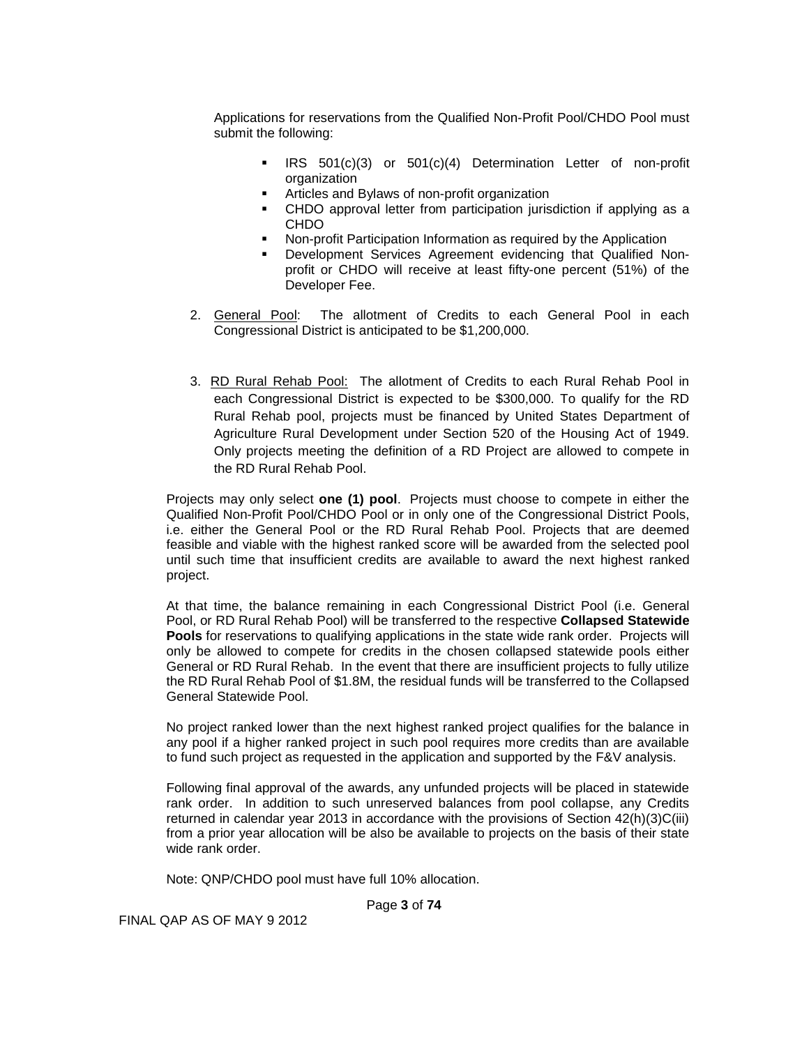Applications for reservations from the Qualified Non-Profit Pool/CHDO Pool must submit the following:

- IRS 501(c)(3) or 501(c)(4) Determination Letter of non-profit organization
- Articles and Bylaws of non-profit organization
- CHDO approval letter from participation jurisdiction if applying as a CHDO
- Non-profit Participation Information as required by the Application
- Development Services Agreement evidencing that Qualified Non-profit or CHDO will receive at least fifty-one percent (51%) of the Developer Fee.

2. General Pool: The allotment of Credits to each General Pool in each Congressional District is anticipated to be $1,200,000.

3. RD Rural Rehab Pool: The allotment of Credits to each Rural Rehab Pool in each Congressional District is expected to be $300,000. To qualify for the RD Rural Rehab pool, projects must be financed by United States Department of Agriculture Rural Development under Section 520 of the Housing Act of 1949. Only projects meeting the definition of a RD Project are allowed to compete in the RD Rural Rehab Pool.

Projects may only select **one (1) pool**. Projects must choose to compete in either the Qualified Non-Profit Pool/CHDO Pool or in only one of the Congressional District Pools, i.e. either the General Pool or the RD Rural Rehab Pool. Projects that are deemed feasible and viable with the highest ranked score will be awarded from the selected pool until such time that insufficient credits are available to award the next highest ranked project.

At that time, the balance remaining in each Congressional District Pool (i.e. General Pool, or RD Rural Rehab Pool) will be transferred to the respective **Collapsed Statewide Pools** for reservations to qualifying applications in the state wide rank order. Projects will only be allowed to compete for credits in the chosen collapsed statewide pools either General or RD Rural Rehab. In the event that there are insufficient projects to fully utilize the RD Rural Rehab Pool of $1.8M, the residual funds will be transferred to the Collapsed General Statewide Pool.

No project ranked lower than the next highest ranked project qualifies for the balance in any pool if a higher ranked project in such pool requires more credits than are available to fund such project as requested in the application and supported by the F&V analysis.

Following final approval of the awards, any unfunded projects will be placed in statewide rank order. In addition to such unreserved balances from pool collapse, any Credits returned in calendar year 2013 in accordance with the provisions of Section 42(h)(3)C(iii) from a prior year allocation will be also be available to projects on the basis of their state wide rank order.

Note: QNP/CHDO pool must have full 10% allocation.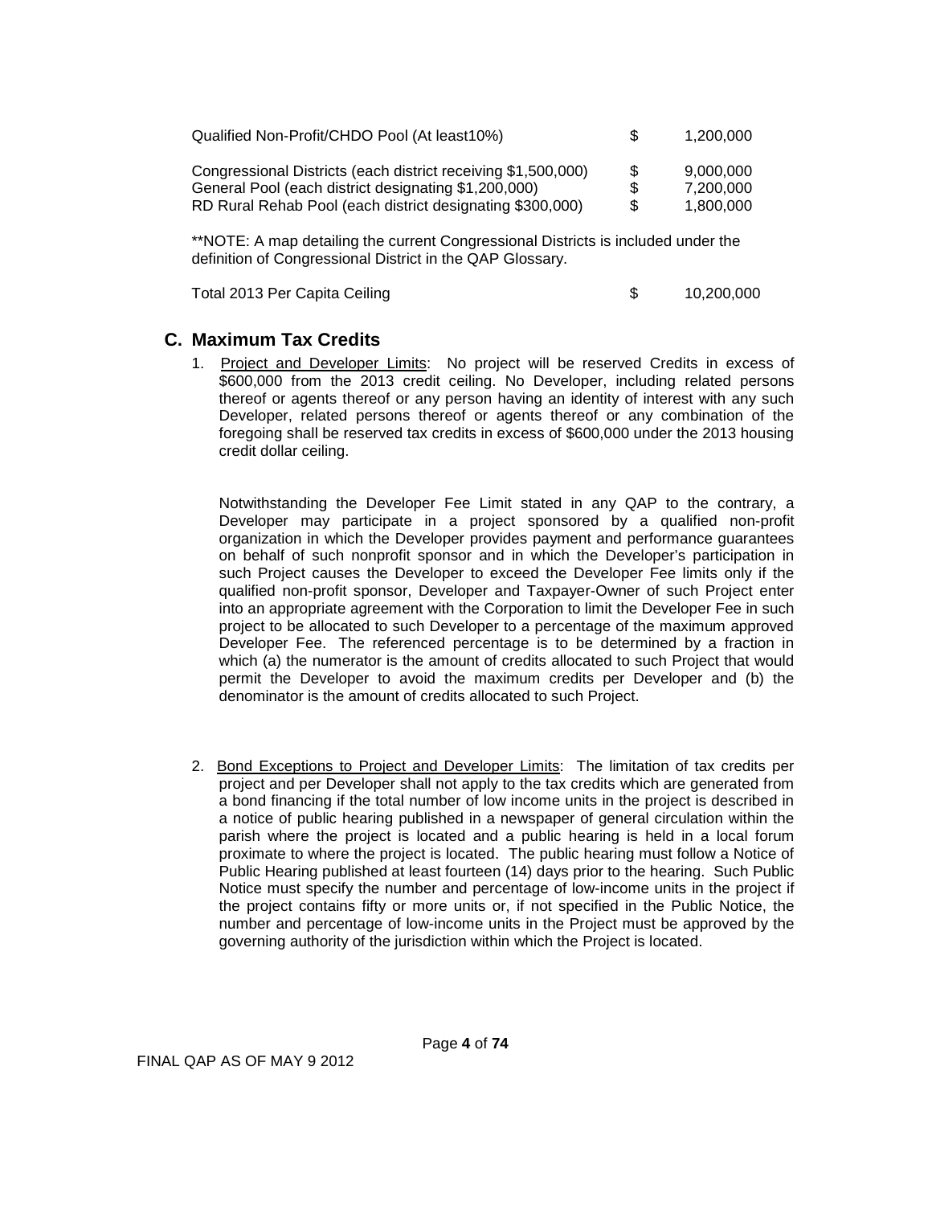| | | |
|---|---|---|
| Qualified Non-Profit/CHDO Pool (At least10%) | $ | 1,200,000 |
| Congressional Districts (each district receiving $1,500,000) | $ | 9,000,000 |
| General Pool (each district designating $1,200,000) | $ | 7,200,000 |
| RD Rural Rehab Pool (each district designating $300,000) | $ | 1,800,000 |

**NOTE: A map detailing the current Congressional Districts is included under the definition of Congressional District in the QAP Glossary.

| | | |
|---|---|---|
| Total 2013 Per Capita Ceiling | $ | 10,200,000 |

## C. Maximum Tax Credits

1. Project and Developer Limits: No project will be reserved Credits in excess of $600,000 from the 2013 credit ceiling. No Developer, including related persons thereof or agents thereof or any person having an identity of interest with any such Developer, related persons thereof or agents thereof or any combination of the foregoing shall be reserved tax credits in excess of $600,000 under the 2013 housing credit dollar ceiling.

   Notwithstanding the Developer Fee Limit stated in any QAP to the contrary, a Developer may participate in a project sponsored by a qualified non-profit organization in which the Developer provides payment and performance guarantees on behalf of such nonprofit sponsor and in which the Developer's participation in such Project causes the Developer to exceed the Developer Fee limits only if the qualified non-profit sponsor, Developer and Taxpayer-Owner of such Project enter into an appropriate agreement with the Corporation to limit the Developer Fee in such project to be allocated to such Developer to a percentage of the maximum approved Developer Fee. The referenced percentage is to be determined by a fraction in which (a) the numerator is the amount of credits allocated to such Project that would permit the Developer to avoid the maximum credits per Developer and (b) the denominator is the amount of credits allocated to such Project.

2. Bond Exceptions to Project and Developer Limits: The limitation of tax credits per project and per Developer shall not apply to the tax credits which are generated from a bond financing if the total number of low income units in the project is described in a notice of public hearing published in a newspaper of general circulation within the parish where the project is located and a public hearing is held in a local forum proximate to where the project is located. The public hearing must follow a Notice of Public Hearing published at least fourteen (14) days prior to the hearing. Such Public Notice must specify the number and percentage of low-income units in the project if the project contains fifty or more units or, if not specified in the Public Notice, the number and percentage of low-income units in the Project must be approved by the governing authority of the jurisdiction within which the Project is located.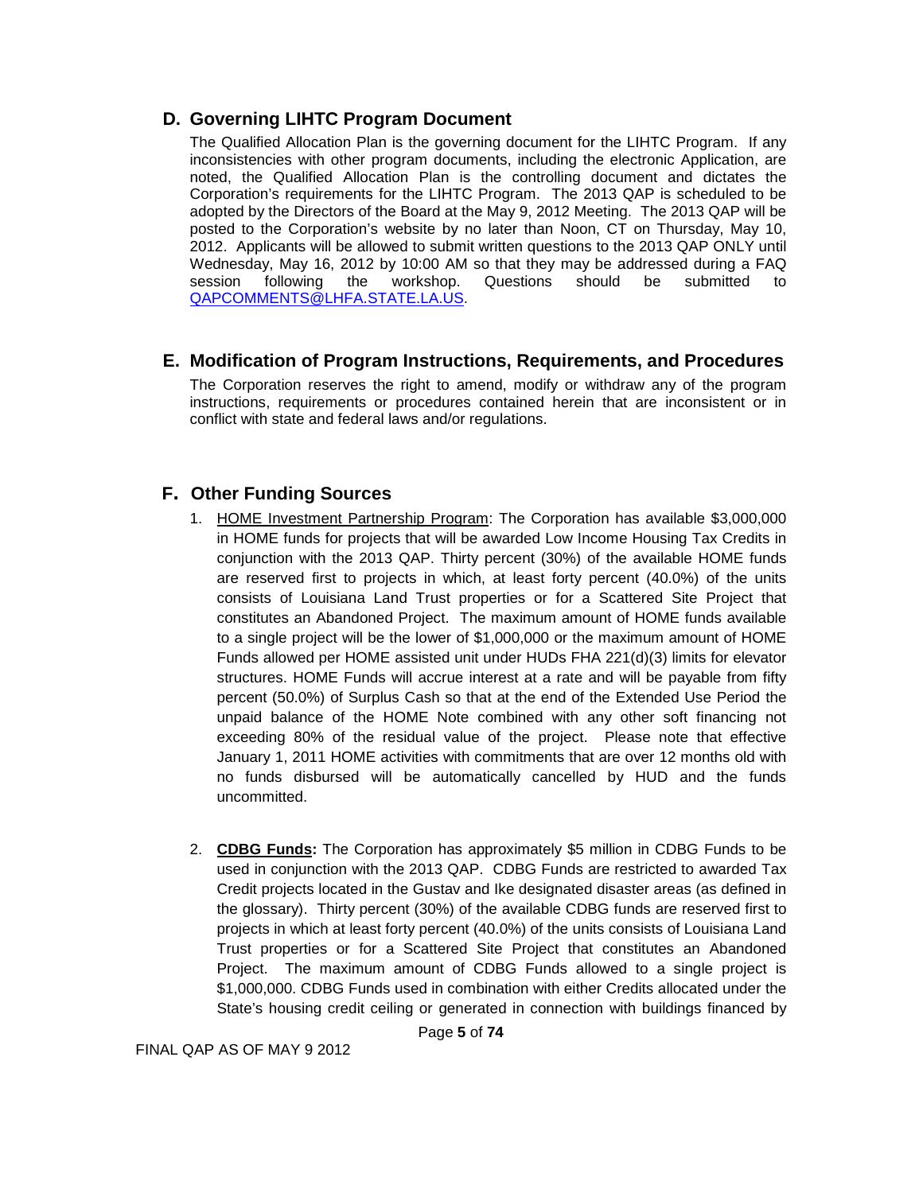## D. Governing LIHTC Program Document

The Qualified Allocation Plan is the governing document for the LIHTC Program. If any inconsistencies with other program documents, including the electronic Application, are noted, the Qualified Allocation Plan is the controlling document and dictates the Corporation's requirements for the LIHTC Program. The 2013 QAP is scheduled to be adopted by the Directors of the Board at the May 9, 2012 Meeting. The 2013 QAP will be posted to the Corporation's website by no later than Noon, CT on Thursday, May 10, 2012. Applicants will be allowed to submit written questions to the 2013 QAP ONLY until Wednesday, May 16, 2012 by 10:00 AM so that they may be addressed during a FAQ session following the workshop. Questions should be submitted to QAPCOMMENTS@LHFA.STATE.LA.US.

## E. Modification of Program Instructions, Requirements, and Procedures

The Corporation reserves the right to amend, modify or withdraw any of the program instructions, requirements or procedures contained herein that are inconsistent or in conflict with state and federal laws and/or regulations.

## F. Other Funding Sources

1. HOME Investment Partnership Program: The Corporation has available $3,000,000 in HOME funds for projects that will be awarded Low Income Housing Tax Credits in conjunction with the 2013 QAP. Thirty percent (30%) of the available HOME funds are reserved first to projects in which, at least forty percent (40.0%) of the units consists of Louisiana Land Trust properties or for a Scattered Site Project that constitutes an Abandoned Project. The maximum amount of HOME funds available to a single project will be the lower of $1,000,000 or the maximum amount of HOME Funds allowed per HOME assisted unit under HUDs FHA 221(d)(3) limits for elevator structures. HOME Funds will accrue interest at a rate and will be payable from fifty percent (50.0%) of Surplus Cash so that at the end of the Extended Use Period the unpaid balance of the HOME Note combined with any other soft financing not exceeding 80% of the residual value of the project. Please note that effective January 1, 2011 HOME activities with commitments that are over 12 months old with no funds disbursed will be automatically cancelled by HUD and the funds uncommitted.

2. **CDBG Funds:** The Corporation has approximately $5 million in CDBG Funds to be used in conjunction with the 2013 QAP. CDBG Funds are restricted to awarded Tax Credit projects located in the Gustav and Ike designated disaster areas (as defined in the glossary). Thirty percent (30%) of the available CDBG funds are reserved first to projects in which at least forty percent (40.0%) of the units consists of Louisiana Land Trust properties or for a Scattered Site Project that constitutes an Abandoned Project. The maximum amount of CDBG Funds allowed to a single project is $1,000,000. CDBG Funds used in combination with either Credits allocated under the State's housing credit ceiling or generated in connection with buildings financed by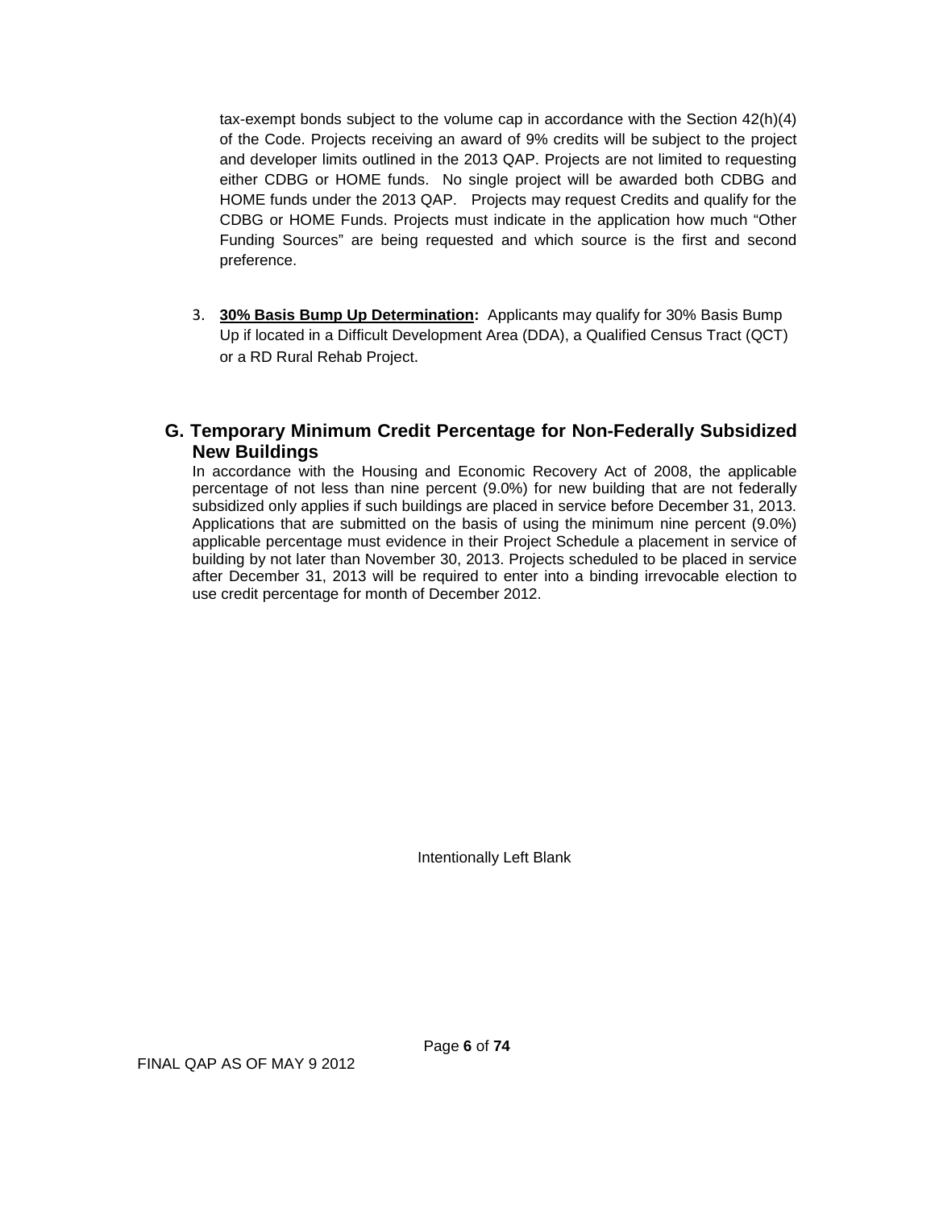tax-exempt bonds subject to the volume cap in accordance with the Section 42(h)(4) of the Code. Projects receiving an award of 9% credits will be subject to the project and developer limits outlined in the 2013 QAP. Projects are not limited to requesting either CDBG or HOME funds. No single project will be awarded both CDBG and HOME funds under the 2013 QAP. Projects may request Credits and qualify for the CDBG or HOME Funds. Projects must indicate in the application how much "Other Funding Sources" are being requested and which source is the first and second preference.

3. **30% Basis Bump Up Determination:** Applicants may qualify for 30% Basis Bump Up if located in a Difficult Development Area (DDA), a Qualified Census Tract (QCT) or a RD Rural Rehab Project.

## G. Temporary Minimum Credit Percentage for Non-Federally Subsidized New Buildings

In accordance with the Housing and Economic Recovery Act of 2008, the applicable percentage of not less than nine percent (9.0%) for new building that are not federally subsidized only applies if such buildings are placed in service before December 31, 2013. Applications that are submitted on the basis of using the minimum nine percent (9.0%) applicable percentage must evidence in their Project Schedule a placement in service of building by not later than November 30, 2013. Projects scheduled to be placed in service after December 31, 2013 will be required to enter into a binding irrevocable election to use credit percentage for month of December 2012.

Intentionally Left Blank

FINAL QAP AS OF MAY 9 2012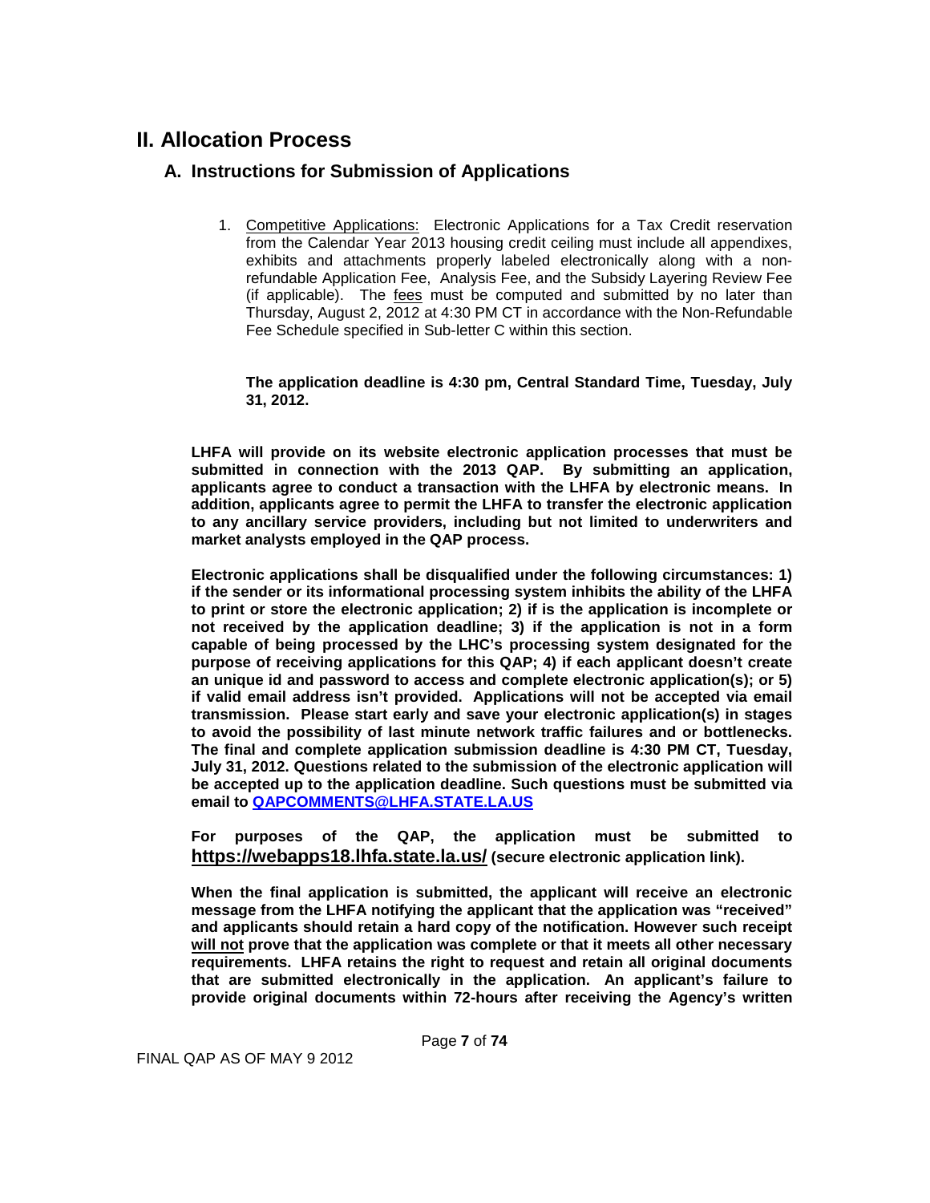# II. Allocation Process

## A. Instructions for Submission of Applications

1. Competitive Applications: Electronic Applications for a Tax Credit reservation from the Calendar Year 2013 housing credit ceiling must include all appendixes, exhibits and attachments properly labeled electronically along with a non-refundable Application Fee, Analysis Fee, and the Subsidy Layering Review Fee (if applicable). The fees must be computed and submitted by no later than Thursday, August 2, 2012 at 4:30 PM CT in accordance with the Non-Refundable Fee Schedule specified in Sub-letter C within this section.

   **The application deadline is 4:30 pm, Central Standard Time, Tuesday, July 31, 2012.**

**LHFA will provide on its website electronic application processes that must be submitted in connection with the 2013 QAP. By submitting an application, applicants agree to conduct a transaction with the LHFA by electronic means. In addition, applicants agree to permit the LHFA to transfer the electronic application to any ancillary service providers, including but not limited to underwriters and market analysts employed in the QAP process.**

**Electronic applications shall be disqualified under the following circumstances: 1) if the sender or its informational processing system inhibits the ability of the LHFA to print or store the electronic application; 2) if is the application is incomplete or not received by the application deadline; 3) if the application is not in a form capable of being processed by the LHC's processing system designated for the purpose of receiving applications for this QAP; 4) if each applicant doesn't create an unique id and password to access and complete electronic application(s); or 5) if valid email address isn't provided. Applications will not be accepted via email transmission. Please start early and save your electronic application(s) in stages to avoid the possibility of last minute network traffic failures and or bottlenecks. The final and complete application submission deadline is 4:30 PM CT, Tuesday, July 31, 2012. Questions related to the submission of the electronic application will be accepted up to the application deadline. Such questions must be submitted via email to QAPCOMMENTS@LHFA.STATE.LA.US**

**For purposes of the QAP, the application must be submitted to https://webapps18.lhfa.state.la.us/ (secure electronic application link).**

**When the final application is submitted, the applicant will receive an electronic message from the LHFA notifying the applicant that the application was "received" and applicants should retain a hard copy of the notification. However such receipt will not prove that the application was complete or that it meets all other necessary requirements. LHFA retains the right to request and retain all original documents that are submitted electronically in the application. An applicant's failure to provide original documents within 72-hours after receiving the Agency's written**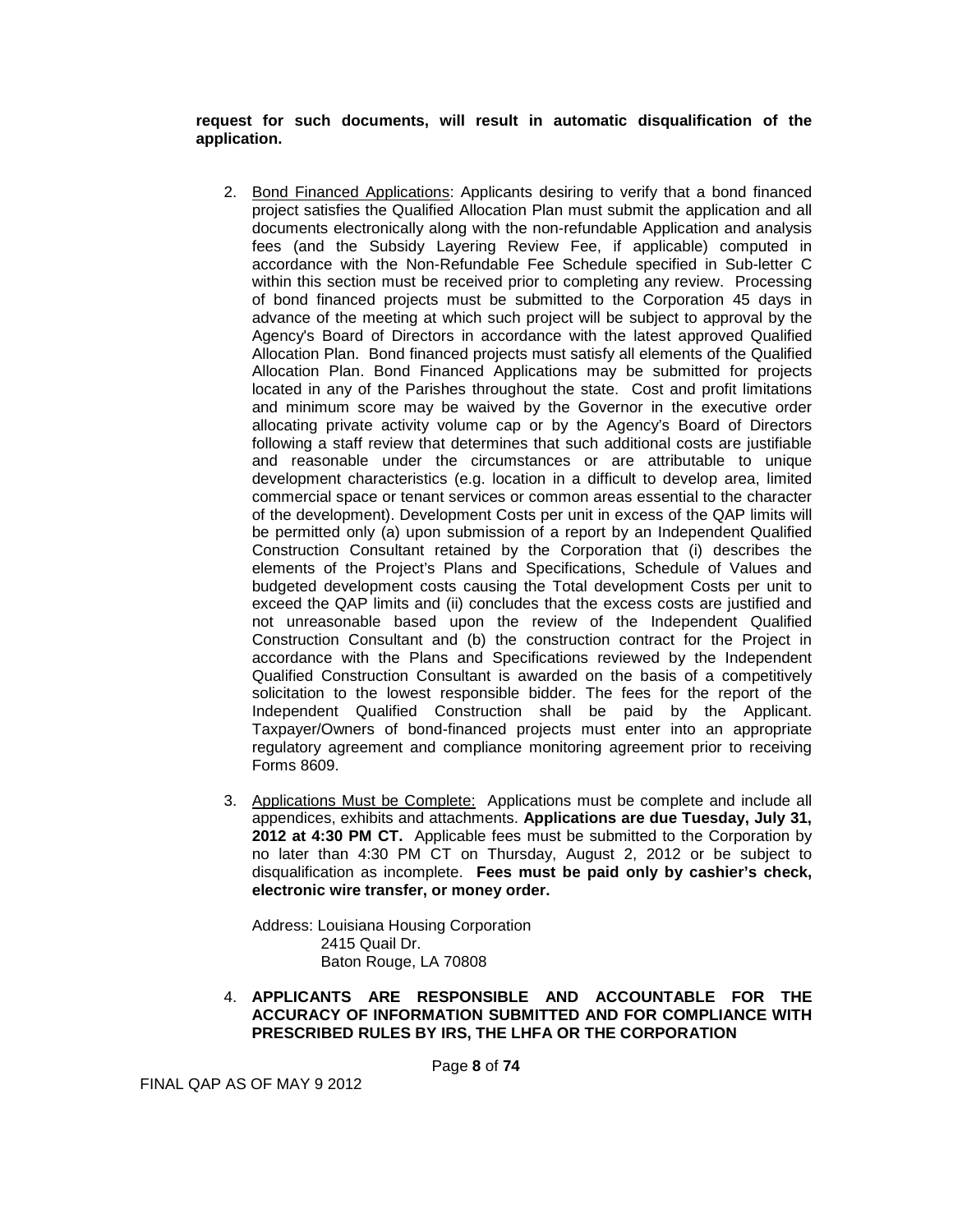**request for such documents, will result in automatic disqualification of the application.**

2. Bond Financed Applications: Applicants desiring to verify that a bond financed project satisfies the Qualified Allocation Plan must submit the application and all documents electronically along with the non-refundable Application and analysis fees (and the Subsidy Layering Review Fee, if applicable) computed in accordance with the Non-Refundable Fee Schedule specified in Sub-letter C within this section must be received prior to completing any review. Processing of bond financed projects must be submitted to the Corporation 45 days in advance of the meeting at which such project will be subject to approval by the Agency's Board of Directors in accordance with the latest approved Qualified Allocation Plan. Bond financed projects must satisfy all elements of the Qualified Allocation Plan. Bond Financed Applications may be submitted for projects located in any of the Parishes throughout the state. Cost and profit limitations and minimum score may be waived by the Governor in the executive order allocating private activity volume cap or by the Agency's Board of Directors following a staff review that determines that such additional costs are justifiable and reasonable under the circumstances or are attributable to unique development characteristics (e.g. location in a difficult to develop area, limited commercial space or tenant services or common areas essential to the character of the development). Development Costs per unit in excess of the QAP limits will be permitted only (a) upon submission of a report by an Independent Qualified Construction Consultant retained by the Corporation that (i) describes the elements of the Project's Plans and Specifications, Schedule of Values and budgeted development costs causing the Total development Costs per unit to exceed the QAP limits and (ii) concludes that the excess costs are justified and not unreasonable based upon the review of the Independent Qualified Construction Consultant and (b) the construction contract for the Project in accordance with the Plans and Specifications reviewed by the Independent Qualified Construction Consultant is awarded on the basis of a competitively solicitation to the lowest responsible bidder. The fees for the report of the Independent Qualified Construction shall be paid by the Applicant. Taxpayer/Owners of bond-financed projects must enter into an appropriate regulatory agreement and compliance monitoring agreement prior to receiving Forms 8609.

3. Applications Must be Complete: Applications must be complete and include all appendices, exhibits and attachments. **Applications are due Tuesday, July 31, 2012 at 4:30 PM CT.** Applicable fees must be submitted to the Corporation by no later than 4:30 PM CT on Thursday, August 2, 2012 or be subject to disqualification as incomplete. **Fees must be paid only by cashier's check, electronic wire transfer, or money order.**

   Address: Louisiana Housing Corporation
   2415 Quail Dr.
   Baton Rouge, LA 70808

4. **APPLICANTS ARE RESPONSIBLE AND ACCOUNTABLE FOR THE ACCURACY OF INFORMATION SUBMITTED AND FOR COMPLIANCE WITH PRESCRIBED RULES BY IRS, THE LHFA OR THE CORPORATION**

FINAL QAP AS OF MAY 9 2012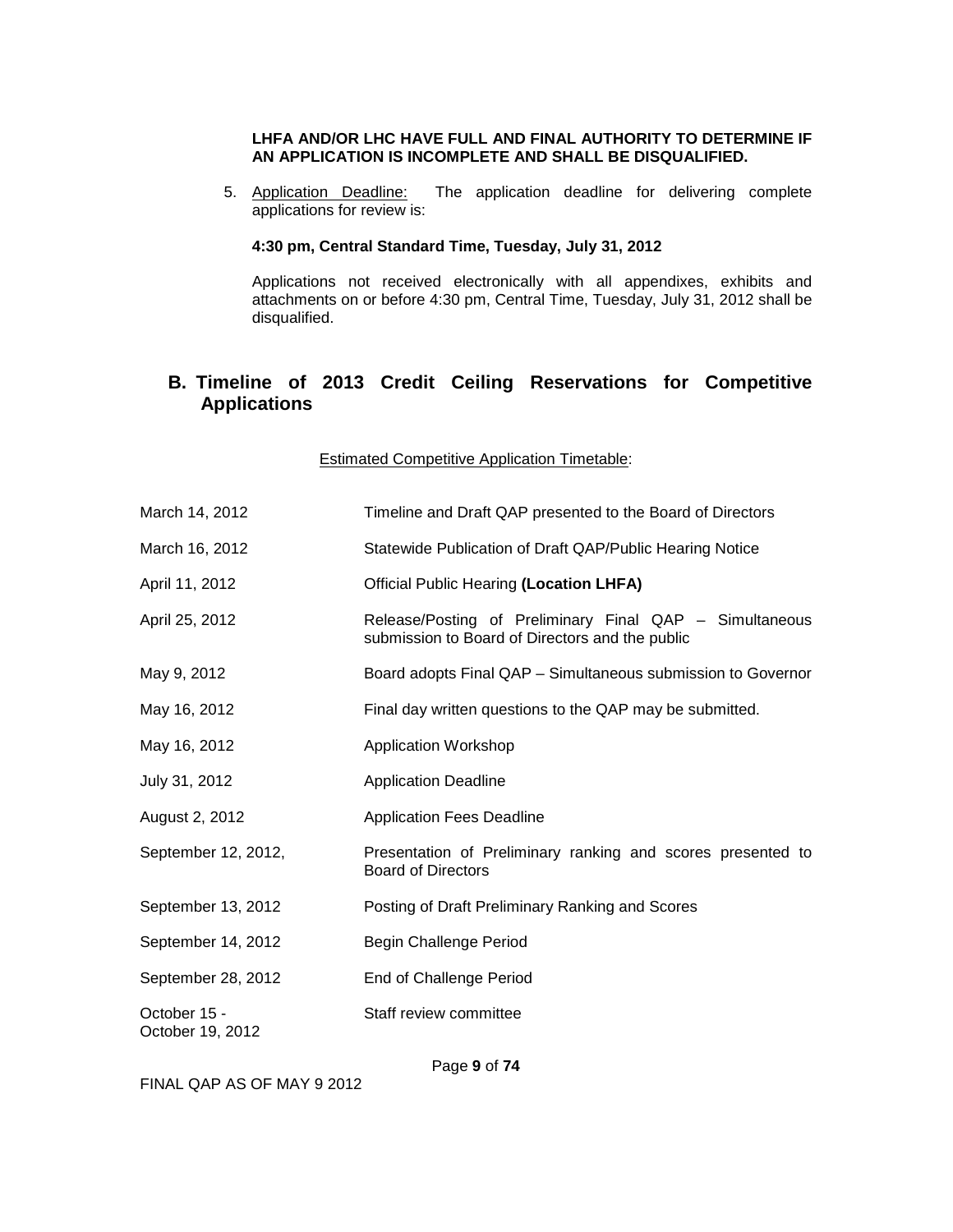**LHFA AND/OR LHC HAVE FULL AND FINAL AUTHORITY TO DETERMINE IF AN APPLICATION IS INCOMPLETE AND SHALL BE DISQUALIFIED.**

5. Application Deadline: The application deadline for delivering complete applications for review is:

   **4:30 pm, Central Standard Time, Tuesday, July 31, 2012**

   Applications not received electronically with all appendixes, exhibits and attachments on or before 4:30 pm, Central Time, Tuesday, July 31, 2012 shall be disqualified.

## B. Timeline of 2013 Credit Ceiling Reservations for Competitive Applications

Estimated Competitive Application Timetable:

| | |
|---|---|
| March 14, 2012 | Timeline and Draft QAP presented to the Board of Directors |
| March 16, 2012 | Statewide Publication of Draft QAP/Public Hearing Notice |
| April 11, 2012 | Official Public Hearing **(Location LHFA)** |
| April 25, 2012 | Release/Posting of Preliminary Final QAP – Simultaneous submission to Board of Directors and the public |
| May 9, 2012 | Board adopts Final QAP – Simultaneous submission to Governor |
| May 16, 2012 | Final day written questions to the QAP may be submitted. |
| May 16, 2012 | Application Workshop |
| July 31, 2012 | Application Deadline |
| August 2, 2012 | Application Fees Deadline |
| September 12, 2012, | Presentation of Preliminary ranking and scores presented to Board of Directors |
| September 13, 2012 | Posting of Draft Preliminary Ranking and Scores |
| September 14, 2012 | Begin Challenge Period |
| September 28, 2012 | End of Challenge Period |
| October 15 - October 19, 2012 | Staff review committee |

FINAL QAP AS OF MAY 9 2012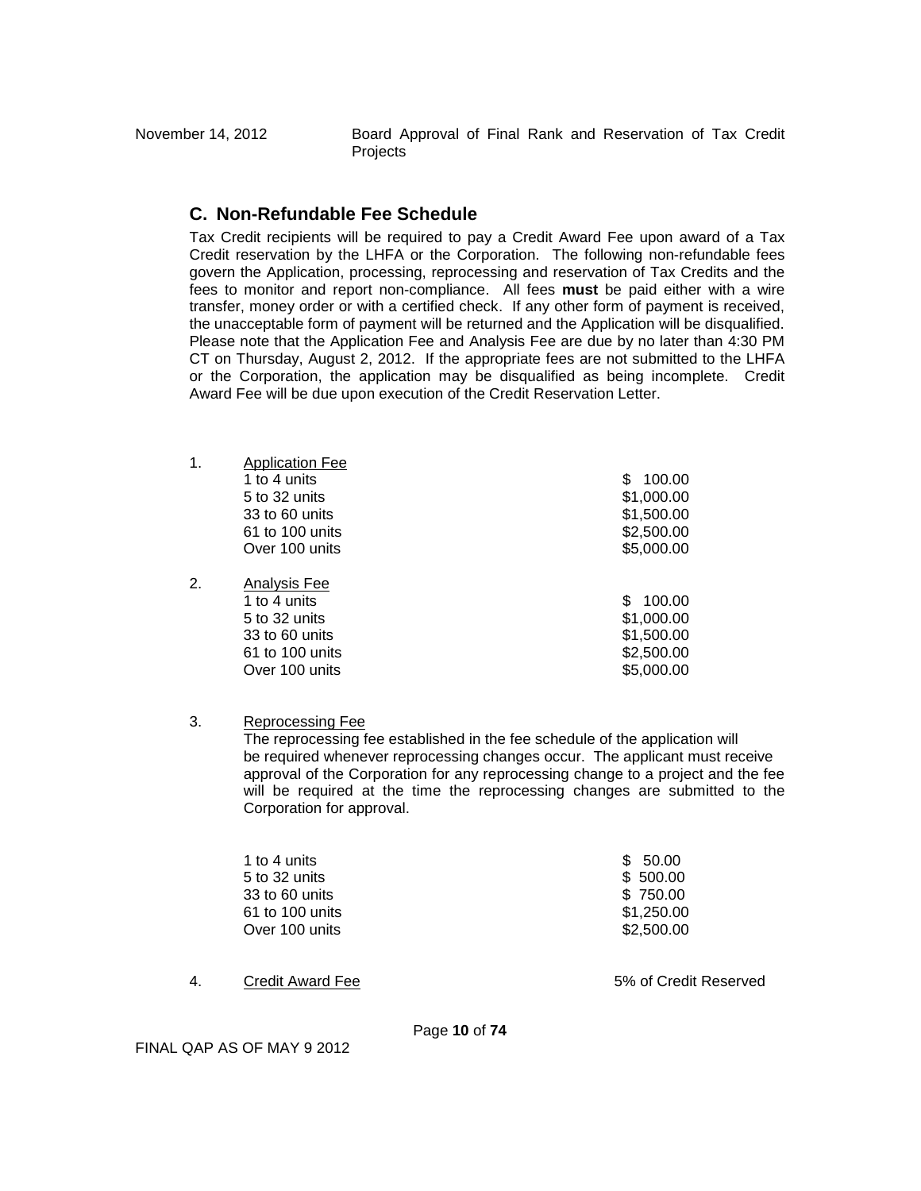## C. Non-Refundable Fee Schedule

Tax Credit recipients will be required to pay a Credit Award Fee upon award of a Tax Credit reservation by the LHFA or the Corporation. The following non-refundable fees govern the Application, processing, reprocessing and reservation of Tax Credits and the fees to monitor and report non-compliance. All fees **must** be paid either with a wire transfer, money order or with a certified check. If any other form of payment is received, the unacceptable form of payment will be returned and the Application will be disqualified. Please note that the Application Fee and Analysis Fee are due by no later than 4:30 PM CT on Thursday, August 2, 2012. If the appropriate fees are not submitted to the LHFA or the Corporation, the application may be disqualified as being incomplete. Credit Award Fee will be due upon execution of the Credit Reservation Letter.

1. Application Fee

| | |
|---|---|
| 1 to 4 units | $ 100.00 |
| 5 to 32 units | $1,000.00 |
| 33 to 60 units | $1,500.00 |
| 61 to 100 units | $2,500.00 |
| Over 100 units | $5,000.00 |

2. Analysis Fee

| | |
|---|---|
| 1 to 4 units | $ 100.00 |
| 5 to 32 units | $1,000.00 |
| 33 to 60 units | $1,500.00 |
| 61 to 100 units | $2,500.00 |
| Over 100 units | $5,000.00 |

3. Reprocessing Fee

The reprocessing fee established in the fee schedule of the application will be required whenever reprocessing changes occur. The applicant must receive approval of the Corporation for any reprocessing change to a project and the fee will be required at the time the reprocessing changes are submitted to the Corporation for approval.

| | |
|---|---|
| 1 to 4 units | $ 50.00 |
| 5 to 32 units | $ 500.00 |
| 33 to 60 units | $ 750.00 |
| 61 to 100 units | $1,250.00 |
| Over 100 units | $2,500.00 |

4. Credit Award Fee — 5% of Credit Reserved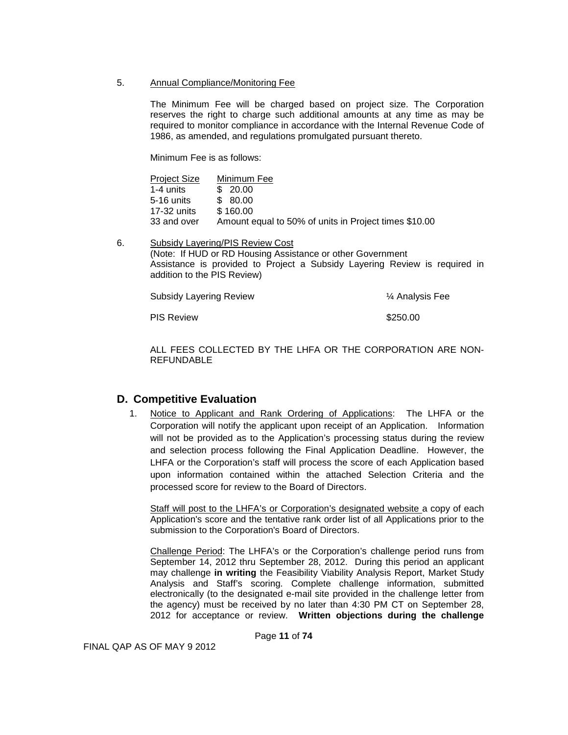5. <u>Annual Compliance/Monitoring Fee</u>

The Minimum Fee will be charged based on project size. The Corporation reserves the right to charge such additional amounts at any time as may be required to monitor compliance in accordance with the Internal Revenue Code of 1986, as amended, and regulations promulgated pursuant thereto.

Minimum Fee is as follows:

| Project Size | Minimum Fee |
|---|---|
| 1-4 units | $ 20.00 |
| 5-16 units | $ 80.00 |
| 17-32 units | $ 160.00 |
| 33 and over | Amount equal to 50% of units in Project times $10.00 |

6. <u>Subsidy Layering/PIS Review Cost</u>
(Note: If HUD or RD Housing Assistance or other Government Assistance is provided to Project a Subsidy Layering Review is required in addition to the PIS Review)

| | |
|---|---|
| Subsidy Layering Review | ¼ Analysis Fee |
| PIS Review | $250.00 |

ALL FEES COLLECTED BY THE LHFA OR THE CORPORATION ARE NON-REFUNDABLE

## D. Competitive Evaluation

1. <u>Notice to Applicant and Rank Ordering of Applications</u>: The LHFA or the Corporation will notify the applicant upon receipt of an Application. Information will not be provided as to the Application's processing status during the review and selection process following the Final Application Deadline. However, the LHFA or the Corporation's staff will process the score of each Application based upon information contained within the attached Selection Criteria and the processed score for review to the Board of Directors.

   <u>Staff will post to the LHFA's or Corporation's designated website</u> a copy of each Application's score and the tentative rank order list of all Applications prior to the submission to the Corporation's Board of Directors.

   <u>Challenge Period</u>: The LHFA's or the Corporation's challenge period runs from September 14, 2012 thru September 28, 2012. During this period an applicant may challenge **in writing** the Feasibility Viability Analysis Report, Market Study Analysis and Staff's scoring. Complete challenge information, submitted electronically (to the designated e-mail site provided in the challenge letter from the agency) must be received by no later than 4:30 PM CT on September 28, 2012 for acceptance or review. **Written objections during the challenge**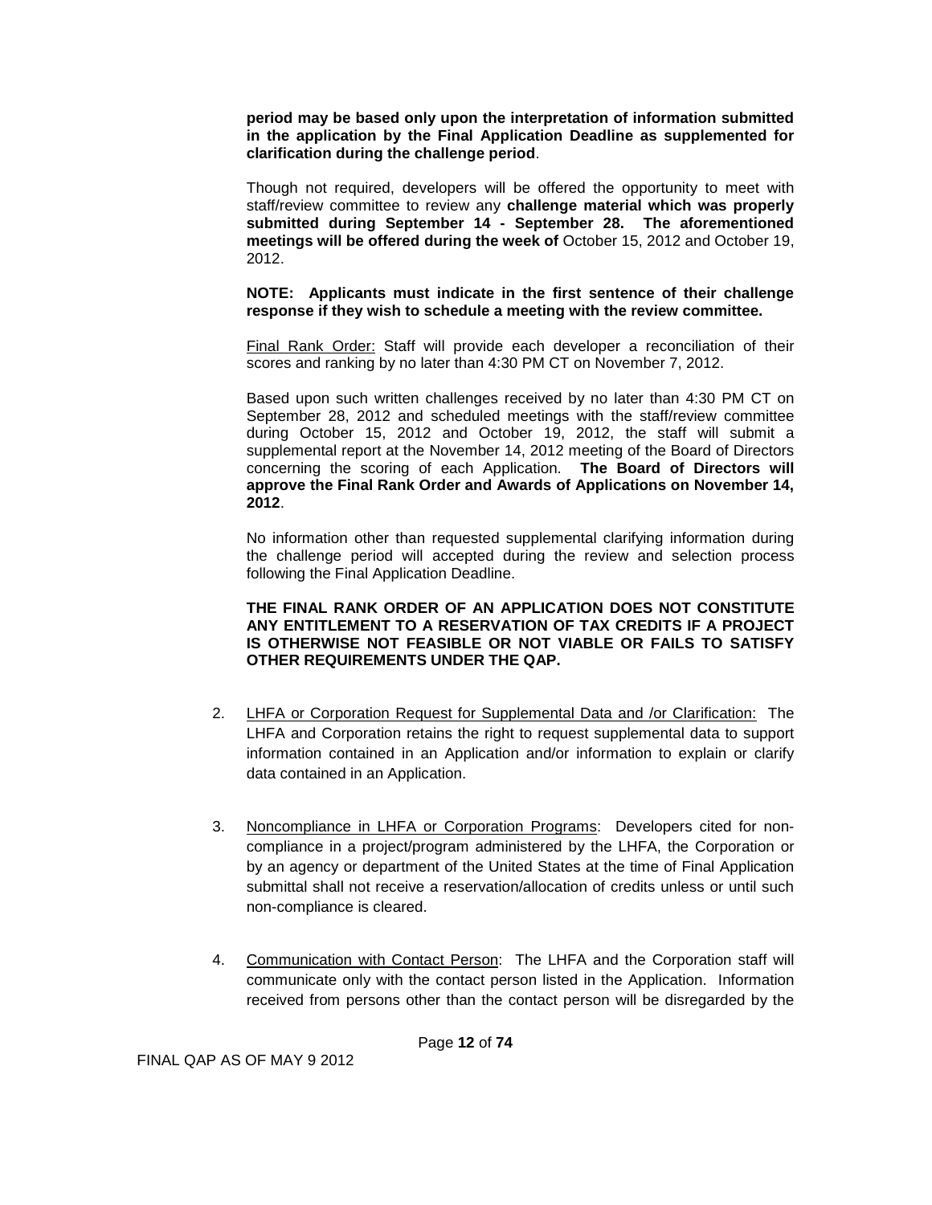**period may be based only upon the interpretation of information submitted in the application by the Final Application Deadline as supplemented for clarification during the challenge period**.

Though not required, developers will be offered the opportunity to meet with staff/review committee to review any **challenge material which was properly submitted during September 14 - September 28. The aforementioned meetings will be offered during the week of** October 15, 2012 and October 19, 2012.

**NOTE: Applicants must indicate in the first sentence of their challenge response if they wish to schedule a meeting with the review committee.**

Final Rank Order: Staff will provide each developer a reconciliation of their scores and ranking by no later than 4:30 PM CT on November 7, 2012.

Based upon such written challenges received by no later than 4:30 PM CT on September 28, 2012 and scheduled meetings with the staff/review committee during October 15, 2012 and October 19, 2012, the staff will submit a supplemental report at the November 14, 2012 meeting of the Board of Directors concerning the scoring of each Application. **The Board of Directors will approve the Final Rank Order and Awards of Applications on November 14, 2012**.

No information other than requested supplemental clarifying information during the challenge period will accepted during the review and selection process following the Final Application Deadline.

**THE FINAL RANK ORDER OF AN APPLICATION DOES NOT CONSTITUTE ANY ENTITLEMENT TO A RESERVATION OF TAX CREDITS IF A PROJECT IS OTHERWISE NOT FEASIBLE OR NOT VIABLE OR FAILS TO SATISFY OTHER REQUIREMENTS UNDER THE QAP.**

2. LHFA or Corporation Request for Supplemental Data and /or Clarification: The LHFA and Corporation retains the right to request supplemental data to support information contained in an Application and/or information to explain or clarify data contained in an Application.

3. Noncompliance in LHFA or Corporation Programs: Developers cited for non-compliance in a project/program administered by the LHFA, the Corporation or by an agency or department of the United States at the time of Final Application submittal shall not receive a reservation/allocation of credits unless or until such non-compliance is cleared.

4. Communication with Contact Person: The LHFA and the Corporation staff will communicate only with the contact person listed in the Application. Information received from persons other than the contact person will be disregarded by the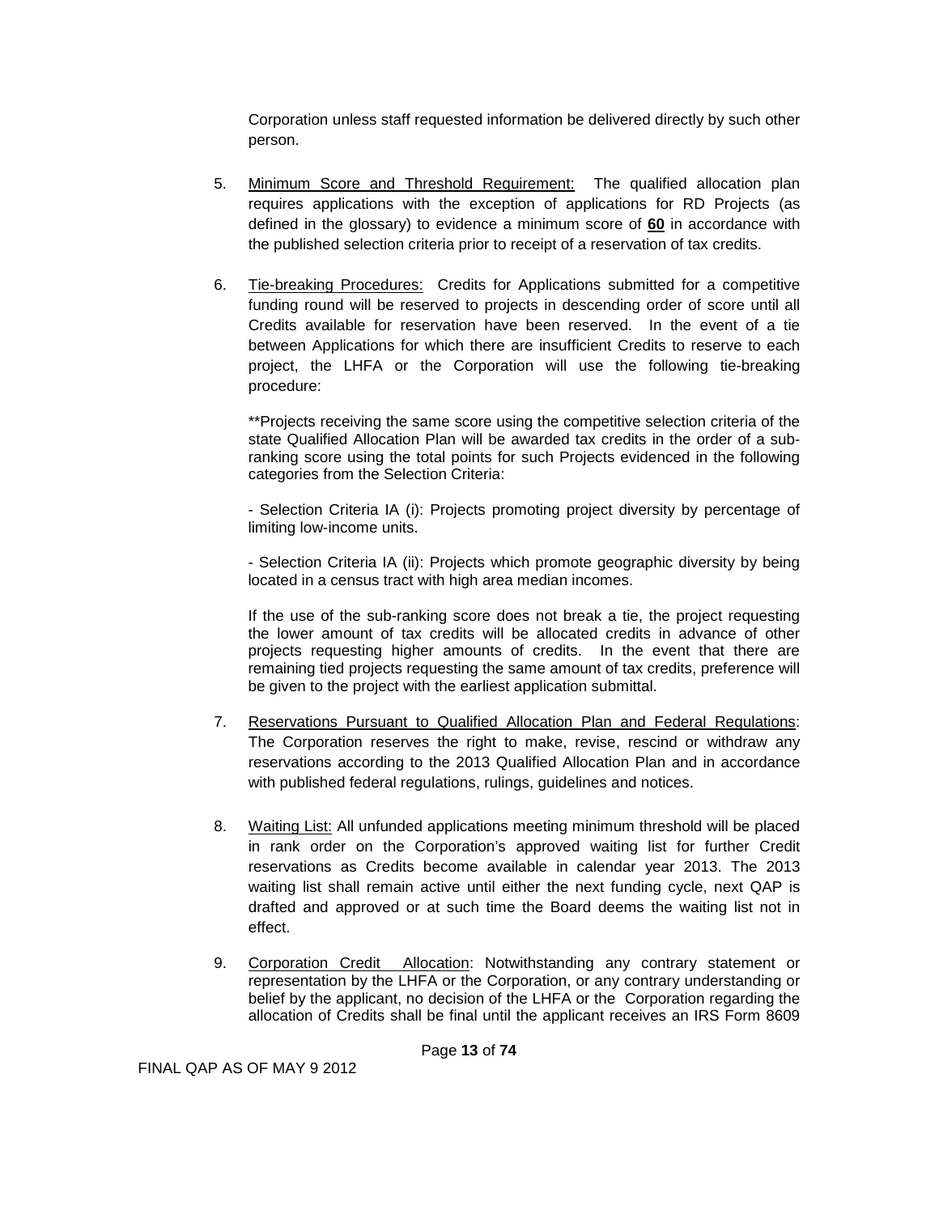Corporation unless staff requested information be delivered directly by such other person.

5. Minimum Score and Threshold Requirement: The qualified allocation plan requires applications with the exception of applications for RD Projects (as defined in the glossary) to evidence a minimum score of **60** in accordance with the published selection criteria prior to receipt of a reservation of tax credits.

6. Tie-breaking Procedures: Credits for Applications submitted for a competitive funding round will be reserved to projects in descending order of score until all Credits available for reservation have been reserved. In the event of a tie between Applications for which there are insufficient Credits to reserve to each project, the LHFA or the Corporation will use the following tie-breaking procedure:

   **Projects receiving the same score using the competitive selection criteria of the state Qualified Allocation Plan will be awarded tax credits in the order of a sub-ranking score using the total points for such Projects evidenced in the following categories from the Selection Criteria:

   - Selection Criteria IA (i): Projects promoting project diversity by percentage of limiting low-income units.

   - Selection Criteria IA (ii): Projects which promote geographic diversity by being located in a census tract with high area median incomes.

   If the use of the sub-ranking score does not break a tie, the project requesting the lower amount of tax credits will be allocated credits in advance of other projects requesting higher amounts of credits. In the event that there are remaining tied projects requesting the same amount of tax credits, preference will be given to the project with the earliest application submittal.

7. Reservations Pursuant to Qualified Allocation Plan and Federal Regulations: The Corporation reserves the right to make, revise, rescind or withdraw any reservations according to the 2013 Qualified Allocation Plan and in accordance with published federal regulations, rulings, guidelines and notices.

8. Waiting List: All unfunded applications meeting minimum threshold will be placed in rank order on the Corporation's approved waiting list for further Credit reservations as Credits become available in calendar year 2013. The 2013 waiting list shall remain active until either the next funding cycle, next QAP is drafted and approved or at such time the Board deems the waiting list not in effect.

9. Corporation Credit Allocation: Notwithstanding any contrary statement or representation by the LHFA or the Corporation, or any contrary understanding or belief by the applicant, no decision of the LHFA or the Corporation regarding the allocation of Credits shall be final until the applicant receives an IRS Form 8609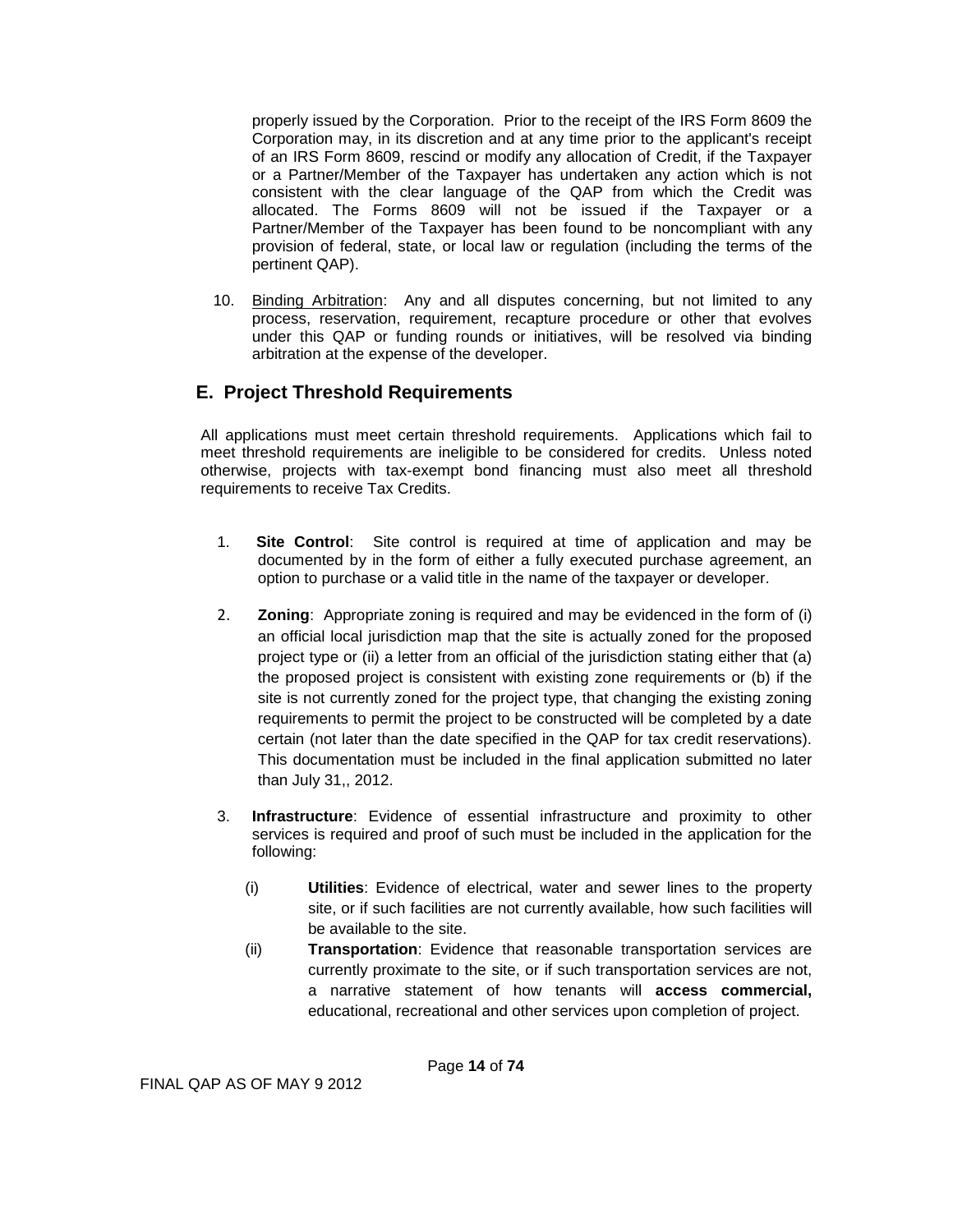properly issued by the Corporation. Prior to the receipt of the IRS Form 8609 the Corporation may, in its discretion and at any time prior to the applicant's receipt of an IRS Form 8609, rescind or modify any allocation of Credit, if the Taxpayer or a Partner/Member of the Taxpayer has undertaken any action which is not consistent with the clear language of the QAP from which the Credit was allocated. The Forms 8609 will not be issued if the Taxpayer or a Partner/Member of the Taxpayer has been found to be noncompliant with any provision of federal, state, or local law or regulation (including the terms of the pertinent QAP).

10. Binding Arbitration: Any and all disputes concerning, but not limited to any process, reservation, requirement, recapture procedure or other that evolves under this QAP or funding rounds or initiatives, will be resolved via binding arbitration at the expense of the developer.

## E. Project Threshold Requirements

All applications must meet certain threshold requirements. Applications which fail to meet threshold requirements are ineligible to be considered for credits. Unless noted otherwise, projects with tax-exempt bond financing must also meet all threshold requirements to receive Tax Credits.

1. **Site Control**: Site control is required at time of application and may be documented by in the form of either a fully executed purchase agreement, an option to purchase or a valid title in the name of the taxpayer or developer.

2. **Zoning**: Appropriate zoning is required and may be evidenced in the form of (i) an official local jurisdiction map that the site is actually zoned for the proposed project type or (ii) a letter from an official of the jurisdiction stating either that (a) the proposed project is consistent with existing zone requirements or (b) if the site is not currently zoned for the project type, that changing the existing zoning requirements to permit the project to be constructed will be completed by a date certain (not later than the date specified in the QAP for tax credit reservations). This documentation must be included in the final application submitted no later than July 31,, 2012.

3. **Infrastructure**: Evidence of essential infrastructure and proximity to other services is required and proof of such must be included in the application for the following:

   (i) **Utilities**: Evidence of electrical, water and sewer lines to the property site, or if such facilities are not currently available, how such facilities will be available to the site.

   (ii) **Transportation**: Evidence that reasonable transportation services are currently proximate to the site, or if such transportation services are not, a narrative statement of how tenants will **access commercial,** educational, recreational and other services upon completion of project.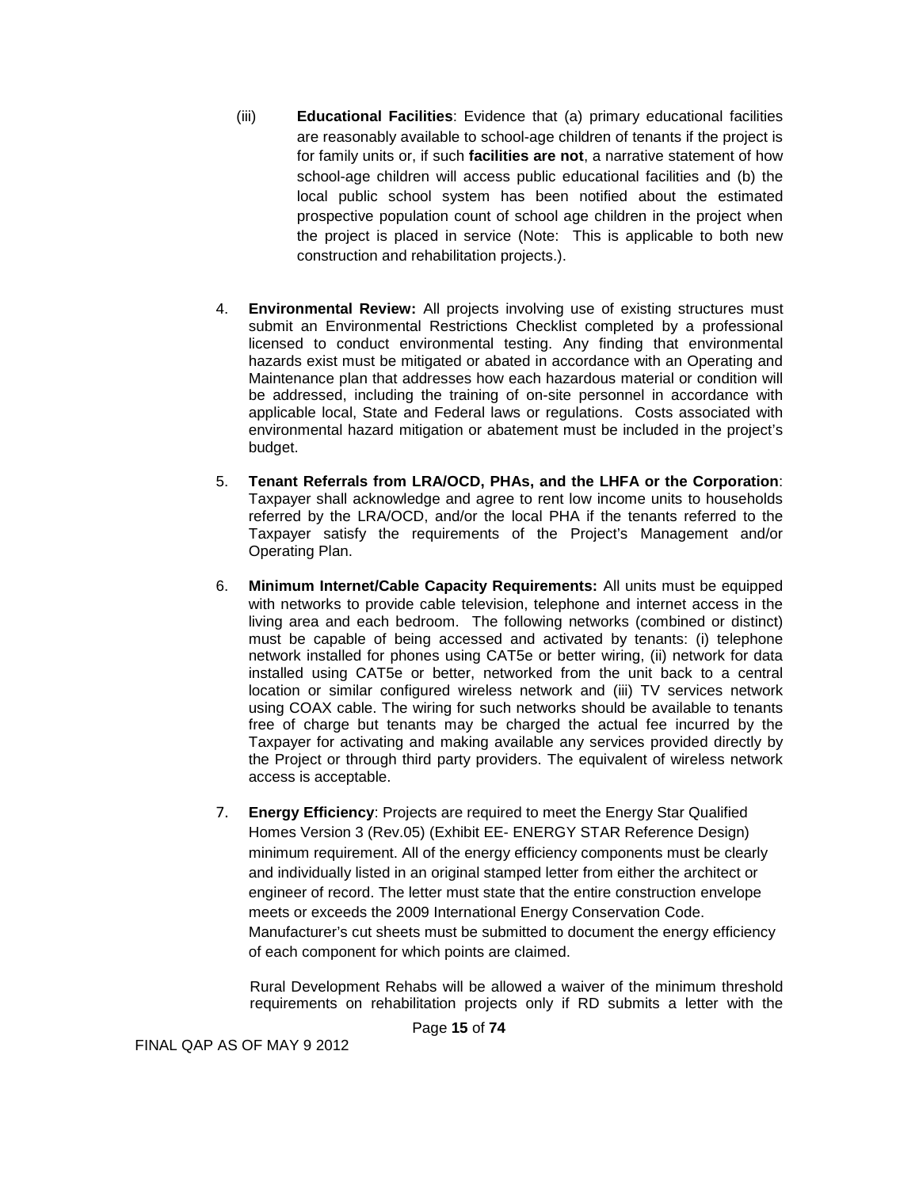(iii) **Educational Facilities**: Evidence that (a) primary educational facilities are reasonably available to school-age children of tenants if the project is for family units or, if such **facilities are not**, a narrative statement of how school-age children will access public educational facilities and (b) the local public school system has been notified about the estimated prospective population count of school age children in the project when the project is placed in service (Note: This is applicable to both new construction and rehabilitation projects.).

4. **Environmental Review:** All projects involving use of existing structures must submit an Environmental Restrictions Checklist completed by a professional licensed to conduct environmental testing. Any finding that environmental hazards exist must be mitigated or abated in accordance with an Operating and Maintenance plan that addresses how each hazardous material or condition will be addressed, including the training of on-site personnel in accordance with applicable local, State and Federal laws or regulations. Costs associated with environmental hazard mitigation or abatement must be included in the project's budget.

5. **Tenant Referrals from LRA/OCD, PHAs, and the LHFA or the Corporation**: Taxpayer shall acknowledge and agree to rent low income units to households referred by the LRA/OCD, and/or the local PHA if the tenants referred to the Taxpayer satisfy the requirements of the Project's Management and/or Operating Plan.

6. **Minimum Internet/Cable Capacity Requirements:** All units must be equipped with networks to provide cable television, telephone and internet access in the living area and each bedroom. The following networks (combined or distinct) must be capable of being accessed and activated by tenants: (i) telephone network installed for phones using CAT5e or better wiring, (ii) network for data installed using CAT5e or better, networked from the unit back to a central location or similar configured wireless network and (iii) TV services network using COAX cable. The wiring for such networks should be available to tenants free of charge but tenants may be charged the actual fee incurred by the Taxpayer for activating and making available any services provided directly by the Project or through third party providers. The equivalent of wireless network access is acceptable.

7. **Energy Efficiency**: Projects are required to meet the Energy Star Qualified Homes Version 3 (Rev.05) (Exhibit EE- ENERGY STAR Reference Design) minimum requirement. All of the energy efficiency components must be clearly and individually listed in an original stamped letter from either the architect or engineer of record. The letter must state that the entire construction envelope meets or exceeds the 2009 International Energy Conservation Code. Manufacturer's cut sheets must be submitted to document the energy efficiency of each component for which points are claimed.

   Rural Development Rehabs will be allowed a waiver of the minimum threshold requirements on rehabilitation projects only if RD submits a letter with the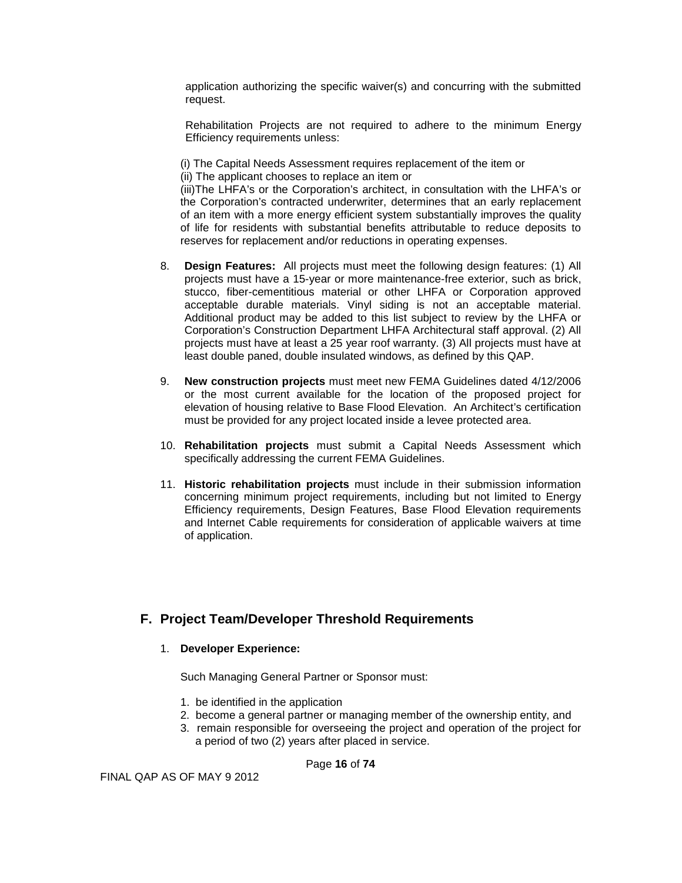application authorizing the specific waiver(s) and concurring with the submitted request.

Rehabilitation Projects are not required to adhere to the minimum Energy Efficiency requirements unless:

(i) The Capital Needs Assessment requires replacement of the item or
(ii) The applicant chooses to replace an item or
(iii)The LHFA's or the Corporation's architect, in consultation with the LHFA's or the Corporation's contracted underwriter, determines that an early replacement of an item with a more energy efficient system substantially improves the quality of life for residents with substantial benefits attributable to reduce deposits to reserves for replacement and/or reductions in operating expenses.

8. **Design Features:** All projects must meet the following design features: (1) All projects must have a 15-year or more maintenance-free exterior, such as brick, stucco, fiber-cementitious material or other LHFA or Corporation approved acceptable durable materials. Vinyl siding is not an acceptable material. Additional product may be added to this list subject to review by the LHFA or Corporation's Construction Department LHFA Architectural staff approval. (2) All projects must have at least a 25 year roof warranty. (3) All projects must have at least double paned, double insulated windows, as defined by this QAP.

9. **New construction projects** must meet new FEMA Guidelines dated 4/12/2006 or the most current available for the location of the proposed project for elevation of housing relative to Base Flood Elevation. An Architect's certification must be provided for any project located inside a levee protected area.

10. **Rehabilitation projects** must submit a Capital Needs Assessment which specifically addressing the current FEMA Guidelines.

11. **Historic rehabilitation projects** must include in their submission information concerning minimum project requirements, including but not limited to Energy Efficiency requirements, Design Features, Base Flood Elevation requirements and Internet Cable requirements for consideration of applicable waivers at time of application.

## F. Project Team/Developer Threshold Requirements

1. **Developer Experience:**

Such Managing General Partner or Sponsor must:

1. be identified in the application
2. become a general partner or managing member of the ownership entity, and
3. remain responsible for overseeing the project and operation of the project for a period of two (2) years after placed in service.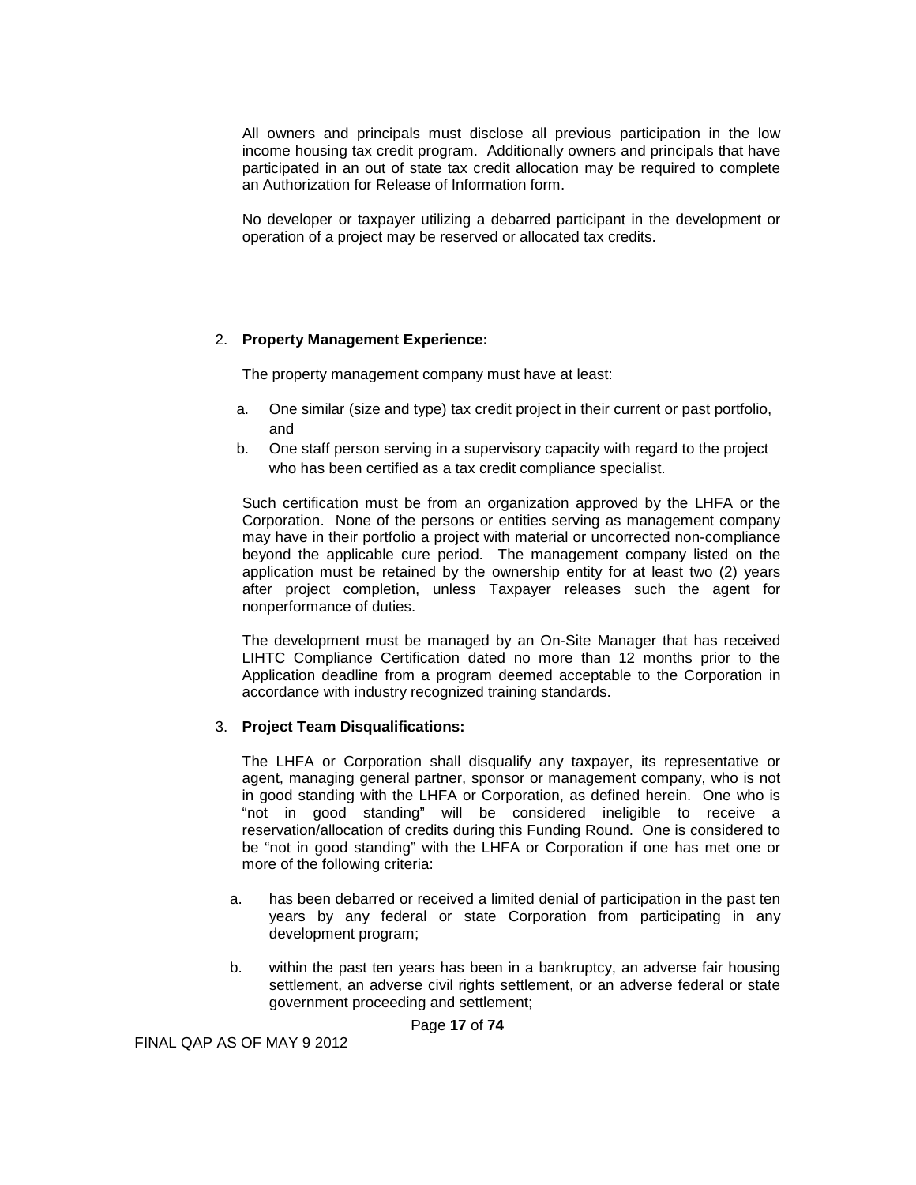All owners and principals must disclose all previous participation in the low income housing tax credit program. Additionally owners and principals that have participated in an out of state tax credit allocation may be required to complete an Authorization for Release of Information form.

No developer or taxpayer utilizing a debarred participant in the development or operation of a project may be reserved or allocated tax credits.

2. **Property Management Experience:**

   The property management company must have at least:

   a. One similar (size and type) tax credit project in their current or past portfolio, and
   b. One staff person serving in a supervisory capacity with regard to the project who has been certified as a tax credit compliance specialist.

   Such certification must be from an organization approved by the LHFA or the Corporation. None of the persons or entities serving as management company may have in their portfolio a project with material or uncorrected non-compliance beyond the applicable cure period. The management company listed on the application must be retained by the ownership entity for at least two (2) years after project completion, unless Taxpayer releases such the agent for nonperformance of duties.

   The development must be managed by an On-Site Manager that has received LIHTC Compliance Certification dated no more than 12 months prior to the Application deadline from a program deemed acceptable to the Corporation in accordance with industry recognized training standards.

3. **Project Team Disqualifications:**

   The LHFA or Corporation shall disqualify any taxpayer, its representative or agent, managing general partner, sponsor or management company, who is not in good standing with the LHFA or Corporation, as defined herein. One who is "not in good standing" will be considered ineligible to receive a reservation/allocation of credits during this Funding Round. One is considered to be "not in good standing" with the LHFA or Corporation if one has met one or more of the following criteria:

   a. has been debarred or received a limited denial of participation in the past ten years by any federal or state Corporation from participating in any development program;

   b. within the past ten years has been in a bankruptcy, an adverse fair housing settlement, an adverse civil rights settlement, or an adverse federal or state government proceeding and settlement;

FINAL QAP AS OF MAY 9 2012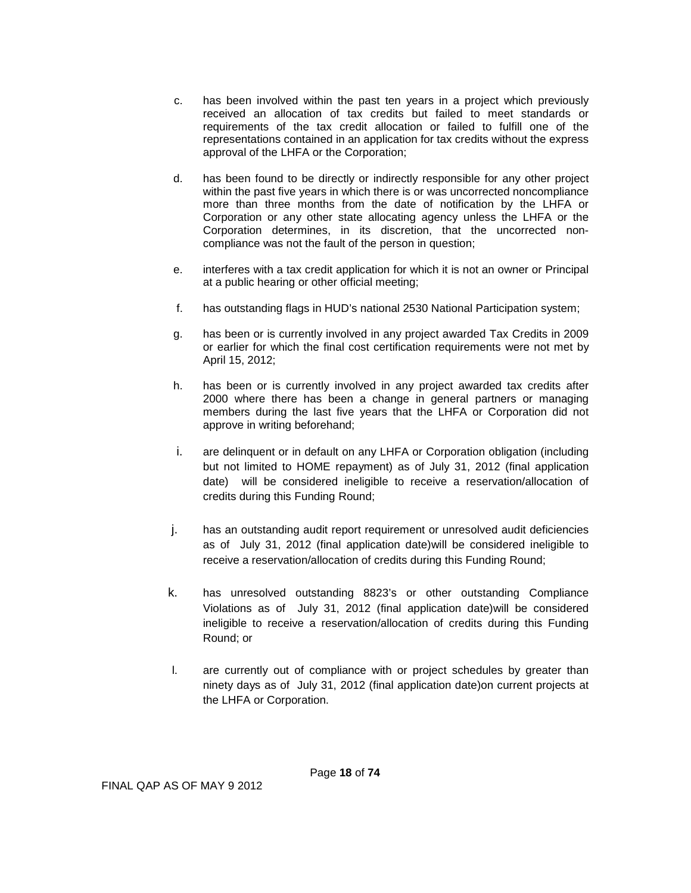c. has been involved within the past ten years in a project which previously received an allocation of tax credits but failed to meet standards or requirements of the tax credit allocation or failed to fulfill one of the representations contained in an application for tax credits without the express approval of the LHFA or the Corporation;

d. has been found to be directly or indirectly responsible for any other project within the past five years in which there is or was uncorrected noncompliance more than three months from the date of notification by the LHFA or Corporation or any other state allocating agency unless the LHFA or the Corporation determines, in its discretion, that the uncorrected non-compliance was not the fault of the person in question;

e. interferes with a tax credit application for which it is not an owner or Principal at a public hearing or other official meeting;

f. has outstanding flags in HUD's national 2530 National Participation system;

g. has been or is currently involved in any project awarded Tax Credits in 2009 or earlier for which the final cost certification requirements were not met by April 15, 2012;

h. has been or is currently involved in any project awarded tax credits after 2000 where there has been a change in general partners or managing members during the last five years that the LHFA or Corporation did not approve in writing beforehand;

i. are delinquent or in default on any LHFA or Corporation obligation (including but not limited to HOME repayment) as of July 31, 2012 (final application date) will be considered ineligible to receive a reservation/allocation of credits during this Funding Round;

j. has an outstanding audit report requirement or unresolved audit deficiencies as of July 31, 2012 (final application date)will be considered ineligible to receive a reservation/allocation of credits during this Funding Round;

k. has unresolved outstanding 8823's or other outstanding Compliance Violations as of July 31, 2012 (final application date)will be considered ineligible to receive a reservation/allocation of credits during this Funding Round; or

l. are currently out of compliance with or project schedules by greater than ninety days as of July 31, 2012 (final application date)on current projects at the LHFA or Corporation.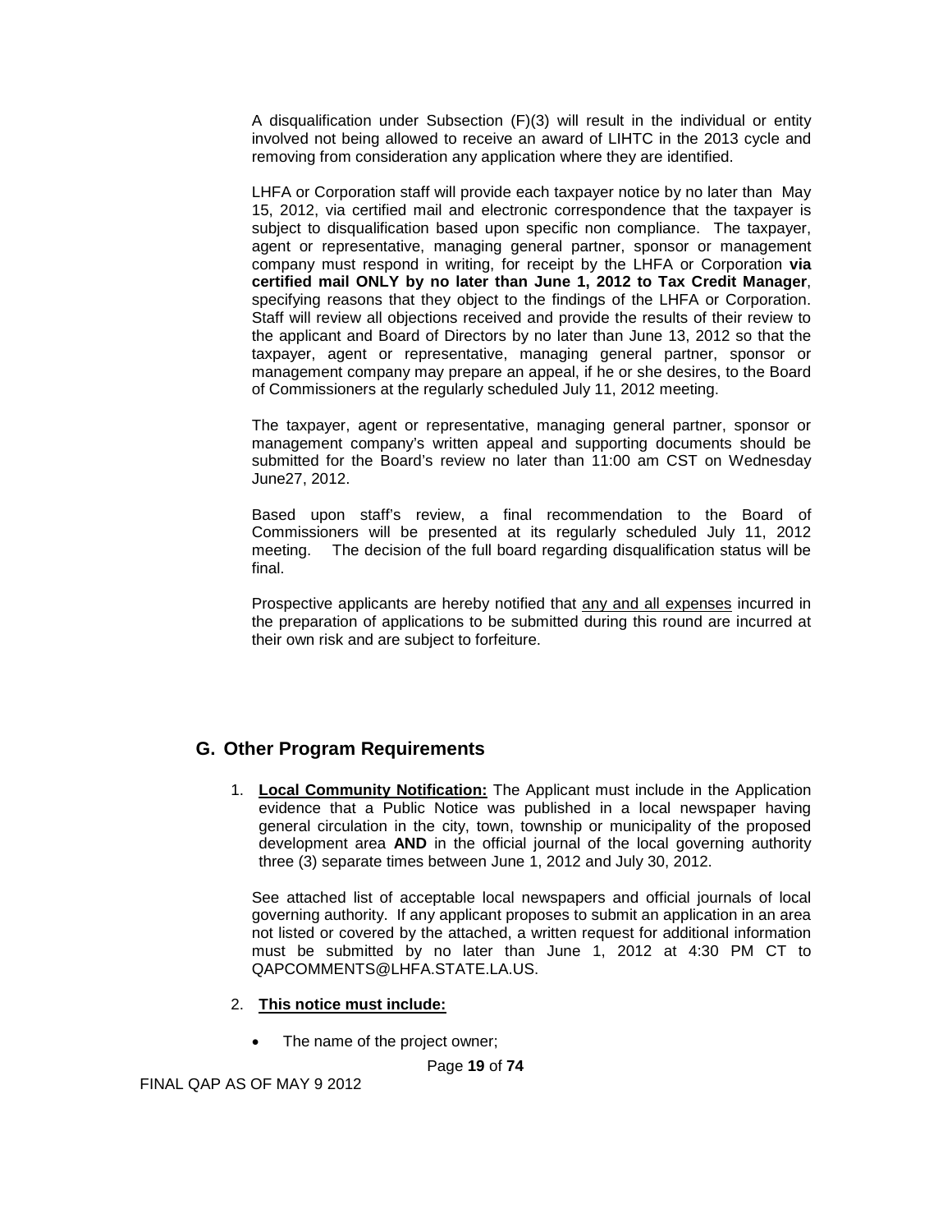A disqualification under Subsection (F)(3) will result in the individual or entity involved not being allowed to receive an award of LIHTC in the 2013 cycle and removing from consideration any application where they are identified.

LHFA or Corporation staff will provide each taxpayer notice by no later than May 15, 2012, via certified mail and electronic correspondence that the taxpayer is subject to disqualification based upon specific non compliance. The taxpayer, agent or representative, managing general partner, sponsor or management company must respond in writing, for receipt by the LHFA or Corporation **via certified mail ONLY by no later than June 1, 2012 to Tax Credit Manager**, specifying reasons that they object to the findings of the LHFA or Corporation. Staff will review all objections received and provide the results of their review to the applicant and Board of Directors by no later than June 13, 2012 so that the taxpayer, agent or representative, managing general partner, sponsor or management company may prepare an appeal, if he or she desires, to the Board of Commissioners at the regularly scheduled July 11, 2012 meeting.

The taxpayer, agent or representative, managing general partner, sponsor or management company's written appeal and supporting documents should be submitted for the Board's review no later than 11:00 am CST on Wednesday June27, 2012.

Based upon staff's review, a final recommendation to the Board of Commissioners will be presented at its regularly scheduled July 11, 2012 meeting. The decision of the full board regarding disqualification status will be final.

Prospective applicants are hereby notified that any and all expenses incurred in the preparation of applications to be submitted during this round are incurred at their own risk and are subject to forfeiture.

## G. Other Program Requirements

1. **Local Community Notification:** The Applicant must include in the Application evidence that a Public Notice was published in a local newspaper having general circulation in the city, town, township or municipality of the proposed development area **AND** in the official journal of the local governing authority three (3) separate times between June 1, 2012 and July 30, 2012.

See attached list of acceptable local newspapers and official journals of local governing authority. If any applicant proposes to submit an application in an area not listed or covered by the attached, a written request for additional information must be submitted by no later than June 1, 2012 at 4:30 PM CT to QAPCOMMENTS@LHFA.STATE.LA.US.

2. **This notice must include:**

- The name of the project owner;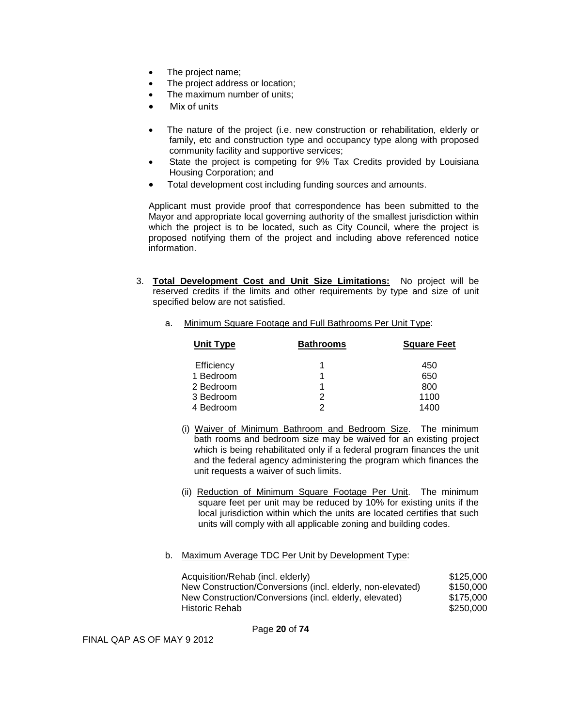- The project name;
- The project address or location;
- The maximum number of units;
- Mix of units
- The nature of the project (i.e. new construction or rehabilitation, elderly or family, etc and construction type and occupancy type along with proposed community facility and supportive services;
- State the project is competing for 9% Tax Credits provided by Louisiana Housing Corporation; and
- Total development cost including funding sources and amounts.

Applicant must provide proof that correspondence has been submitted to the Mayor and appropriate local governing authority of the smallest jurisdiction within which the project is to be located, such as City Council, where the project is proposed notifying them of the project and including above referenced notice information.

3. **Total Development Cost and Unit Size Limitations:** No project will be reserved credits if the limits and other requirements by type and size of unit specified below are not satisfied.

   a. Minimum Square Footage and Full Bathrooms Per Unit Type:

| Unit Type | Bathrooms | Square Feet |
|---|---|---|
| Efficiency | 1 | 450 |
| 1 Bedroom | 1 | 650 |
| 2 Bedroom | 1 | 800 |
| 3 Bedroom | 2 | 1100 |
| 4 Bedroom | 2 | 1400 |

   (i) Waiver of Minimum Bathroom and Bedroom Size. The minimum bath rooms and bedroom size may be waived for an existing project which is being rehabilitated only if a federal program finances the unit and the federal agency administering the program which finances the unit requests a waiver of such limits.

   (ii) Reduction of Minimum Square Footage Per Unit. The minimum square feet per unit may be reduced by 10% for existing units if the local jurisdiction within which the units are located certifies that such units will comply with all applicable zoning and building codes.

   b. Maximum Average TDC Per Unit by Development Type:

| | |
|---|---|
| Acquisition/Rehab (incl. elderly) | \$125,000 |
| New Construction/Conversions (incl. elderly, non-elevated) | \$150,000 |
| New Construction/Conversions (incl. elderly, elevated) | \$175,000 |
| Historic Rehab | \$250,000 |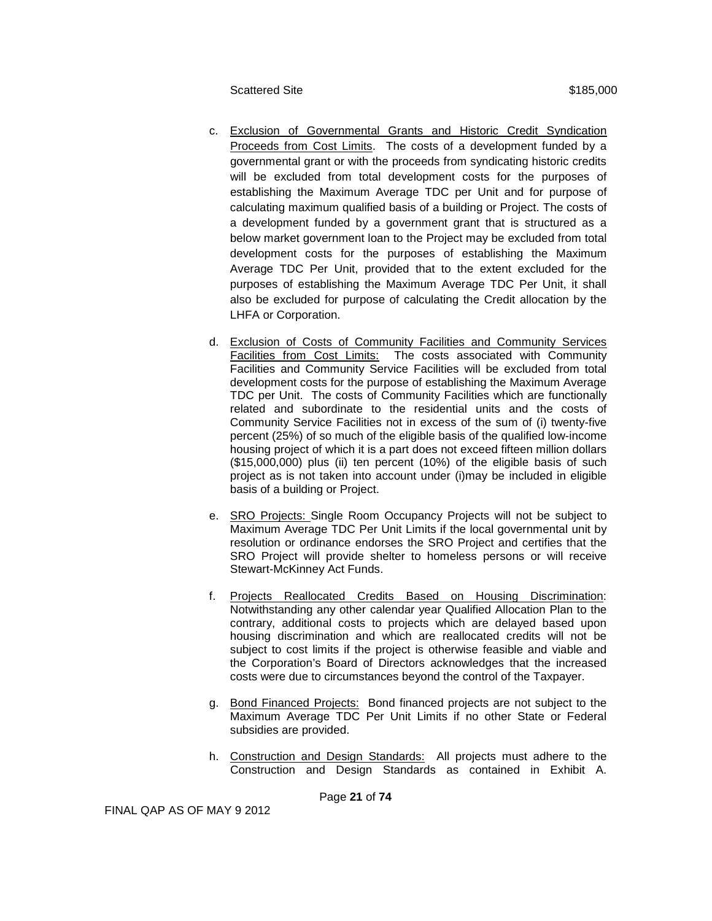| Scattered Site | $185,000 |
|---|---|

c. Exclusion of Governmental Grants and Historic Credit Syndication Proceeds from Cost Limits. The costs of a development funded by a governmental grant or with the proceeds from syndicating historic credits will be excluded from total development costs for the purposes of establishing the Maximum Average TDC per Unit and for purpose of calculating maximum qualified basis of a building or Project. The costs of a development funded by a government grant that is structured as a below market government loan to the Project may be excluded from total development costs for the purposes of establishing the Maximum Average TDC Per Unit, provided that to the extent excluded for the purposes of establishing the Maximum Average TDC Per Unit, it shall also be excluded for purpose of calculating the Credit allocation by the LHFA or Corporation.

d. Exclusion of Costs of Community Facilities and Community Services Facilities from Cost Limits: The costs associated with Community Facilities and Community Service Facilities will be excluded from total development costs for the purpose of establishing the Maximum Average TDC per Unit. The costs of Community Facilities which are functionally related and subordinate to the residential units and the costs of Community Service Facilities not in excess of the sum of (i) twenty-five percent (25%) of so much of the eligible basis of the qualified low-income housing project of which it is a part does not exceed fifteen million dollars ($15,000,000) plus (ii) ten percent (10%) of the eligible basis of such project as is not taken into account under (i)may be included in eligible basis of a building or Project.

e. SRO Projects: Single Room Occupancy Projects will not be subject to Maximum Average TDC Per Unit Limits if the local governmental unit by resolution or ordinance endorses the SRO Project and certifies that the SRO Project will provide shelter to homeless persons or will receive Stewart-McKinney Act Funds.

f. Projects Reallocated Credits Based on Housing Discrimination: Notwithstanding any other calendar year Qualified Allocation Plan to the contrary, additional costs to projects which are delayed based upon housing discrimination and which are reallocated credits will not be subject to cost limits if the project is otherwise feasible and viable and the Corporation's Board of Directors acknowledges that the increased costs were due to circumstances beyond the control of the Taxpayer.

g. Bond Financed Projects: Bond financed projects are not subject to the Maximum Average TDC Per Unit Limits if no other State or Federal subsidies are provided.

h. Construction and Design Standards: All projects must adhere to the Construction and Design Standards as contained in Exhibit A.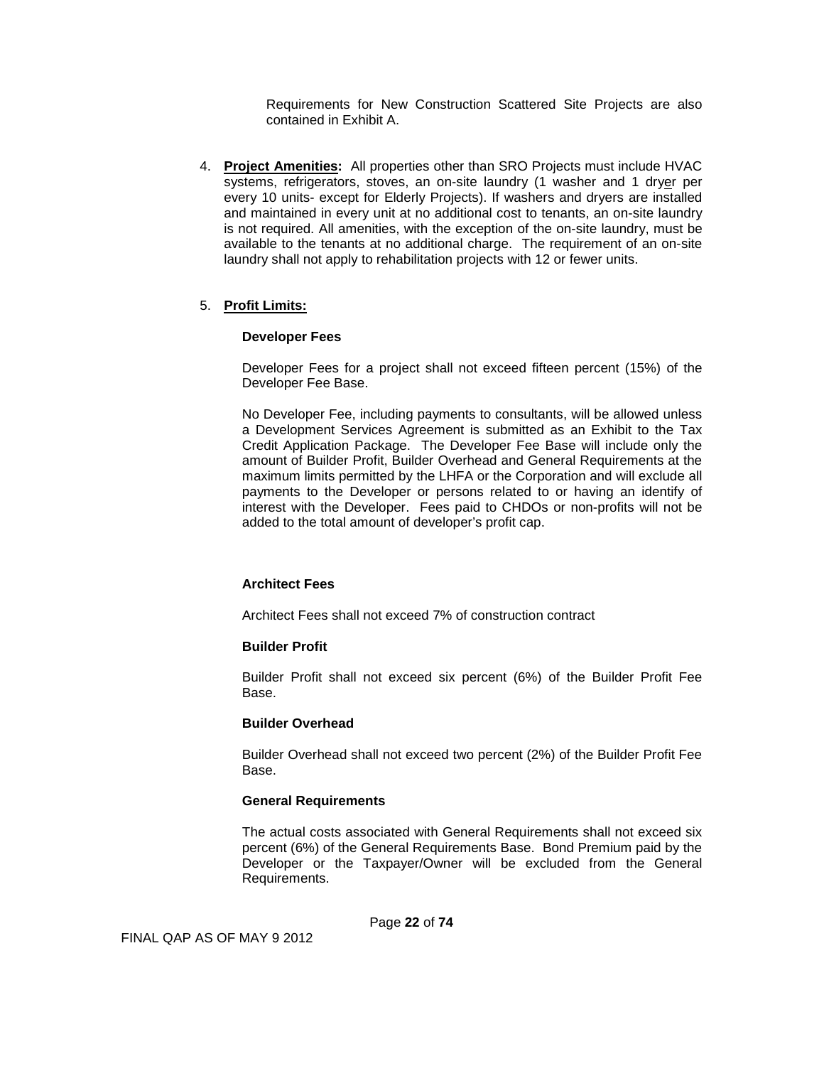Requirements for New Construction Scattered Site Projects are also contained in Exhibit A.

4. **Project Amenities:** All properties other than SRO Projects must include HVAC systems, refrigerators, stoves, an on-site laundry (1 washer and 1 dryer per every 10 units- except for Elderly Projects). If washers and dryers are installed and maintained in every unit at no additional cost to tenants, an on-site laundry is not required. All amenities, with the exception of the on-site laundry, must be available to the tenants at no additional charge. The requirement of an on-site laundry shall not apply to rehabilitation projects with 12 or fewer units.

5. **Profit Limits:**

**Developer Fees**

Developer Fees for a project shall not exceed fifteen percent (15%) of the Developer Fee Base.

No Developer Fee, including payments to consultants, will be allowed unless a Development Services Agreement is submitted as an Exhibit to the Tax Credit Application Package. The Developer Fee Base will include only the amount of Builder Profit, Builder Overhead and General Requirements at the maximum limits permitted by the LHFA or the Corporation and will exclude all payments to the Developer or persons related to or having an identify of interest with the Developer. Fees paid to CHDOs or non-profits will not be added to the total amount of developer's profit cap.

**Architect Fees**

Architect Fees shall not exceed 7% of construction contract

**Builder Profit**

Builder Profit shall not exceed six percent (6%) of the Builder Profit Fee Base.

**Builder Overhead**

Builder Overhead shall not exceed two percent (2%) of the Builder Profit Fee Base.

**General Requirements**

The actual costs associated with General Requirements shall not exceed six percent (6%) of the General Requirements Base. Bond Premium paid by the Developer or the Taxpayer/Owner will be excluded from the General Requirements.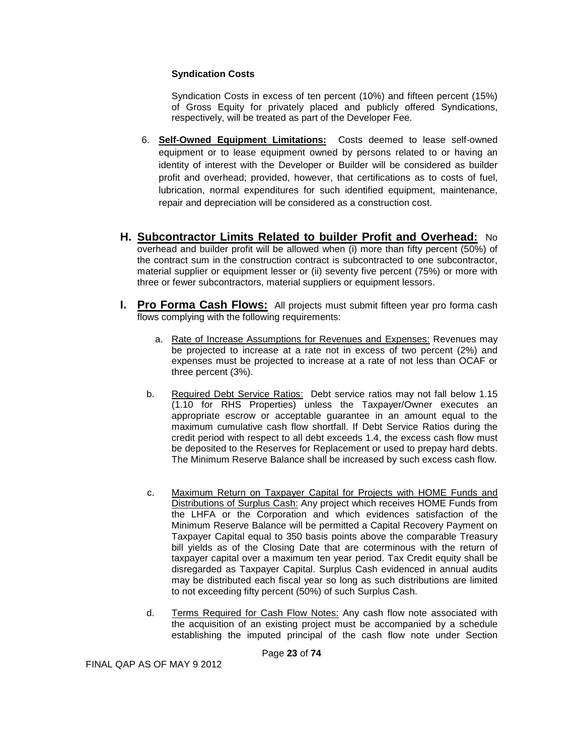**Syndication Costs**

Syndication Costs in excess of ten percent (10%) and fifteen percent (15%) of Gross Equity for privately placed and publicly offered Syndications, respectively, will be treated as part of the Developer Fee.

6. **Self-Owned Equipment Limitations:** Costs deemed to lease self-owned equipment or to lease equipment owned by persons related to or having an identity of interest with the Developer or Builder will be considered as builder profit and overhead; provided, however, that certifications as to costs of fuel, lubrication, normal expenditures for such identified equipment, maintenance, repair and depreciation will be considered as a construction cost.

## H. Subcontractor Limits Related to builder Profit and Overhead:

No overhead and builder profit will be allowed when (i) more than fifty percent (50%) of the contract sum in the construction contract is subcontracted to one subcontractor, material supplier or equipment lesser or (ii) seventy five percent (75%) or more with three or fewer subcontractors, material suppliers or equipment lessors.

## I. Pro Forma Cash Flows:

All projects must submit fifteen year pro forma cash flows complying with the following requirements:

a. Rate of Increase Assumptions for Revenues and Expenses: Revenues may be projected to increase at a rate not in excess of two percent (2%) and expenses must be projected to increase at a rate of not less than OCAF or three percent (3%).

b. Required Debt Service Ratios: Debt service ratios may not fall below 1.15 (1.10 for RHS Properties) unless the Taxpayer/Owner executes an appropriate escrow or acceptable guarantee in an amount equal to the maximum cumulative cash flow shortfall. If Debt Service Ratios during the credit period with respect to all debt exceeds 1.4, the excess cash flow must be deposited to the Reserves for Replacement or used to prepay hard debts. The Minimum Reserve Balance shall be increased by such excess cash flow.

c. Maximum Return on Taxpayer Capital for Projects with HOME Funds and Distributions of Surplus Cash: Any project which receives HOME Funds from the LHFA or the Corporation and which evidences satisfaction of the Minimum Reserve Balance will be permitted a Capital Recovery Payment on Taxpayer Capital equal to 350 basis points above the comparable Treasury bill yields as of the Closing Date that are coterminous with the return of taxpayer capital over a maximum ten year period. Tax Credit equity shall be disregarded as Taxpayer Capital. Surplus Cash evidenced in annual audits may be distributed each fiscal year so long as such distributions are limited to not exceeding fifty percent (50%) of such Surplus Cash.

d. Terms Required for Cash Flow Notes: Any cash flow note associated with the acquisition of an existing project must be accompanied by a schedule establishing the imputed principal of the cash flow note under Section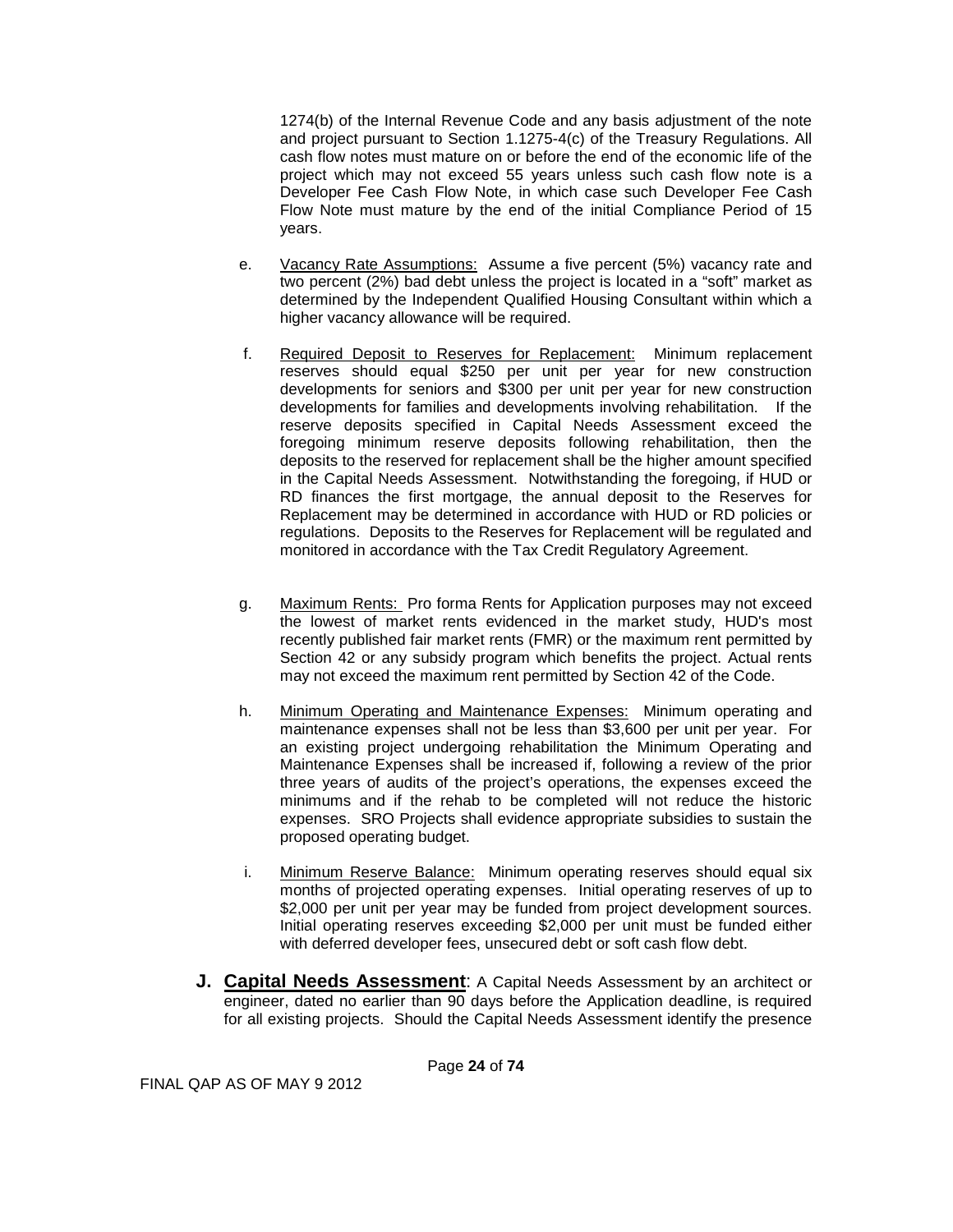1274(b) of the Internal Revenue Code and any basis adjustment of the note and project pursuant to Section 1.1275-4(c) of the Treasury Regulations. All cash flow notes must mature on or before the end of the economic life of the project which may not exceed 55 years unless such cash flow note is a Developer Fee Cash Flow Note, in which case such Developer Fee Cash Flow Note must mature by the end of the initial Compliance Period of 15 years.

e. Vacancy Rate Assumptions: Assume a five percent (5%) vacancy rate and two percent (2%) bad debt unless the project is located in a "soft" market as determined by the Independent Qualified Housing Consultant within which a higher vacancy allowance will be required.

f. Required Deposit to Reserves for Replacement: Minimum replacement reserves should equal $250 per unit per year for new construction developments for seniors and $300 per unit per year for new construction developments for families and developments involving rehabilitation. If the reserve deposits specified in Capital Needs Assessment exceed the foregoing minimum reserve deposits following rehabilitation, then the deposits to the reserved for replacement shall be the higher amount specified in the Capital Needs Assessment. Notwithstanding the foregoing, if HUD or RD finances the first mortgage, the annual deposit to the Reserves for Replacement may be determined in accordance with HUD or RD policies or regulations. Deposits to the Reserves for Replacement will be regulated and monitored in accordance with the Tax Credit Regulatory Agreement.

g. Maximum Rents: Pro forma Rents for Application purposes may not exceed the lowest of market rents evidenced in the market study, HUD's most recently published fair market rents (FMR) or the maximum rent permitted by Section 42 or any subsidy program which benefits the project. Actual rents may not exceed the maximum rent permitted by Section 42 of the Code.

h. Minimum Operating and Maintenance Expenses: Minimum operating and maintenance expenses shall not be less than $3,600 per unit per year. For an existing project undergoing rehabilitation the Minimum Operating and Maintenance Expenses shall be increased if, following a review of the prior three years of audits of the project's operations, the expenses exceed the minimums and if the rehab to be completed will not reduce the historic expenses. SRO Projects shall evidence appropriate subsidies to sustain the proposed operating budget.

i. Minimum Reserve Balance: Minimum operating reserves should equal six months of projected operating expenses. Initial operating reserves of up to $2,000 per unit per year may be funded from project development sources. Initial operating reserves exceeding $2,000 per unit must be funded either with deferred developer fees, unsecured debt or soft cash flow debt.

**J. Capital Needs Assessment**: A Capital Needs Assessment by an architect or engineer, dated no earlier than 90 days before the Application deadline, is required for all existing projects. Should the Capital Needs Assessment identify the presence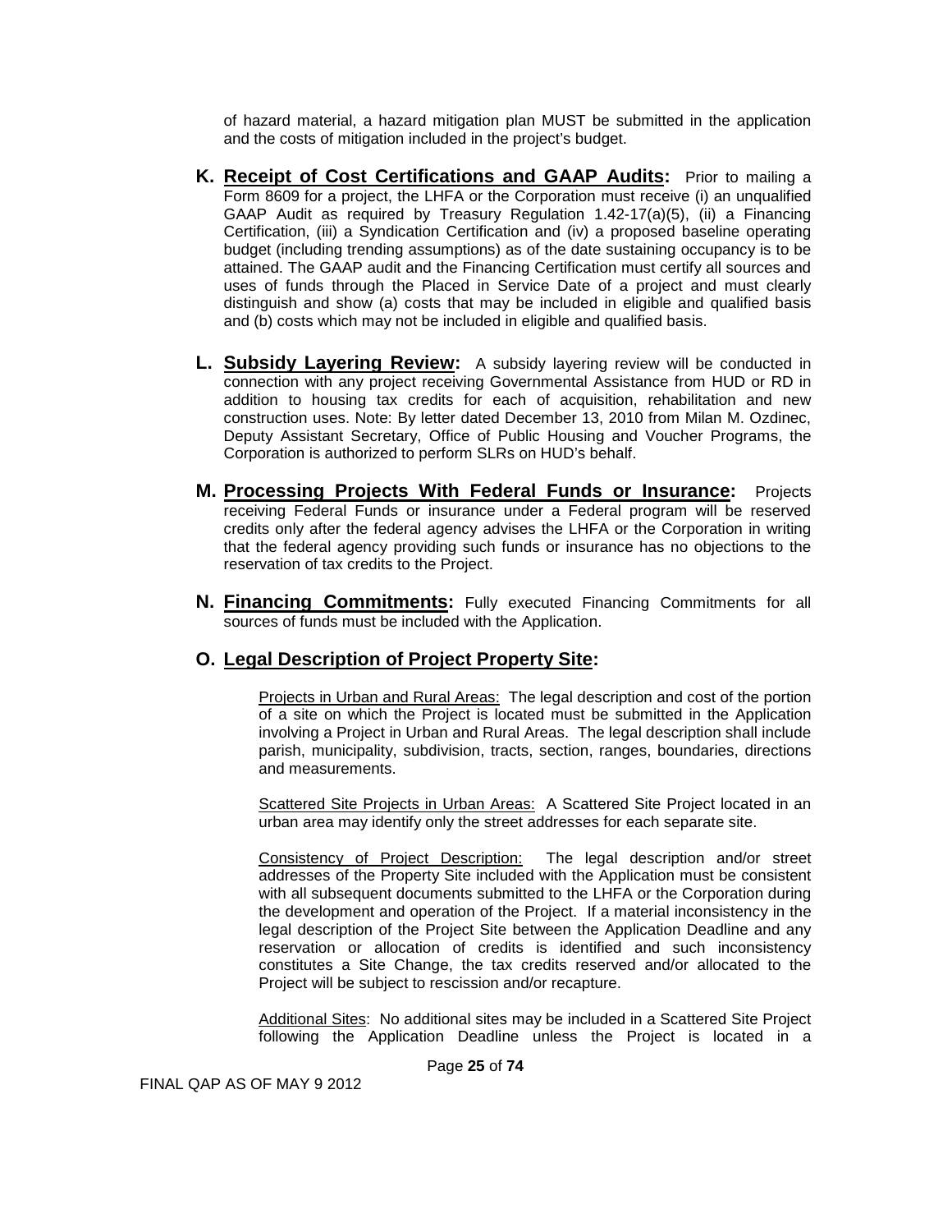of hazard material, a hazard mitigation plan MUST be submitted in the application and the costs of mitigation included in the project's budget.

**K. <u>Receipt of Cost Certifications and GAAP Audits</u>:** Prior to mailing a Form 8609 for a project, the LHFA or the Corporation must receive (i) an unqualified GAAP Audit as required by Treasury Regulation 1.42-17(a)(5), (ii) a Financing Certification, (iii) a Syndication Certification and (iv) a proposed baseline operating budget (including trending assumptions) as of the date sustaining occupancy is to be attained. The GAAP audit and the Financing Certification must certify all sources and uses of funds through the Placed in Service Date of a project and must clearly distinguish and show (a) costs that may be included in eligible and qualified basis and (b) costs which may not be included in eligible and qualified basis.

**L. <u>Subsidy Layering Review</u>:** A subsidy layering review will be conducted in connection with any project receiving Governmental Assistance from HUD or RD in addition to housing tax credits for each of acquisition, rehabilitation and new construction uses. Note: By letter dated December 13, 2010 from Milan M. Ozdinec, Deputy Assistant Secretary, Office of Public Housing and Voucher Programs, the Corporation is authorized to perform SLRs on HUD's behalf.

**M. <u>Processing Projects With Federal Funds or Insurance</u>:** Projects receiving Federal Funds or insurance under a Federal program will be reserved credits only after the federal agency advises the LHFA or the Corporation in writing that the federal agency providing such funds or insurance has no objections to the reservation of tax credits to the Project.

**N. <u>Financing Commitments</u>:** Fully executed Financing Commitments for all sources of funds must be included with the Application.

**O. <u>Legal Description of Project Property Site</u>:**

<u>Projects in Urban and Rural Areas:</u> The legal description and cost of the portion of a site on which the Project is located must be submitted in the Application involving a Project in Urban and Rural Areas. The legal description shall include parish, municipality, subdivision, tracts, section, ranges, boundaries, directions and measurements.

<u>Scattered Site Projects in Urban Areas:</u> A Scattered Site Project located in an urban area may identify only the street addresses for each separate site.

<u>Consistency of Project Description:</u> The legal description and/or street addresses of the Property Site included with the Application must be consistent with all subsequent documents submitted to the LHFA or the Corporation during the development and operation of the Project. If a material inconsistency in the legal description of the Project Site between the Application Deadline and any reservation or allocation of credits is identified and such inconsistency constitutes a Site Change, the tax credits reserved and/or allocated to the Project will be subject to rescission and/or recapture.

<u>Additional Sites</u>: No additional sites may be included in a Scattered Site Project following the Application Deadline unless the Project is located in a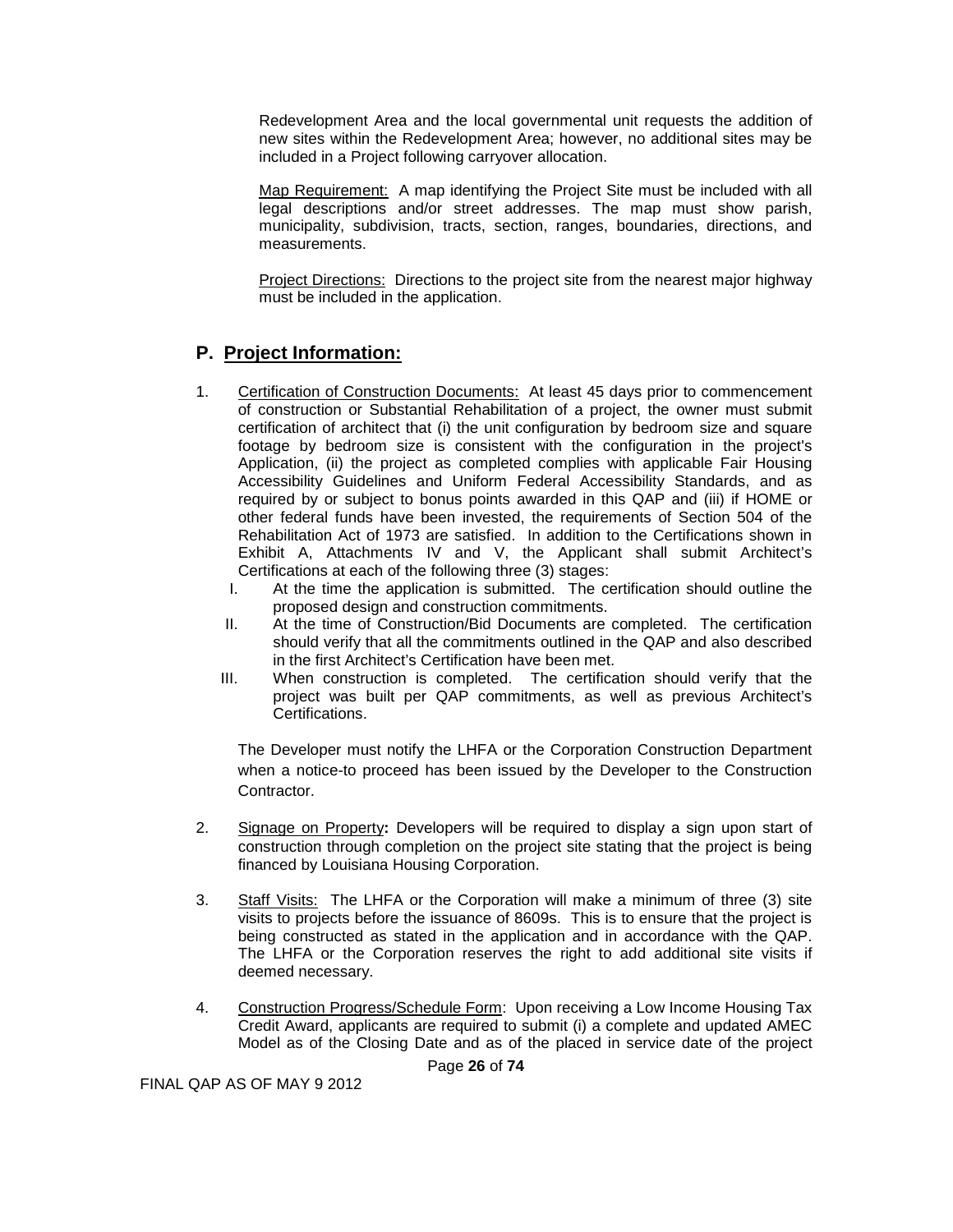Redevelopment Area and the local governmental unit requests the addition of new sites within the Redevelopment Area; however, no additional sites may be included in a Project following carryover allocation.

Map Requirement: A map identifying the Project Site must be included with all legal descriptions and/or street addresses. The map must show parish, municipality, subdivision, tracts, section, ranges, boundaries, directions, and measurements.

Project Directions: Directions to the project site from the nearest major highway must be included in the application.

## P. Project Information:

1. Certification of Construction Documents: At least 45 days prior to commencement of construction or Substantial Rehabilitation of a project, the owner must submit certification of architect that (i) the unit configuration by bedroom size and square footage by bedroom size is consistent with the configuration in the project's Application, (ii) the project as completed complies with applicable Fair Housing Accessibility Guidelines and Uniform Federal Accessibility Standards, and as required by or subject to bonus points awarded in this QAP and (iii) if HOME or other federal funds have been invested, the requirements of Section 504 of the Rehabilitation Act of 1973 are satisfied. In addition to the Certifications shown in Exhibit A, Attachments IV and V, the Applicant shall submit Architect's Certifications at each of the following three (3) stages:
   - I. At the time the application is submitted. The certification should outline the proposed design and construction commitments.
   - II. At the time of Construction/Bid Documents are completed. The certification should verify that all the commitments outlined in the QAP and also described in the first Architect's Certification have been met.
   - III. When construction is completed. The certification should verify that the project was built per QAP commitments, as well as previous Architect's Certifications.

   The Developer must notify the LHFA or the Corporation Construction Department when a notice-to proceed has been issued by the Developer to the Construction Contractor.

2. Signage on Property**:** Developers will be required to display a sign upon start of construction through completion on the project site stating that the project is being financed by Louisiana Housing Corporation.

3. Staff Visits: The LHFA or the Corporation will make a minimum of three (3) site visits to projects before the issuance of 8609s. This is to ensure that the project is being constructed as stated in the application and in accordance with the QAP. The LHFA or the Corporation reserves the right to add additional site visits if deemed necessary.

4. Construction Progress/Schedule Form: Upon receiving a Low Income Housing Tax Credit Award, applicants are required to submit (i) a complete and updated AMEC Model as of the Closing Date and as of the placed in service date of the project

FINAL QAP AS OF MAY 9 2012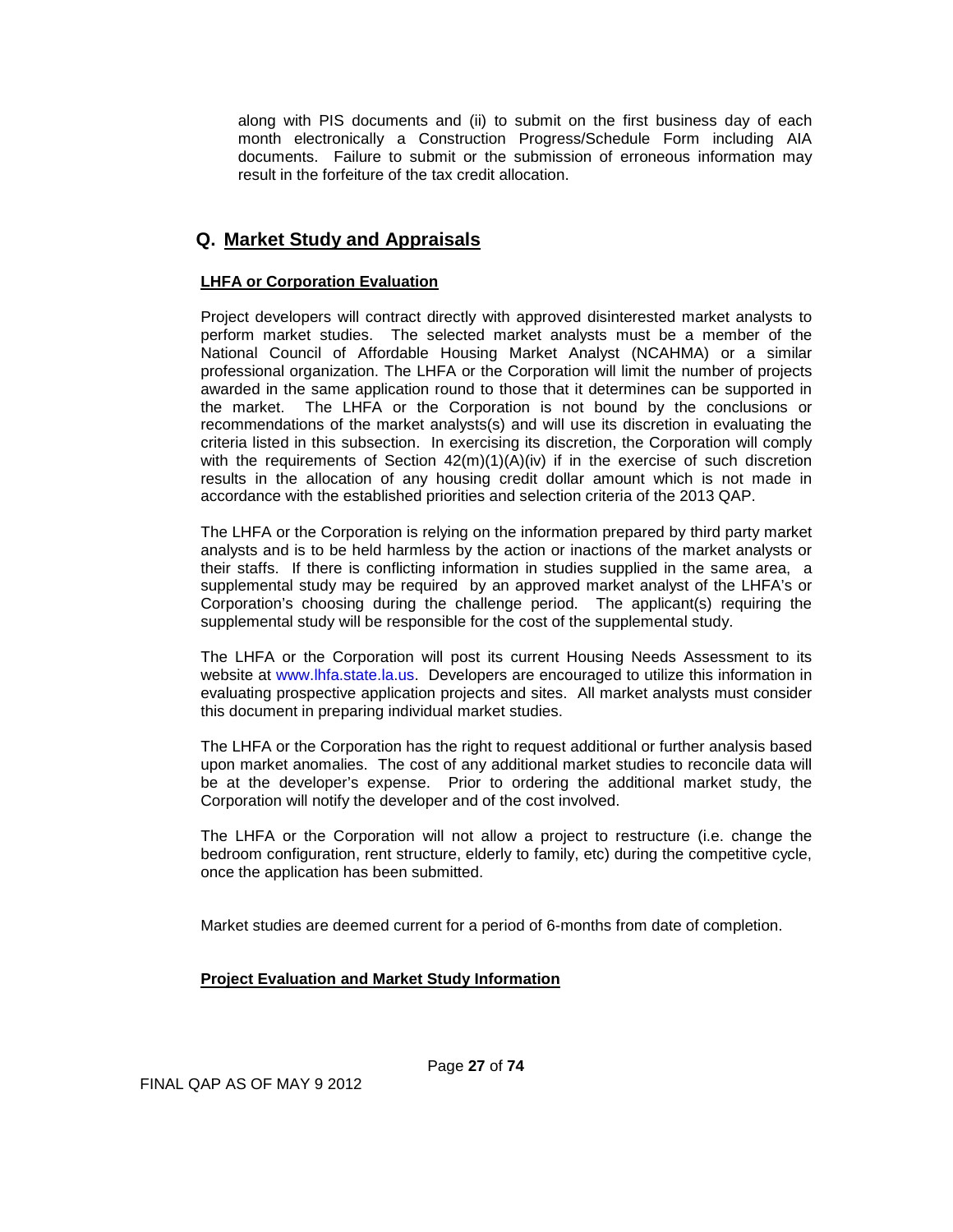along with PIS documents and (ii) to submit on the first business day of each month electronically a Construction Progress/Schedule Form including AIA documents. Failure to submit or the submission of erroneous information may result in the forfeiture of the tax credit allocation.

## Q. Market Study and Appraisals

**LHFA or Corporation Evaluation**

Project developers will contract directly with approved disinterested market analysts to perform market studies. The selected market analysts must be a member of the National Council of Affordable Housing Market Analyst (NCAHMA) or a similar professional organization. The LHFA or the Corporation will limit the number of projects awarded in the same application round to those that it determines can be supported in the market. The LHFA or the Corporation is not bound by the conclusions or recommendations of the market analysts(s) and will use its discretion in evaluating the criteria listed in this subsection. In exercising its discretion, the Corporation will comply with the requirements of Section 42(m)(1)(A)(iv) if in the exercise of such discretion results in the allocation of any housing credit dollar amount which is not made in accordance with the established priorities and selection criteria of the 2013 QAP.

The LHFA or the Corporation is relying on the information prepared by third party market analysts and is to be held harmless by the action or inactions of the market analysts or their staffs. If there is conflicting information in studies supplied in the same area, a supplemental study may be required by an approved market analyst of the LHFA's or Corporation's choosing during the challenge period. The applicant(s) requiring the supplemental study will be responsible for the cost of the supplemental study.

The LHFA or the Corporation will post its current Housing Needs Assessment to its website at www.lhfa.state.la.us. Developers are encouraged to utilize this information in evaluating prospective application projects and sites. All market analysts must consider this document in preparing individual market studies.

The LHFA or the Corporation has the right to request additional or further analysis based upon market anomalies. The cost of any additional market studies to reconcile data will be at the developer's expense. Prior to ordering the additional market study, the Corporation will notify the developer and of the cost involved.

The LHFA or the Corporation will not allow a project to restructure (i.e. change the bedroom configuration, rent structure, elderly to family, etc) during the competitive cycle, once the application has been submitted.

Market studies are deemed current for a period of 6-months from date of completion.

**Project Evaluation and Market Study Information**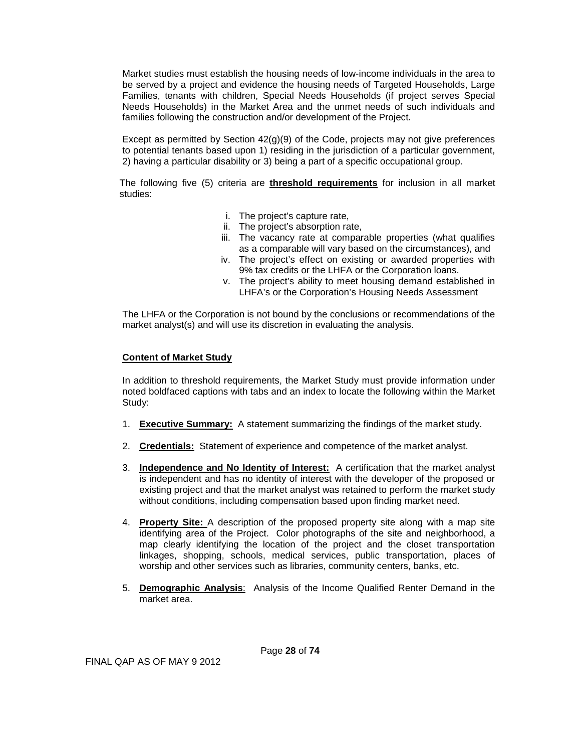Market studies must establish the housing needs of low-income individuals in the area to be served by a project and evidence the housing needs of Targeted Households, Large Families, tenants with children, Special Needs Households (if project serves Special Needs Households) in the Market Area and the unmet needs of such individuals and families following the construction and/or development of the Project.

Except as permitted by Section 42(g)(9) of the Code, projects may not give preferences to potential tenants based upon 1) residing in the jurisdiction of a particular government, 2) having a particular disability or 3) being a part of a specific occupational group.

The following five (5) criteria are **threshold requirements** for inclusion in all market studies:

i. The project's capture rate,
ii. The project's absorption rate,
iii. The vacancy rate at comparable properties (what qualifies as a comparable will vary based on the circumstances), and
iv. The project's effect on existing or awarded properties with 9% tax credits or the LHFA or the Corporation loans.
v. The project's ability to meet housing demand established in LHFA's or the Corporation's Housing Needs Assessment

The LHFA or the Corporation is not bound by the conclusions or recommendations of the market analyst(s) and will use its discretion in evaluating the analysis.

**Content of Market Study**

In addition to threshold requirements, the Market Study must provide information under noted boldfaced captions with tabs and an index to locate the following within the Market Study:

1. **Executive Summary:** A statement summarizing the findings of the market study.

2. **Credentials:** Statement of experience and competence of the market analyst.

3. **Independence and No Identity of Interest:** A certification that the market analyst is independent and has no identity of interest with the developer of the proposed or existing project and that the market analyst was retained to perform the market study without conditions, including compensation based upon finding market need.

4. **Property Site:** A description of the proposed property site along with a map site identifying area of the Project. Color photographs of the site and neighborhood, a map clearly identifying the location of the project and the closet transportation linkages, shopping, schools, medical services, public transportation, places of worship and other services such as libraries, community centers, banks, etc.

5. **Demographic Analysis**: Analysis of the Income Qualified Renter Demand in the market area.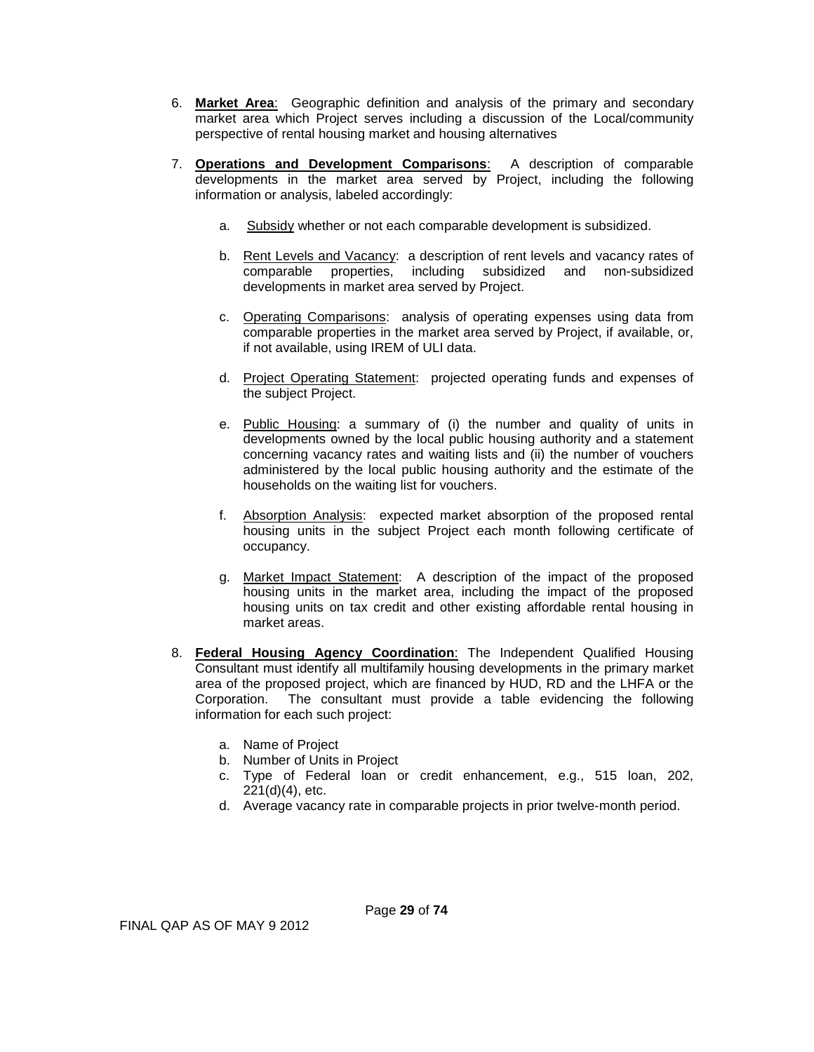6. **Market Area**: Geographic definition and analysis of the primary and secondary market area which Project serves including a discussion of the Local/community perspective of rental housing market and housing alternatives

7. **Operations and Development Comparisons**: A description of comparable developments in the market area served by Project, including the following information or analysis, labeled accordingly:

   a. Subsidy whether or not each comparable development is subsidized.

   b. Rent Levels and Vacancy: a description of rent levels and vacancy rates of comparable properties, including subsidized and non-subsidized developments in market area served by Project.

   c. Operating Comparisons: analysis of operating expenses using data from comparable properties in the market area served by Project, if available, or, if not available, using IREM of ULI data.

   d. Project Operating Statement: projected operating funds and expenses of the subject Project.

   e. Public Housing: a summary of (i) the number and quality of units in developments owned by the local public housing authority and a statement concerning vacancy rates and waiting lists and (ii) the number of vouchers administered by the local public housing authority and the estimate of the households on the waiting list for vouchers.

   f. Absorption Analysis: expected market absorption of the proposed rental housing units in the subject Project each month following certificate of occupancy.

   g. Market Impact Statement: A description of the impact of the proposed housing units in the market area, including the impact of the proposed housing units on tax credit and other existing affordable rental housing in market areas.

8. **Federal Housing Agency Coordination**: The Independent Qualified Housing Consultant must identify all multifamily housing developments in the primary market area of the proposed project, which are financed by HUD, RD and the LHFA or the Corporation. The consultant must provide a table evidencing the following information for each such project:

   a. Name of Project
   b. Number of Units in Project
   c. Type of Federal loan or credit enhancement, e.g., 515 loan, 202, 221(d)(4), etc.
   d. Average vacancy rate in comparable projects in prior twelve-month period.

FINAL QAP AS OF MAY 9 2012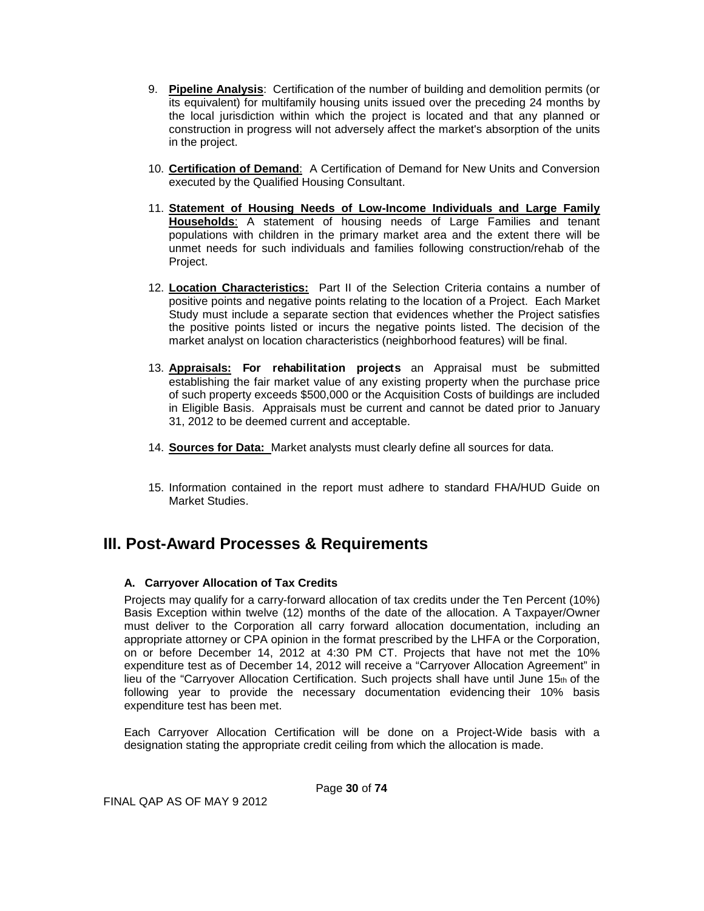9. **Pipeline Analysis**: Certification of the number of building and demolition permits (or its equivalent) for multifamily housing units issued over the preceding 24 months by the local jurisdiction within which the project is located and that any planned or construction in progress will not adversely affect the market's absorption of the units in the project.

10. **Certification of Demand**: A Certification of Demand for New Units and Conversion executed by the Qualified Housing Consultant.

11. **Statement of Housing Needs of Low-Income Individuals and Large Family Households**: A statement of housing needs of Large Families and tenant populations with children in the primary market area and the extent there will be unmet needs for such individuals and families following construction/rehab of the Project.

12. **Location Characteristics:** Part II of the Selection Criteria contains a number of positive points and negative points relating to the location of a Project. Each Market Study must include a separate section that evidences whether the Project satisfies the positive points listed or incurs the negative points listed. The decision of the market analyst on location characteristics (neighborhood features) will be final.

13. **Appraisals: For rehabilitation projects** an Appraisal must be submitted establishing the fair market value of any existing property when the purchase price of such property exceeds $500,000 or the Acquisition Costs of buildings are included in Eligible Basis. Appraisals must be current and cannot be dated prior to January 31, 2012 to be deemed current and acceptable.

14. **Sources for Data:** Market analysts must clearly define all sources for data.

15. Information contained in the report must adhere to standard FHA/HUD Guide on Market Studies.

# III. Post-Award Processes & Requirements

### A. Carryover Allocation of Tax Credits

Projects may qualify for a carry-forward allocation of tax credits under the Ten Percent (10%) Basis Exception within twelve (12) months of the date of the allocation. A Taxpayer/Owner must deliver to the Corporation all carry forward allocation documentation, including an appropriate attorney or CPA opinion in the format prescribed by the LHFA or the Corporation, on or before December 14, 2012 at 4:30 PM CT. Projects that have not met the 10% expenditure test as of December 14, 2012 will receive a "Carryover Allocation Agreement" in lieu of the "Carryover Allocation Certification. Such projects shall have until June 15th of the following year to provide the necessary documentation evidencing their 10% basis expenditure test has been met.

Each Carryover Allocation Certification will be done on a Project-Wide basis with a designation stating the appropriate credit ceiling from which the allocation is made.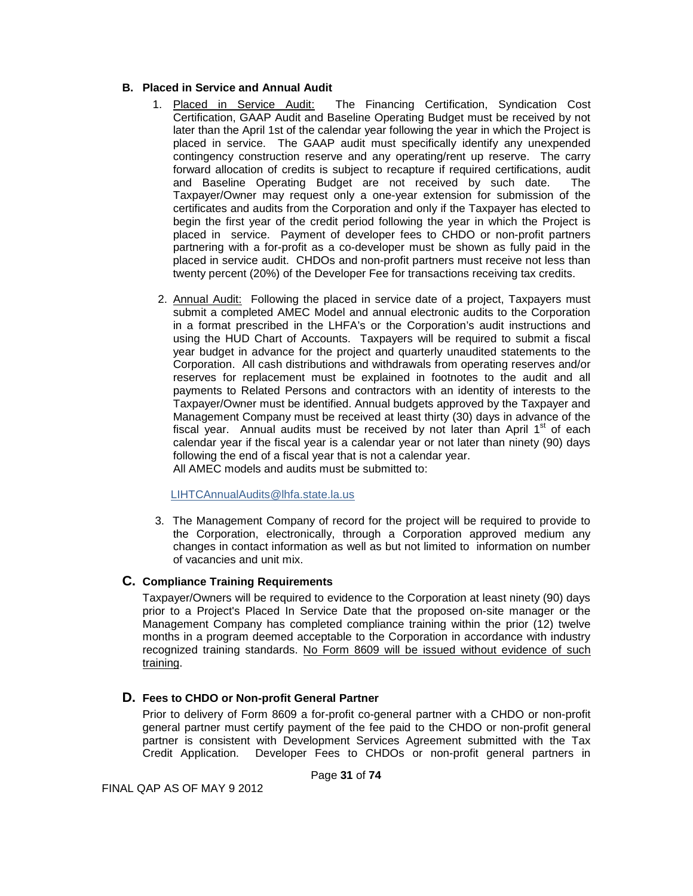## B. Placed in Service and Annual Audit

1. Placed in Service Audit: The Financing Certification, Syndication Cost Certification, GAAP Audit and Baseline Operating Budget must be received by not later than the April 1st of the calendar year following the year in which the Project is placed in service. The GAAP audit must specifically identify any unexpended contingency construction reserve and any operating/rent up reserve. The carry forward allocation of credits is subject to recapture if required certifications, audit and Baseline Operating Budget are not received by such date. The Taxpayer/Owner may request only a one-year extension for submission of the certificates and audits from the Corporation and only if the Taxpayer has elected to begin the first year of the credit period following the year in which the Project is placed in service. Payment of developer fees to CHDO or non-profit partners partnering with a for-profit as a co-developer must be shown as fully paid in the placed in service audit. CHDOs and non-profit partners must receive not less than twenty percent (20%) of the Developer Fee for transactions receiving tax credits.

2. Annual Audit: Following the placed in service date of a project, Taxpayers must submit a completed AMEC Model and annual electronic audits to the Corporation in a format prescribed in the LHFA's or the Corporation's audit instructions and using the HUD Chart of Accounts. Taxpayers will be required to submit a fiscal year budget in advance for the project and quarterly unaudited statements to the Corporation. All cash distributions and withdrawals from operating reserves and/or reserves for replacement must be explained in footnotes to the audit and all payments to Related Persons and contractors with an identity of interests to the Taxpayer/Owner must be identified. Annual budgets approved by the Taxpayer and Management Company must be received at least thirty (30) days in advance of the fiscal year. Annual audits must be received by not later than April 1st of each calendar year if the fiscal year is a calendar year or not later than ninety (90) days following the end of a fiscal year that is not a calendar year.
   All AMEC models and audits must be submitted to:

   LIHTCAnnualAudits@lhfa.state.la.us

3. The Management Company of record for the project will be required to provide to the Corporation, electronically, through a Corporation approved medium any changes in contact information as well as but not limited to information on number of vacancies and unit mix.

## C. Compliance Training Requirements

Taxpayer/Owners will be required to evidence to the Corporation at least ninety (90) days prior to a Project's Placed In Service Date that the proposed on-site manager or the Management Company has completed compliance training within the prior (12) twelve months in a program deemed acceptable to the Corporation in accordance with industry recognized training standards. No Form 8609 will be issued without evidence of such training.

## D. Fees to CHDO or Non-profit General Partner

Prior to delivery of Form 8609 a for-profit co-general partner with a CHDO or non-profit general partner must certify payment of the fee paid to the CHDO or non-profit general partner is consistent with Development Services Agreement submitted with the Tax Credit Application. Developer Fees to CHDOs or non-profit general partners in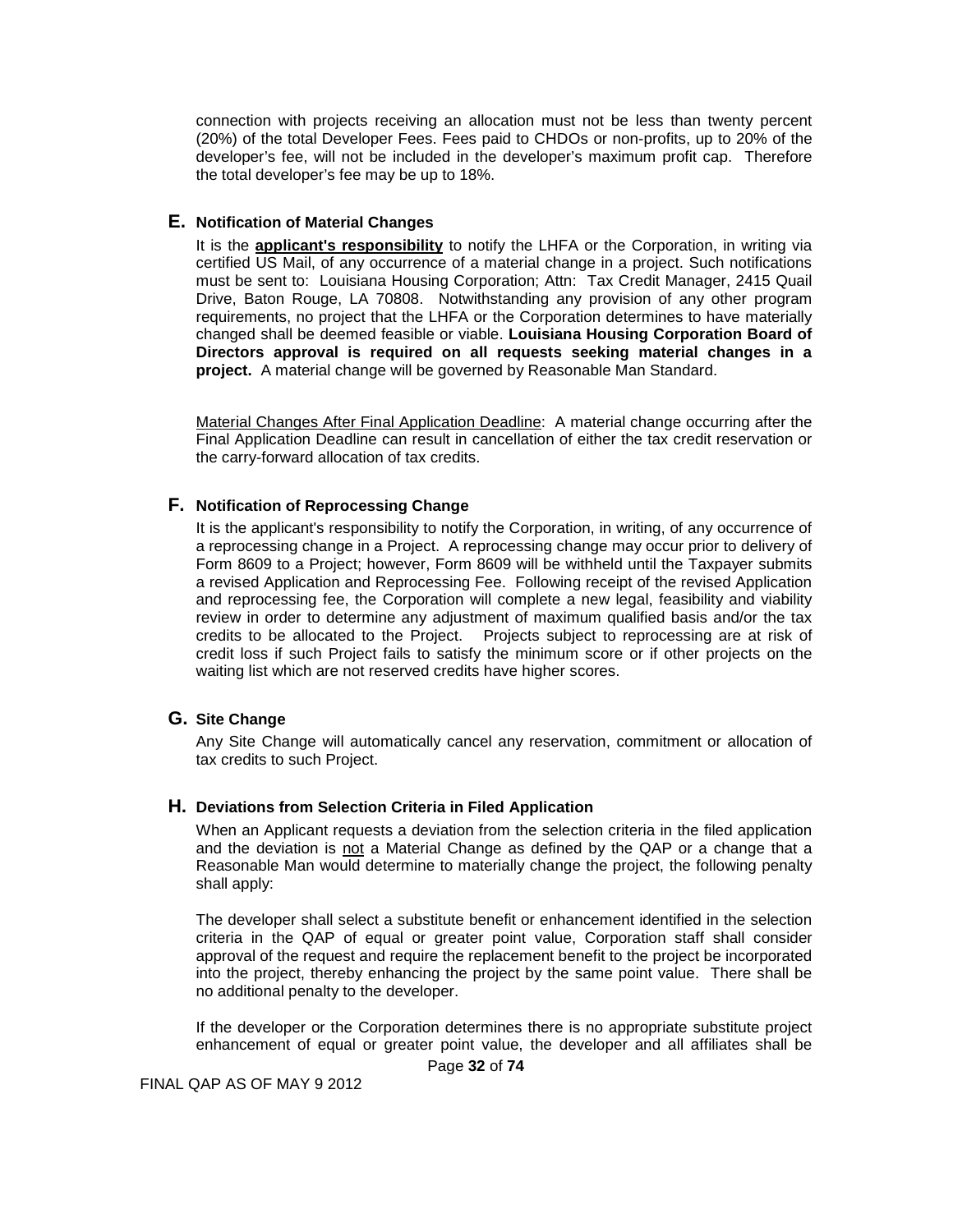connection with projects receiving an allocation must not be less than twenty percent (20%) of the total Developer Fees. Fees paid to CHDOs or non-profits, up to 20% of the developer's fee, will not be included in the developer's maximum profit cap. Therefore the total developer's fee may be up to 18%.

### E. Notification of Material Changes

It is the **applicant's responsibility** to notify the LHFA or the Corporation, in writing via certified US Mail, of any occurrence of a material change in a project. Such notifications must be sent to: Louisiana Housing Corporation; Attn: Tax Credit Manager, 2415 Quail Drive, Baton Rouge, LA 70808. Notwithstanding any provision of any other program requirements, no project that the LHFA or the Corporation determines to have materially changed shall be deemed feasible or viable. **Louisiana Housing Corporation Board of Directors approval is required on all requests seeking material changes in a project.** A material change will be governed by Reasonable Man Standard.

Material Changes After Final Application Deadline: A material change occurring after the Final Application Deadline can result in cancellation of either the tax credit reservation or the carry-forward allocation of tax credits.

### F. Notification of Reprocessing Change

It is the applicant's responsibility to notify the Corporation, in writing, of any occurrence of a reprocessing change in a Project. A reprocessing change may occur prior to delivery of Form 8609 to a Project; however, Form 8609 will be withheld until the Taxpayer submits a revised Application and Reprocessing Fee. Following receipt of the revised Application and reprocessing fee, the Corporation will complete a new legal, feasibility and viability review in order to determine any adjustment of maximum qualified basis and/or the tax credits to be allocated to the Project. Projects subject to reprocessing are at risk of credit loss if such Project fails to satisfy the minimum score or if other projects on the waiting list which are not reserved credits have higher scores.

### G. Site Change

Any Site Change will automatically cancel any reservation, commitment or allocation of tax credits to such Project.

### H. Deviations from Selection Criteria in Filed Application

When an Applicant requests a deviation from the selection criteria in the filed application and the deviation is not a Material Change as defined by the QAP or a change that a Reasonable Man would determine to materially change the project, the following penalty shall apply:

The developer shall select a substitute benefit or enhancement identified in the selection criteria in the QAP of equal or greater point value, Corporation staff shall consider approval of the request and require the replacement benefit to the project be incorporated into the project, thereby enhancing the project by the same point value. There shall be no additional penalty to the developer.

If the developer or the Corporation determines there is no appropriate substitute project enhancement of equal or greater point value, the developer and all affiliates shall be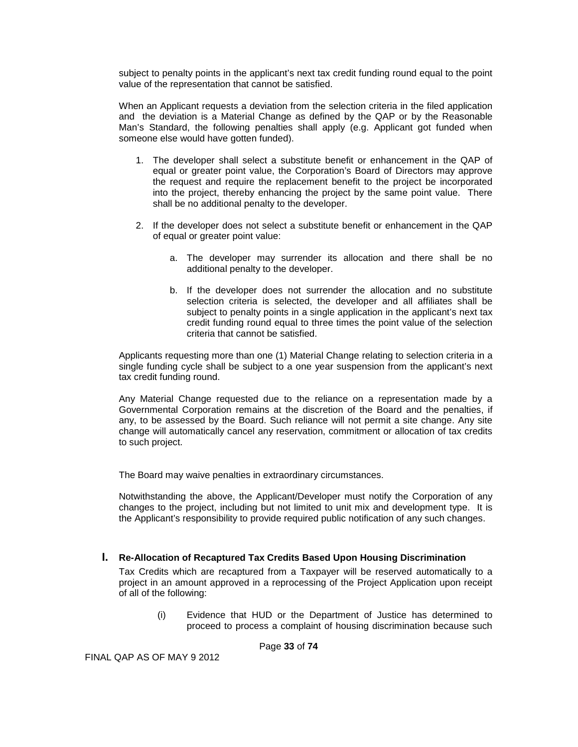subject to penalty points in the applicant's next tax credit funding round equal to the point value of the representation that cannot be satisfied.

When an Applicant requests a deviation from the selection criteria in the filed application and the deviation is a Material Change as defined by the QAP or by the Reasonable Man's Standard, the following penalties shall apply (e.g. Applicant got funded when someone else would have gotten funded).

1. The developer shall select a substitute benefit or enhancement in the QAP of equal or greater point value, the Corporation's Board of Directors may approve the request and require the replacement benefit to the project be incorporated into the project, thereby enhancing the project by the same point value. There shall be no additional penalty to the developer.

2. If the developer does not select a substitute benefit or enhancement in the QAP of equal or greater point value:

   a. The developer may surrender its allocation and there shall be no additional penalty to the developer.

   b. If the developer does not surrender the allocation and no substitute selection criteria is selected, the developer and all affiliates shall be subject to penalty points in a single application in the applicant's next tax credit funding round equal to three times the point value of the selection criteria that cannot be satisfied.

Applicants requesting more than one (1) Material Change relating to selection criteria in a single funding cycle shall be subject to a one year suspension from the applicant's next tax credit funding round.

Any Material Change requested due to the reliance on a representation made by a Governmental Corporation remains at the discretion of the Board and the penalties, if any, to be assessed by the Board. Such reliance will not permit a site change. Any site change will automatically cancel any reservation, commitment or allocation of tax credits to such project.

The Board may waive penalties in extraordinary circumstances.

Notwithstanding the above, the Applicant/Developer must notify the Corporation of any changes to the project, including but not limited to unit mix and development type. It is the Applicant's responsibility to provide required public notification of any such changes.

## I. Re-Allocation of Recaptured Tax Credits Based Upon Housing Discrimination

Tax Credits which are recaptured from a Taxpayer will be reserved automatically to a project in an amount approved in a reprocessing of the Project Application upon receipt of all of the following:

(i) Evidence that HUD or the Department of Justice has determined to proceed to process a complaint of housing discrimination because such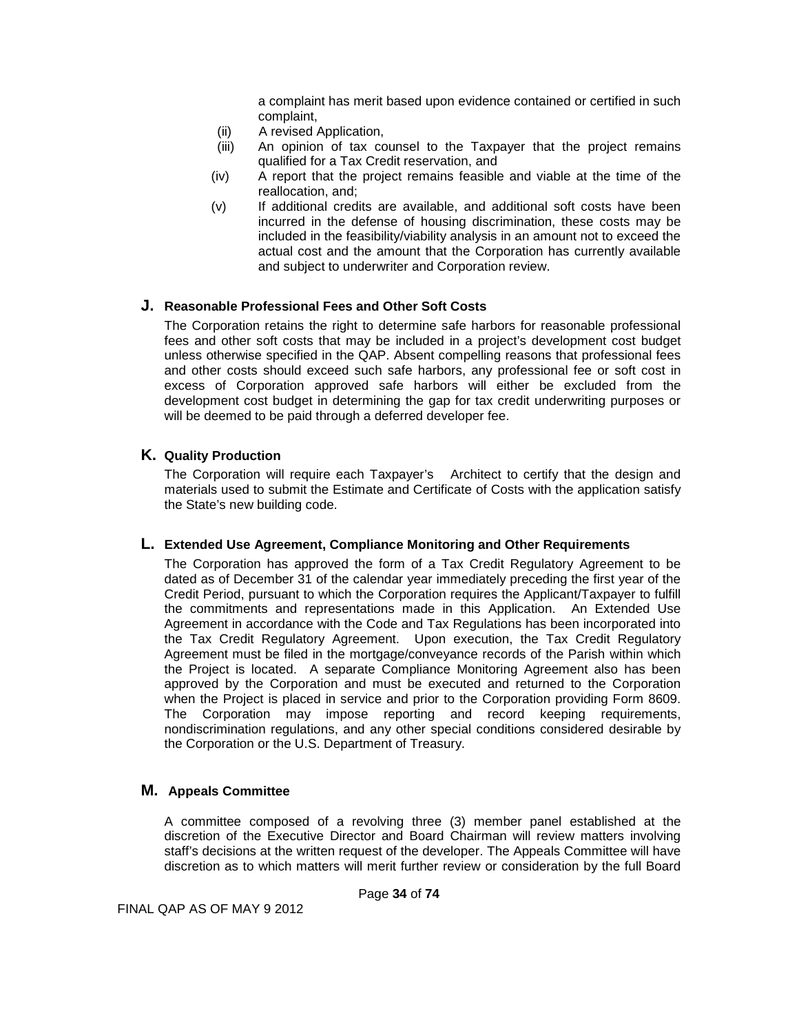a complaint has merit based upon evidence contained or certified in such complaint,

(ii) A revised Application,

(iii) An opinion of tax counsel to the Taxpayer that the project remains qualified for a Tax Credit reservation, and

(iv) A report that the project remains feasible and viable at the time of the reallocation, and;

(v) If additional credits are available, and additional soft costs have been incurred in the defense of housing discrimination, these costs may be included in the feasibility/viability analysis in an amount not to exceed the actual cost and the amount that the Corporation has currently available and subject to underwriter and Corporation review.

## J. Reasonable Professional Fees and Other Soft Costs

The Corporation retains the right to determine safe harbors for reasonable professional fees and other soft costs that may be included in a project's development cost budget unless otherwise specified in the QAP. Absent compelling reasons that professional fees and other costs should exceed such safe harbors, any professional fee or soft cost in excess of Corporation approved safe harbors will either be excluded from the development cost budget in determining the gap for tax credit underwriting purposes or will be deemed to be paid through a deferred developer fee.

## K. Quality Production

The Corporation will require each Taxpayer's Architect to certify that the design and materials used to submit the Estimate and Certificate of Costs with the application satisfy the State's new building code.

## L. Extended Use Agreement, Compliance Monitoring and Other Requirements

The Corporation has approved the form of a Tax Credit Regulatory Agreement to be dated as of December 31 of the calendar year immediately preceding the first year of the Credit Period, pursuant to which the Corporation requires the Applicant/Taxpayer to fulfill the commitments and representations made in this Application. An Extended Use Agreement in accordance with the Code and Tax Regulations has been incorporated into the Tax Credit Regulatory Agreement. Upon execution, the Tax Credit Regulatory Agreement must be filed in the mortgage/conveyance records of the Parish within which the Project is located. A separate Compliance Monitoring Agreement also has been approved by the Corporation and must be executed and returned to the Corporation when the Project is placed in service and prior to the Corporation providing Form 8609. The Corporation may impose reporting and record keeping requirements, nondiscrimination regulations, and any other special conditions considered desirable by the Corporation or the U.S. Department of Treasury.

## M. Appeals Committee

A committee composed of a revolving three (3) member panel established at the discretion of the Executive Director and Board Chairman will review matters involving staff's decisions at the written request of the developer. The Appeals Committee will have discretion as to which matters will merit further review or consideration by the full Board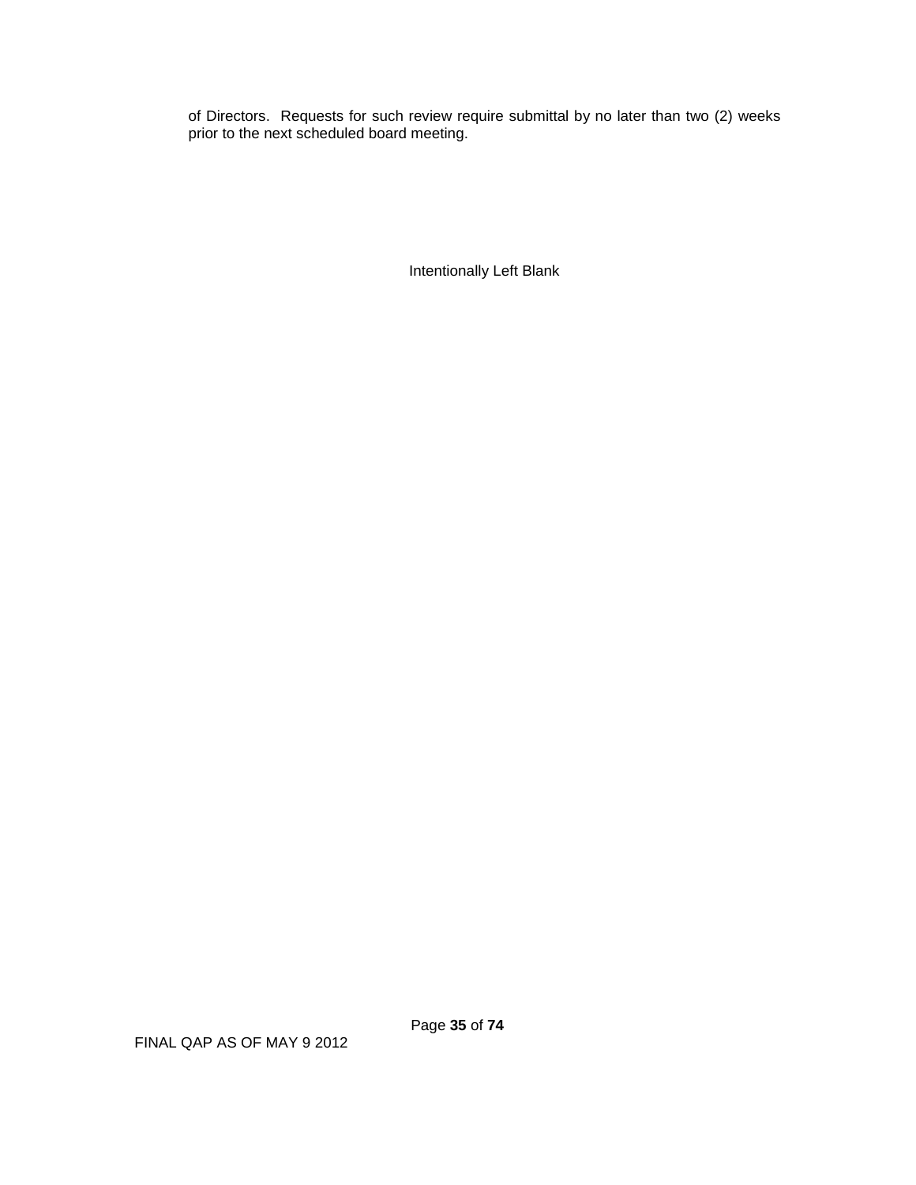of Directors. Requests for such review require submittal by no later than two (2) weeks prior to the next scheduled board meeting.

Intentionally Left Blank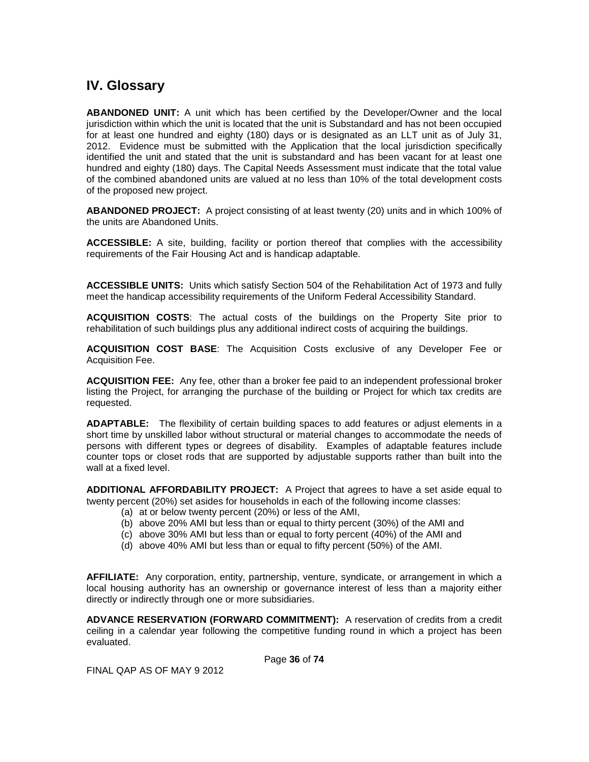# IV. Glossary

**ABANDONED UNIT:** A unit which has been certified by the Developer/Owner and the local jurisdiction within which the unit is located that the unit is Substandard and has not been occupied for at least one hundred and eighty (180) days or is designated as an LLT unit as of July 31, 2012. Evidence must be submitted with the Application that the local jurisdiction specifically identified the unit and stated that the unit is substandard and has been vacant for at least one hundred and eighty (180) days. The Capital Needs Assessment must indicate that the total value of the combined abandoned units are valued at no less than 10% of the total development costs of the proposed new project.

**ABANDONED PROJECT:** A project consisting of at least twenty (20) units and in which 100% of the units are Abandoned Units.

**ACCESSIBLE:** A site, building, facility or portion thereof that complies with the accessibility requirements of the Fair Housing Act and is handicap adaptable.

**ACCESSIBLE UNITS:** Units which satisfy Section 504 of the Rehabilitation Act of 1973 and fully meet the handicap accessibility requirements of the Uniform Federal Accessibility Standard.

**ACQUISITION COSTS**: The actual costs of the buildings on the Property Site prior to rehabilitation of such buildings plus any additional indirect costs of acquiring the buildings.

**ACQUISITION COST BASE**: The Acquisition Costs exclusive of any Developer Fee or Acquisition Fee.

**ACQUISITION FEE:** Any fee, other than a broker fee paid to an independent professional broker listing the Project, for arranging the purchase of the building or Project for which tax credits are requested.

**ADAPTABLE:** The flexibility of certain building spaces to add features or adjust elements in a short time by unskilled labor without structural or material changes to accommodate the needs of persons with different types or degrees of disability. Examples of adaptable features include counter tops or closet rods that are supported by adjustable supports rather than built into the wall at a fixed level.

**ADDITIONAL AFFORDABILITY PROJECT:** A Project that agrees to have a set aside equal to twenty percent (20%) set asides for households in each of the following income classes:

(a) at or below twenty percent (20%) or less of the AMI,
(b) above 20% AMI but less than or equal to thirty percent (30%) of the AMI and
(c) above 30% AMI but less than or equal to forty percent (40%) of the AMI and
(d) above 40% AMI but less than or equal to fifty percent (50%) of the AMI.

**AFFILIATE:** Any corporation, entity, partnership, venture, syndicate, or arrangement in which a local housing authority has an ownership or governance interest of less than a majority either directly or indirectly through one or more subsidiaries.

**ADVANCE RESERVATION (FORWARD COMMITMENT):** A reservation of credits from a credit ceiling in a calendar year following the competitive funding round in which a project has been evaluated.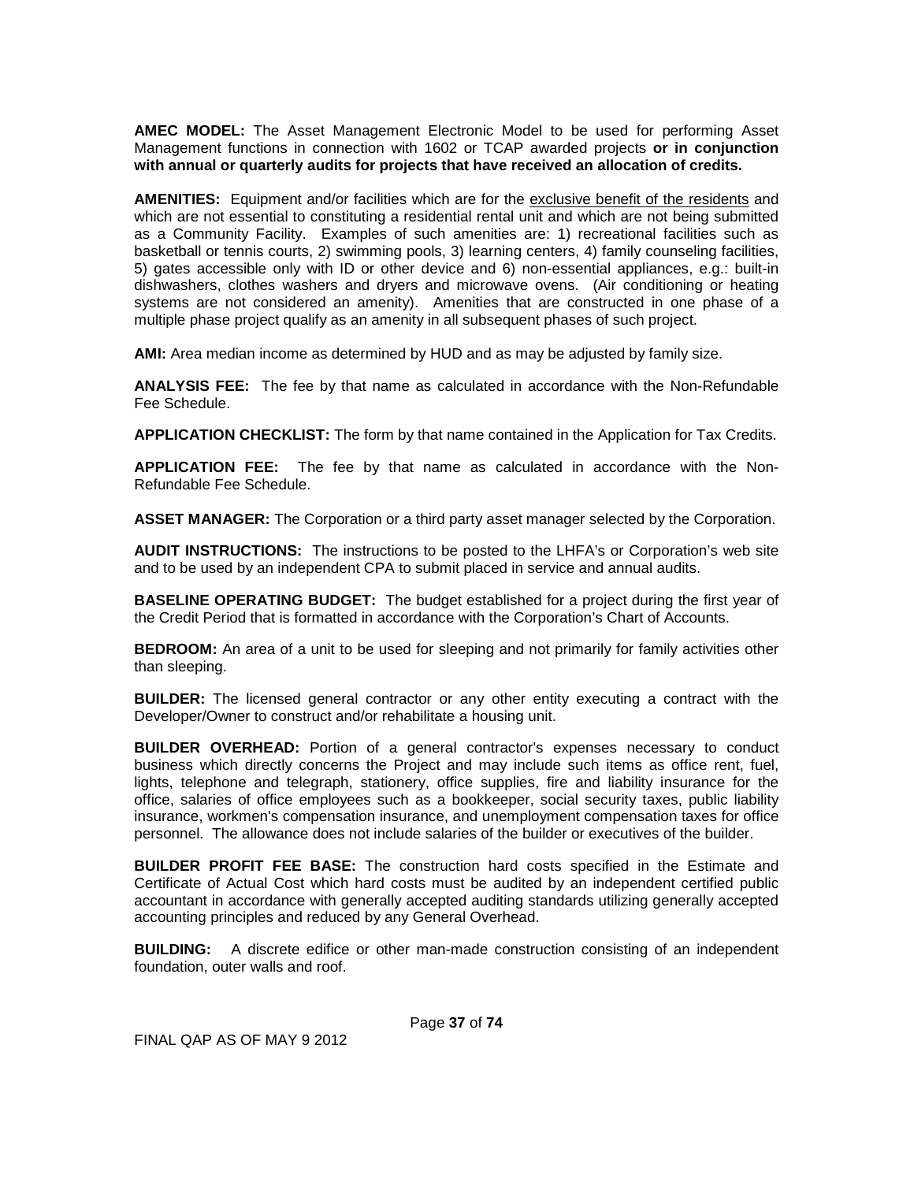**AMEC MODEL:** The Asset Management Electronic Model to be used for performing Asset Management functions in connection with 1602 or TCAP awarded projects **or in conjunction with annual or quarterly audits for projects that have received an allocation of credits.**

**AMENITIES:** Equipment and/or facilities which are for the exclusive benefit of the residents and which are not essential to constituting a residential rental unit and which are not being submitted as a Community Facility. Examples of such amenities are: 1) recreational facilities such as basketball or tennis courts, 2) swimming pools, 3) learning centers, 4) family counseling facilities, 5) gates accessible only with ID or other device and 6) non-essential appliances, e.g.: built-in dishwashers, clothes washers and dryers and microwave ovens. (Air conditioning or heating systems are not considered an amenity). Amenities that are constructed in one phase of a multiple phase project qualify as an amenity in all subsequent phases of such project.

**AMI:** Area median income as determined by HUD and as may be adjusted by family size.

**ANALYSIS FEE:** The fee by that name as calculated in accordance with the Non-Refundable Fee Schedule.

**APPLICATION CHECKLIST:** The form by that name contained in the Application for Tax Credits.

**APPLICATION FEE:** The fee by that name as calculated in accordance with the Non-Refundable Fee Schedule.

**ASSET MANAGER:** The Corporation or a third party asset manager selected by the Corporation.

**AUDIT INSTRUCTIONS:** The instructions to be posted to the LHFA's or Corporation's web site and to be used by an independent CPA to submit placed in service and annual audits.

**BASELINE OPERATING BUDGET:** The budget established for a project during the first year of the Credit Period that is formatted in accordance with the Corporation's Chart of Accounts.

**BEDROOM:** An area of a unit to be used for sleeping and not primarily for family activities other than sleeping.

**BUILDER:** The licensed general contractor or any other entity executing a contract with the Developer/Owner to construct and/or rehabilitate a housing unit.

**BUILDER OVERHEAD:** Portion of a general contractor's expenses necessary to conduct business which directly concerns the Project and may include such items as office rent, fuel, lights, telephone and telegraph, stationery, office supplies, fire and liability insurance for the office, salaries of office employees such as a bookkeeper, social security taxes, public liability insurance, workmen's compensation insurance, and unemployment compensation taxes for office personnel. The allowance does not include salaries of the builder or executives of the builder.

**BUILDER PROFIT FEE BASE:** The construction hard costs specified in the Estimate and Certificate of Actual Cost which hard costs must be audited by an independent certified public accountant in accordance with generally accepted auditing standards utilizing generally accepted accounting principles and reduced by any General Overhead.

**BUILDING:** A discrete edifice or other man-made construction consisting of an independent foundation, outer walls and roof.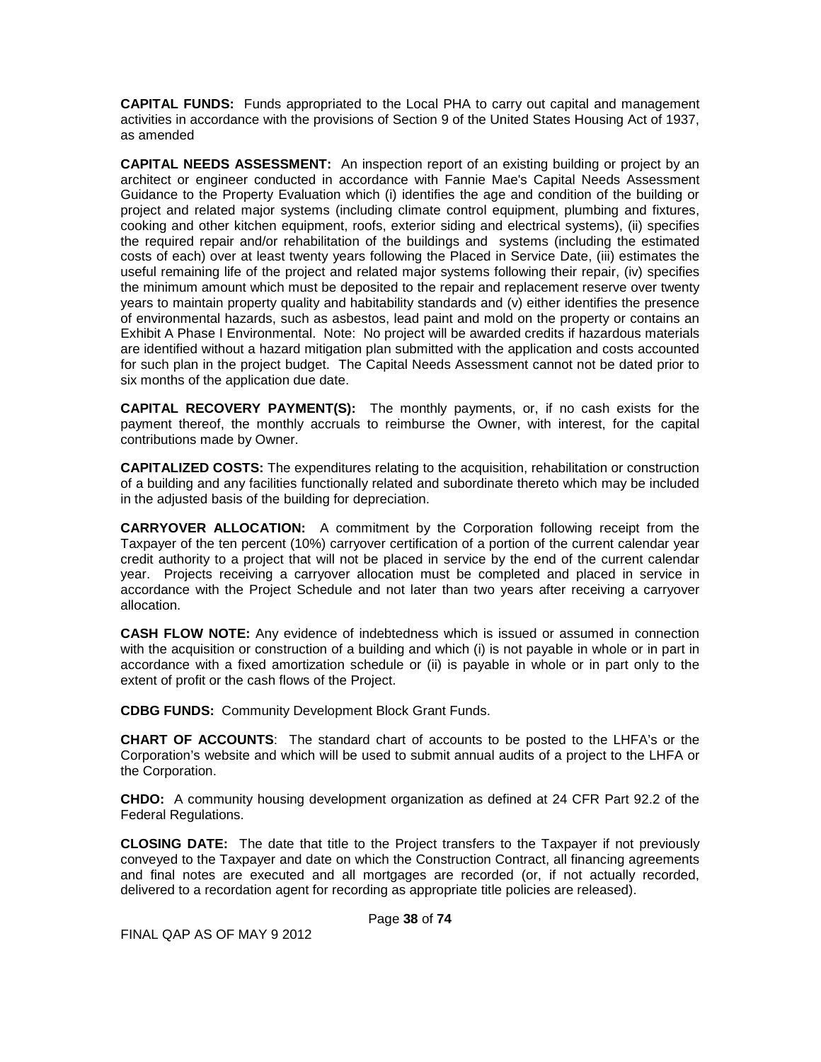**CAPITAL FUNDS:** Funds appropriated to the Local PHA to carry out capital and management activities in accordance with the provisions of Section 9 of the United States Housing Act of 1937, as amended

**CAPITAL NEEDS ASSESSMENT:** An inspection report of an existing building or project by an architect or engineer conducted in accordance with Fannie Mae's Capital Needs Assessment Guidance to the Property Evaluation which (i) identifies the age and condition of the building or project and related major systems (including climate control equipment, plumbing and fixtures, cooking and other kitchen equipment, roofs, exterior siding and electrical systems), (ii) specifies the required repair and/or rehabilitation of the buildings and systems (including the estimated costs of each) over at least twenty years following the Placed in Service Date, (iii) estimates the useful remaining life of the project and related major systems following their repair, (iv) specifies the minimum amount which must be deposited to the repair and replacement reserve over twenty years to maintain property quality and habitability standards and (v) either identifies the presence of environmental hazards, such as asbestos, lead paint and mold on the property or contains an Exhibit A Phase I Environmental. Note: No project will be awarded credits if hazardous materials are identified without a hazard mitigation plan submitted with the application and costs accounted for such plan in the project budget. The Capital Needs Assessment cannot not be dated prior to six months of the application due date.

**CAPITAL RECOVERY PAYMENT(S):** The monthly payments, or, if no cash exists for the payment thereof, the monthly accruals to reimburse the Owner, with interest, for the capital contributions made by Owner.

**CAPITALIZED COSTS:** The expenditures relating to the acquisition, rehabilitation or construction of a building and any facilities functionally related and subordinate thereto which may be included in the adjusted basis of the building for depreciation.

**CARRYOVER ALLOCATION:** A commitment by the Corporation following receipt from the Taxpayer of the ten percent (10%) carryover certification of a portion of the current calendar year credit authority to a project that will not be placed in service by the end of the current calendar year. Projects receiving a carryover allocation must be completed and placed in service in accordance with the Project Schedule and not later than two years after receiving a carryover allocation.

**CASH FLOW NOTE:** Any evidence of indebtedness which is issued or assumed in connection with the acquisition or construction of a building and which (i) is not payable in whole or in part in accordance with a fixed amortization schedule or (ii) is payable in whole or in part only to the extent of profit or the cash flows of the Project.

**CDBG FUNDS:** Community Development Block Grant Funds.

**CHART OF ACCOUNTS**: The standard chart of accounts to be posted to the LHFA's or the Corporation's website and which will be used to submit annual audits of a project to the LHFA or the Corporation.

**CHDO:** A community housing development organization as defined at 24 CFR Part 92.2 of the Federal Regulations.

**CLOSING DATE:** The date that title to the Project transfers to the Taxpayer if not previously conveyed to the Taxpayer and date on which the Construction Contract, all financing agreements and final notes are executed and all mortgages are recorded (or, if not actually recorded, delivered to a recordation agent for recording as appropriate title policies are released).

FINAL QAP AS OF MAY 9 2012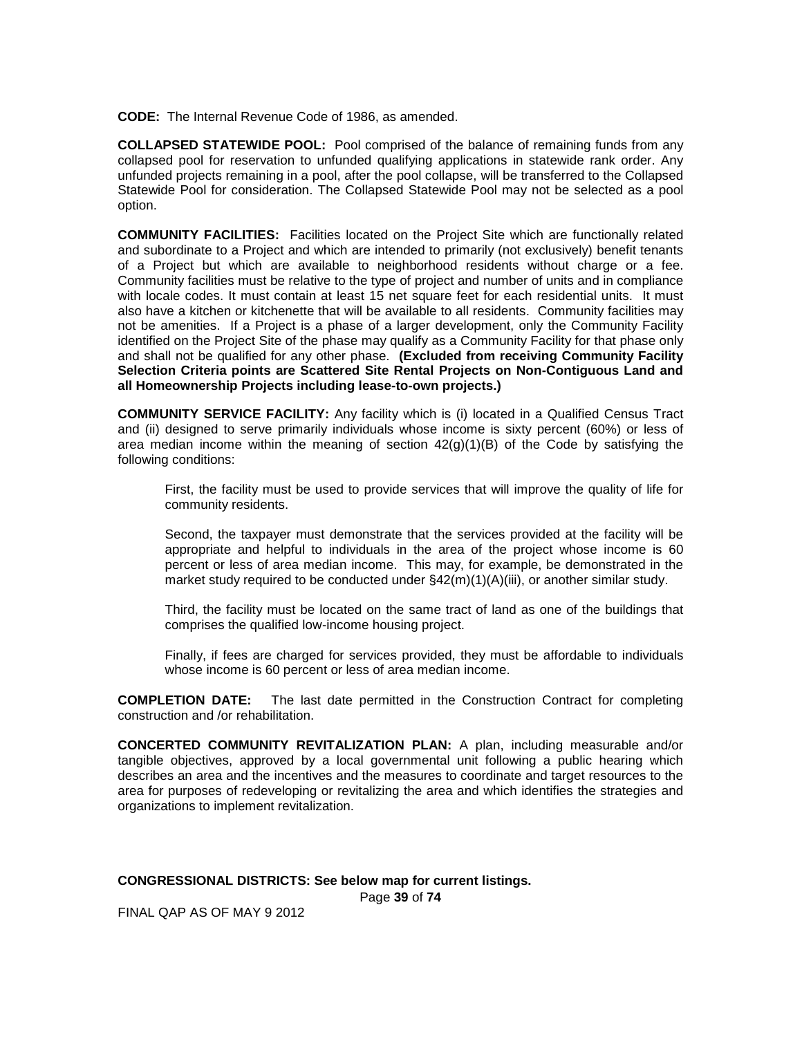**CODE:** The Internal Revenue Code of 1986, as amended.

**COLLAPSED STATEWIDE POOL:** Pool comprised of the balance of remaining funds from any collapsed pool for reservation to unfunded qualifying applications in statewide rank order. Any unfunded projects remaining in a pool, after the pool collapse, will be transferred to the Collapsed Statewide Pool for consideration. The Collapsed Statewide Pool may not be selected as a pool option.

**COMMUNITY FACILITIES:** Facilities located on the Project Site which are functionally related and subordinate to a Project and which are intended to primarily (not exclusively) benefit tenants of a Project but which are available to neighborhood residents without charge or a fee. Community facilities must be relative to the type of project and number of units and in compliance with locale codes. It must contain at least 15 net square feet for each residential units. It must also have a kitchen or kitchenette that will be available to all residents. Community facilities may not be amenities. If a Project is a phase of a larger development, only the Community Facility identified on the Project Site of the phase may qualify as a Community Facility for that phase only and shall not be qualified for any other phase. **(Excluded from receiving Community Facility Selection Criteria points are Scattered Site Rental Projects on Non-Contiguous Land and all Homeownership Projects including lease-to-own projects.)**

**COMMUNITY SERVICE FACILITY:** Any facility which is (i) located in a Qualified Census Tract and (ii) designed to serve primarily individuals whose income is sixty percent (60%) or less of area median income within the meaning of section 42(g)(1)(B) of the Code by satisfying the following conditions:

First, the facility must be used to provide services that will improve the quality of life for community residents.

Second, the taxpayer must demonstrate that the services provided at the facility will be appropriate and helpful to individuals in the area of the project whose income is 60 percent or less of area median income. This may, for example, be demonstrated in the market study required to be conducted under §42(m)(1)(A)(iii), or another similar study.

Third, the facility must be located on the same tract of land as one of the buildings that comprises the qualified low-income housing project.

Finally, if fees are charged for services provided, they must be affordable to individuals whose income is 60 percent or less of area median income.

**COMPLETION DATE:** The last date permitted in the Construction Contract for completing construction and /or rehabilitation.

**CONCERTED COMMUNITY REVITALIZATION PLAN:** A plan, including measurable and/or tangible objectives, approved by a local governmental unit following a public hearing which describes an area and the incentives and the measures to coordinate and target resources to the area for purposes of redeveloping or revitalizing the area and which identifies the strategies and organizations to implement revitalization.

**CONGRESSIONAL DISTRICTS: See below map for current listings.**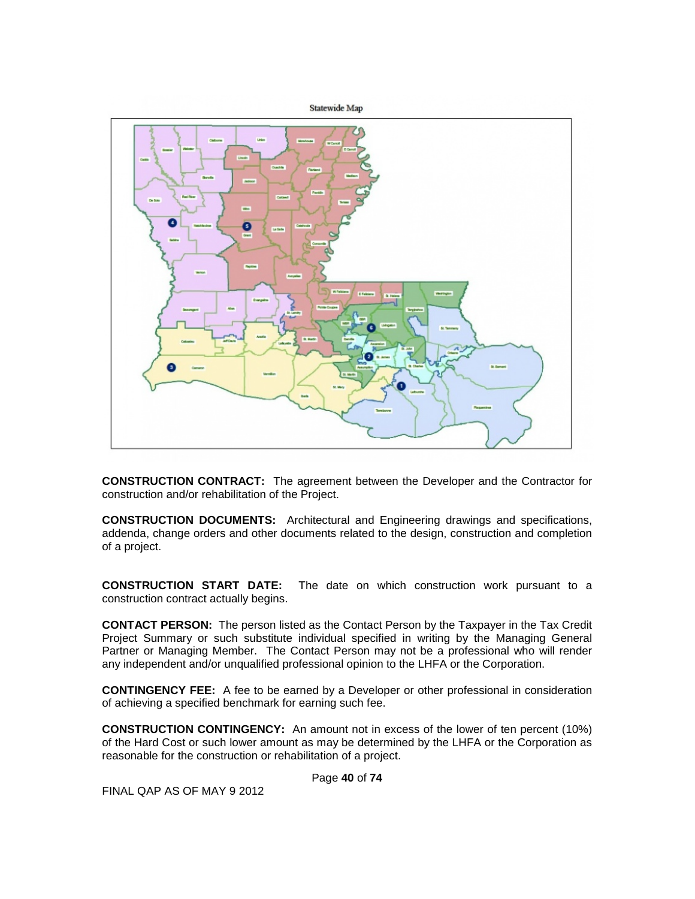Statewide Map

**CONSTRUCTION CONTRACT:** The agreement between the Developer and the Contractor for construction and/or rehabilitation of the Project.

**CONSTRUCTION DOCUMENTS:** Architectural and Engineering drawings and specifications, addenda, change orders and other documents related to the design, construction and completion of a project.

**CONSTRUCTION START DATE:** The date on which construction work pursuant to a construction contract actually begins.

**CONTACT PERSON:** The person listed as the Contact Person by the Taxpayer in the Tax Credit Project Summary or such substitute individual specified in writing by the Managing General Partner or Managing Member. The Contact Person may not be a professional who will render any independent and/or unqualified professional opinion to the LHFA or the Corporation.

**CONTINGENCY FEE:** A fee to be earned by a Developer or other professional in consideration of achieving a specified benchmark for earning such fee.

**CONSTRUCTION CONTINGENCY:** An amount not in excess of the lower of ten percent (10%) of the Hard Cost or such lower amount as may be determined by the LHFA or the Corporation as reasonable for the construction or rehabilitation of a project.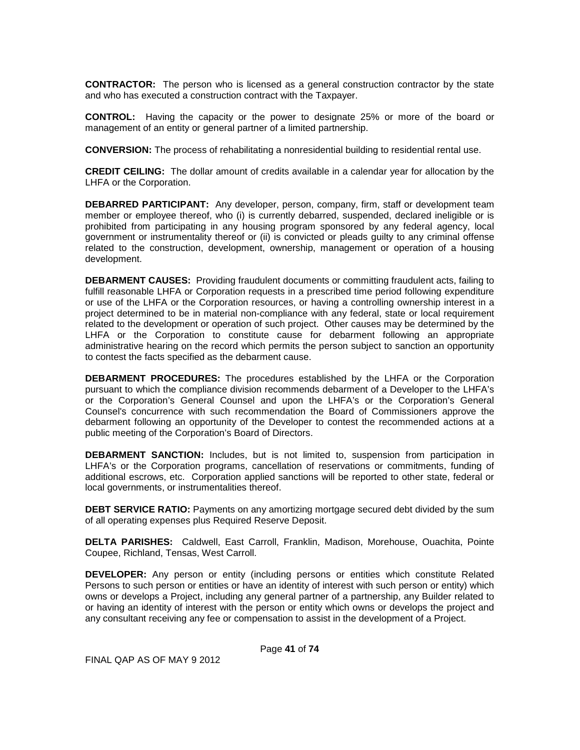**CONTRACTOR:** The person who is licensed as a general construction contractor by the state and who has executed a construction contract with the Taxpayer.

**CONTROL:** Having the capacity or the power to designate 25% or more of the board or management of an entity or general partner of a limited partnership.

**CONVERSION:** The process of rehabilitating a nonresidential building to residential rental use.

**CREDIT CEILING:** The dollar amount of credits available in a calendar year for allocation by the LHFA or the Corporation.

**DEBARRED PARTICIPANT:** Any developer, person, company, firm, staff or development team member or employee thereof, who (i) is currently debarred, suspended, declared ineligible or is prohibited from participating in any housing program sponsored by any federal agency, local government or instrumentality thereof or (ii) is convicted or pleads guilty to any criminal offense related to the construction, development, ownership, management or operation of a housing development.

**DEBARMENT CAUSES:** Providing fraudulent documents or committing fraudulent acts, failing to fulfill reasonable LHFA or Corporation requests in a prescribed time period following expenditure or use of the LHFA or the Corporation resources, or having a controlling ownership interest in a project determined to be in material non-compliance with any federal, state or local requirement related to the development or operation of such project. Other causes may be determined by the LHFA or the Corporation to constitute cause for debarment following an appropriate administrative hearing on the record which permits the person subject to sanction an opportunity to contest the facts specified as the debarment cause.

**DEBARMENT PROCEDURES:** The procedures established by the LHFA or the Corporation pursuant to which the compliance division recommends debarment of a Developer to the LHFA's or the Corporation's General Counsel and upon the LHFA's or the Corporation's General Counsel's concurrence with such recommendation the Board of Commissioners approve the debarment following an opportunity of the Developer to contest the recommended actions at a public meeting of the Corporation's Board of Directors.

**DEBARMENT SANCTION:** Includes, but is not limited to, suspension from participation in LHFA's or the Corporation programs, cancellation of reservations or commitments, funding of additional escrows, etc. Corporation applied sanctions will be reported to other state, federal or local governments, or instrumentalities thereof.

**DEBT SERVICE RATIO:** Payments on any amortizing mortgage secured debt divided by the sum of all operating expenses plus Required Reserve Deposit.

**DELTA PARISHES:** Caldwell, East Carroll, Franklin, Madison, Morehouse, Ouachita, Pointe Coupee, Richland, Tensas, West Carroll.

**DEVELOPER:** Any person or entity (including persons or entities which constitute Related Persons to such person or entities or have an identity of interest with such person or entity) which owns or develops a Project, including any general partner of a partnership, any Builder related to or having an identity of interest with the person or entity which owns or develops the project and any consultant receiving any fee or compensation to assist in the development of a Project.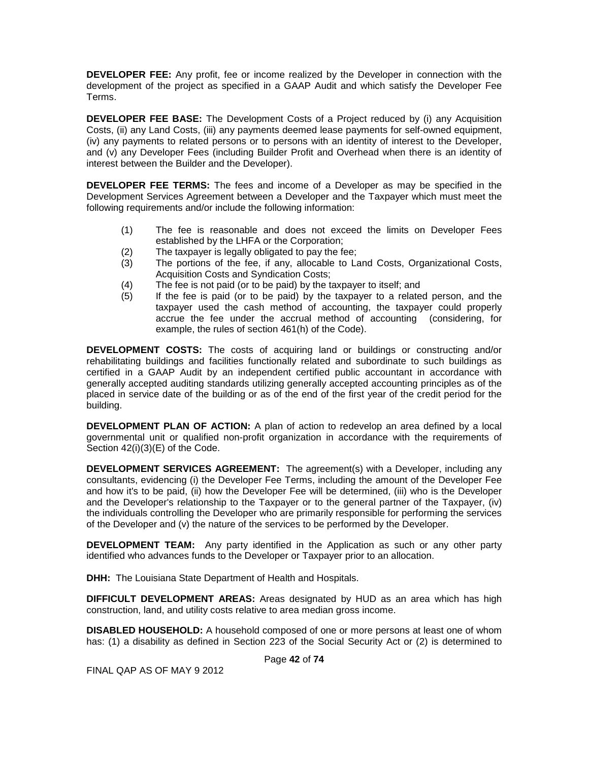**DEVELOPER FEE:** Any profit, fee or income realized by the Developer in connection with the development of the project as specified in a GAAP Audit and which satisfy the Developer Fee Terms.

**DEVELOPER FEE BASE:** The Development Costs of a Project reduced by (i) any Acquisition Costs, (ii) any Land Costs, (iii) any payments deemed lease payments for self-owned equipment, (iv) any payments to related persons or to persons with an identity of interest to the Developer, and (v) any Developer Fees (including Builder Profit and Overhead when there is an identity of interest between the Builder and the Developer).

**DEVELOPER FEE TERMS:** The fees and income of a Developer as may be specified in the Development Services Agreement between a Developer and the Taxpayer which must meet the following requirements and/or include the following information:

(1) The fee is reasonable and does not exceed the limits on Developer Fees established by the LHFA or the Corporation;
(2) The taxpayer is legally obligated to pay the fee;
(3) The portions of the fee, if any, allocable to Land Costs, Organizational Costs, Acquisition Costs and Syndication Costs;
(4) The fee is not paid (or to be paid) by the taxpayer to itself; and
(5) If the fee is paid (or to be paid) by the taxpayer to a related person, and the taxpayer used the cash method of accounting, the taxpayer could properly accrue the fee under the accrual method of accounting (considering, for example, the rules of section 461(h) of the Code).

**DEVELOPMENT COSTS:** The costs of acquiring land or buildings or constructing and/or rehabilitating buildings and facilities functionally related and subordinate to such buildings as certified in a GAAP Audit by an independent certified public accountant in accordance with generally accepted auditing standards utilizing generally accepted accounting principles as of the placed in service date of the building or as of the end of the first year of the credit period for the building.

**DEVELOPMENT PLAN OF ACTION:** A plan of action to redevelop an area defined by a local governmental unit or qualified non-profit organization in accordance with the requirements of Section 42(i)(3)(E) of the Code.

**DEVELOPMENT SERVICES AGREEMENT:** The agreement(s) with a Developer, including any consultants, evidencing (i) the Developer Fee Terms, including the amount of the Developer Fee and how it's to be paid, (ii) how the Developer Fee will be determined, (iii) who is the Developer and the Developer's relationship to the Taxpayer or to the general partner of the Taxpayer, (iv) the individuals controlling the Developer who are primarily responsible for performing the services of the Developer and (v) the nature of the services to be performed by the Developer.

**DEVELOPMENT TEAM:** Any party identified in the Application as such or any other party identified who advances funds to the Developer or Taxpayer prior to an allocation.

**DHH:** The Louisiana State Department of Health and Hospitals.

**DIFFICULT DEVELOPMENT AREAS:** Areas designated by HUD as an area which has high construction, land, and utility costs relative to area median gross income.

**DISABLED HOUSEHOLD:** A household composed of one or more persons at least one of whom has: (1) a disability as defined in Section 223 of the Social Security Act or (2) is determined to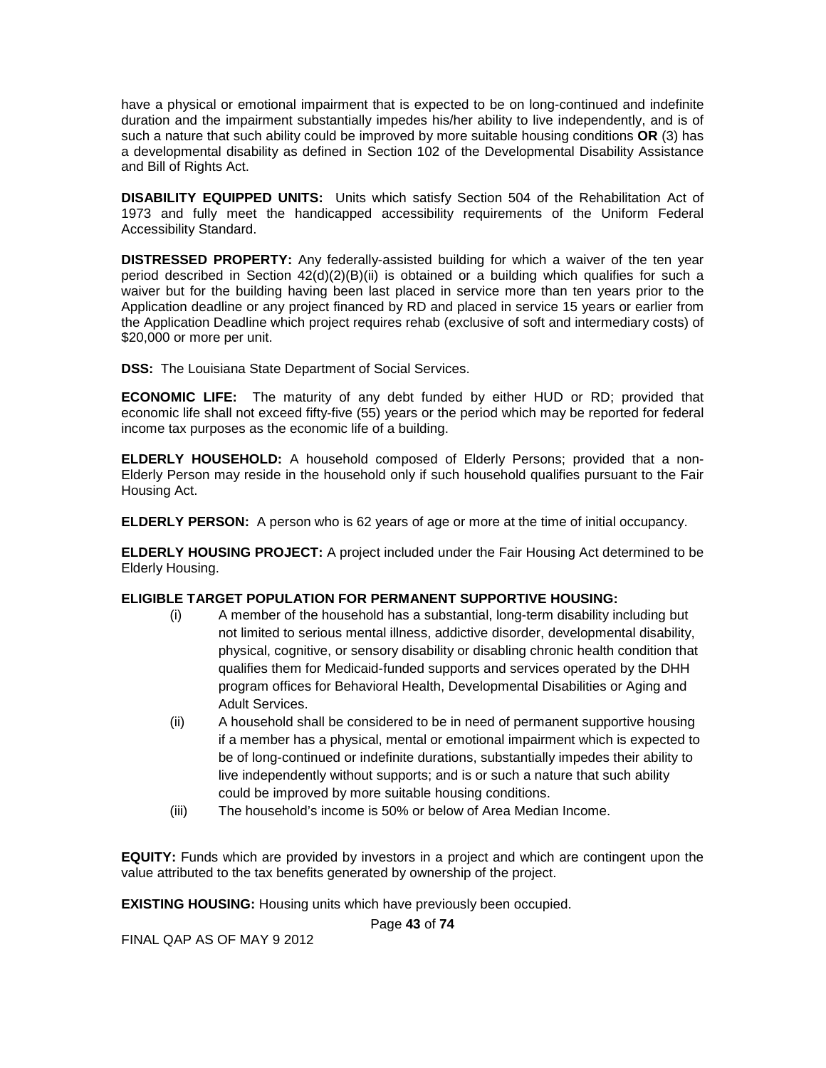have a physical or emotional impairment that is expected to be on long-continued and indefinite duration and the impairment substantially impedes his/her ability to live independently, and is of such a nature that such ability could be improved by more suitable housing conditions **OR** (3) has a developmental disability as defined in Section 102 of the Developmental Disability Assistance and Bill of Rights Act.

**DISABILITY EQUIPPED UNITS:** Units which satisfy Section 504 of the Rehabilitation Act of 1973 and fully meet the handicapped accessibility requirements of the Uniform Federal Accessibility Standard.

**DISTRESSED PROPERTY:** Any federally-assisted building for which a waiver of the ten year period described in Section 42(d)(2)(B)(ii) is obtained or a building which qualifies for such a waiver but for the building having been last placed in service more than ten years prior to the Application deadline or any project financed by RD and placed in service 15 years or earlier from the Application Deadline which project requires rehab (exclusive of soft and intermediary costs) of $20,000 or more per unit.

**DSS:** The Louisiana State Department of Social Services.

**ECONOMIC LIFE:** The maturity of any debt funded by either HUD or RD; provided that economic life shall not exceed fifty-five (55) years or the period which may be reported for federal income tax purposes as the economic life of a building.

**ELDERLY HOUSEHOLD:** A household composed of Elderly Persons; provided that a non-Elderly Person may reside in the household only if such household qualifies pursuant to the Fair Housing Act.

**ELDERLY PERSON:** A person who is 62 years of age or more at the time of initial occupancy.

**ELDERLY HOUSING PROJECT:** A project included under the Fair Housing Act determined to be Elderly Housing.

**ELIGIBLE TARGET POPULATION FOR PERMANENT SUPPORTIVE HOUSING:**

(i) A member of the household has a substantial, long-term disability including but not limited to serious mental illness, addictive disorder, developmental disability, physical, cognitive, or sensory disability or disabling chronic health condition that qualifies them for Medicaid-funded supports and services operated by the DHH program offices for Behavioral Health, Developmental Disabilities or Aging and Adult Services.

(ii) A household shall be considered to be in need of permanent supportive housing if a member has a physical, mental or emotional impairment which is expected to be of long-continued or indefinite durations, substantially impedes their ability to live independently without supports; and is or such a nature that such ability could be improved by more suitable housing conditions.

(iii) The household's income is 50% or below of Area Median Income.

**EQUITY:** Funds which are provided by investors in a project and which are contingent upon the value attributed to the tax benefits generated by ownership of the project.

**EXISTING HOUSING:** Housing units which have previously been occupied.

FINAL QAP AS OF MAY 9 2012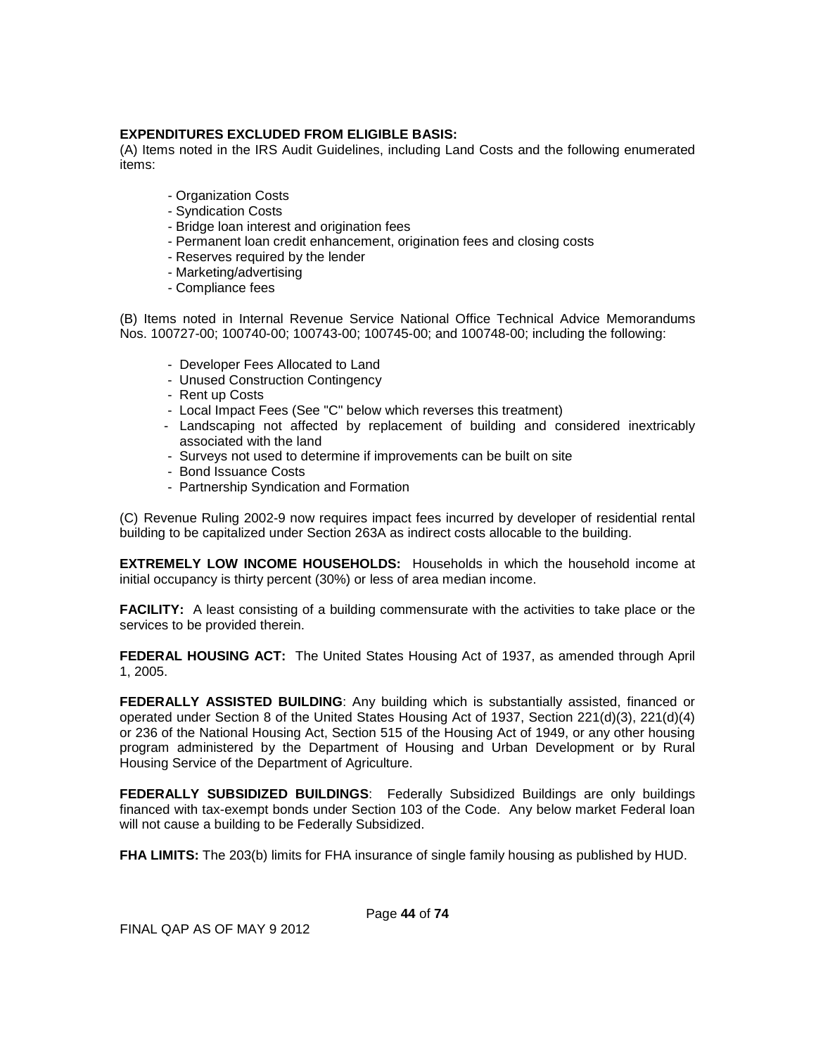**EXPENDITURES EXCLUDED FROM ELIGIBLE BASIS:**
(A) Items noted in the IRS Audit Guidelines, including Land Costs and the following enumerated items:

- Organization Costs
- Syndication Costs
- Bridge loan interest and origination fees
- Permanent loan credit enhancement, origination fees and closing costs
- Reserves required by the lender
- Marketing/advertising
- Compliance fees

(B) Items noted in Internal Revenue Service National Office Technical Advice Memorandums Nos. 100727-00; 100740-00; 100743-00; 100745-00; and 100748-00; including the following:

- Developer Fees Allocated to Land
- Unused Construction Contingency
- Rent up Costs
- Local Impact Fees (See "C" below which reverses this treatment)
- Landscaping not affected by replacement of building and considered inextricably associated with the land
- Surveys not used to determine if improvements can be built on site
- Bond Issuance Costs
- Partnership Syndication and Formation

(C) Revenue Ruling 2002-9 now requires impact fees incurred by developer of residential rental building to be capitalized under Section 263A as indirect costs allocable to the building.

**EXTREMELY LOW INCOME HOUSEHOLDS:** Households in which the household income at initial occupancy is thirty percent (30%) or less of area median income.

**FACILITY:** A least consisting of a building commensurate with the activities to take place or the services to be provided therein.

**FEDERAL HOUSING ACT:** The United States Housing Act of 1937, as amended through April 1, 2005.

**FEDERALLY ASSISTED BUILDING**: Any building which is substantially assisted, financed or operated under Section 8 of the United States Housing Act of 1937, Section 221(d)(3), 221(d)(4) or 236 of the National Housing Act, Section 515 of the Housing Act of 1949, or any other housing program administered by the Department of Housing and Urban Development or by Rural Housing Service of the Department of Agriculture.

**FEDERALLY SUBSIDIZED BUILDINGS**: Federally Subsidized Buildings are only buildings financed with tax-exempt bonds under Section 103 of the Code. Any below market Federal loan will not cause a building to be Federally Subsidized.

**FHA LIMITS:** The 203(b) limits for FHA insurance of single family housing as published by HUD.

FINAL QAP AS OF MAY 9 2012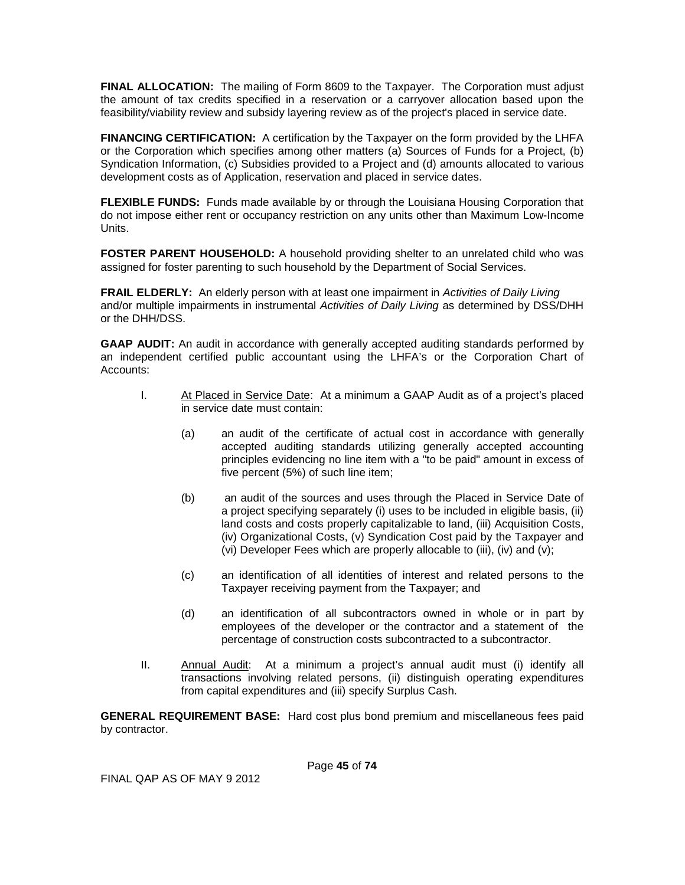**FINAL ALLOCATION:** The mailing of Form 8609 to the Taxpayer. The Corporation must adjust the amount of tax credits specified in a reservation or a carryover allocation based upon the feasibility/viability review and subsidy layering review as of the project's placed in service date.

**FINANCING CERTIFICATION:** A certification by the Taxpayer on the form provided by the LHFA or the Corporation which specifies among other matters (a) Sources of Funds for a Project, (b) Syndication Information, (c) Subsidies provided to a Project and (d) amounts allocated to various development costs as of Application, reservation and placed in service dates.

**FLEXIBLE FUNDS:** Funds made available by or through the Louisiana Housing Corporation that do not impose either rent or occupancy restriction on any units other than Maximum Low-Income Units.

**FOSTER PARENT HOUSEHOLD:** A household providing shelter to an unrelated child who was assigned for foster parenting to such household by the Department of Social Services.

**FRAIL ELDERLY:** An elderly person with at least one impairment in *Activities of Daily Living* and/or multiple impairments in instrumental *Activities of Daily Living* as determined by DSS/DHH or the DHH/DSS.

**GAAP AUDIT:** An audit in accordance with generally accepted auditing standards performed by an independent certified public accountant using the LHFA's or the Corporation Chart of Accounts:

I. <u>At Placed in Service Date</u>: At a minimum a GAAP Audit as of a project's placed in service date must contain:

(a) an audit of the certificate of actual cost in accordance with generally accepted auditing standards utilizing generally accepted accounting principles evidencing no line item with a "to be paid" amount in excess of five percent (5%) of such line item;

(b) an audit of the sources and uses through the Placed in Service Date of a project specifying separately (i) uses to be included in eligible basis, (ii) land costs and costs properly capitalizable to land, (iii) Acquisition Costs, (iv) Organizational Costs, (v) Syndication Cost paid by the Taxpayer and (vi) Developer Fees which are properly allocable to (iii), (iv) and (v);

(c) an identification of all identities of interest and related persons to the Taxpayer receiving payment from the Taxpayer; and

(d) an identification of all subcontractors owned in whole or in part by employees of the developer or the contractor and a statement of the percentage of construction costs subcontracted to a subcontractor.

II. <u>Annual Audit</u>: At a minimum a project's annual audit must (i) identify all transactions involving related persons, (ii) distinguish operating expenditures from capital expenditures and (iii) specify Surplus Cash.

**GENERAL REQUIREMENT BASE:** Hard cost plus bond premium and miscellaneous fees paid by contractor.

FINAL QAP AS OF MAY 9 2012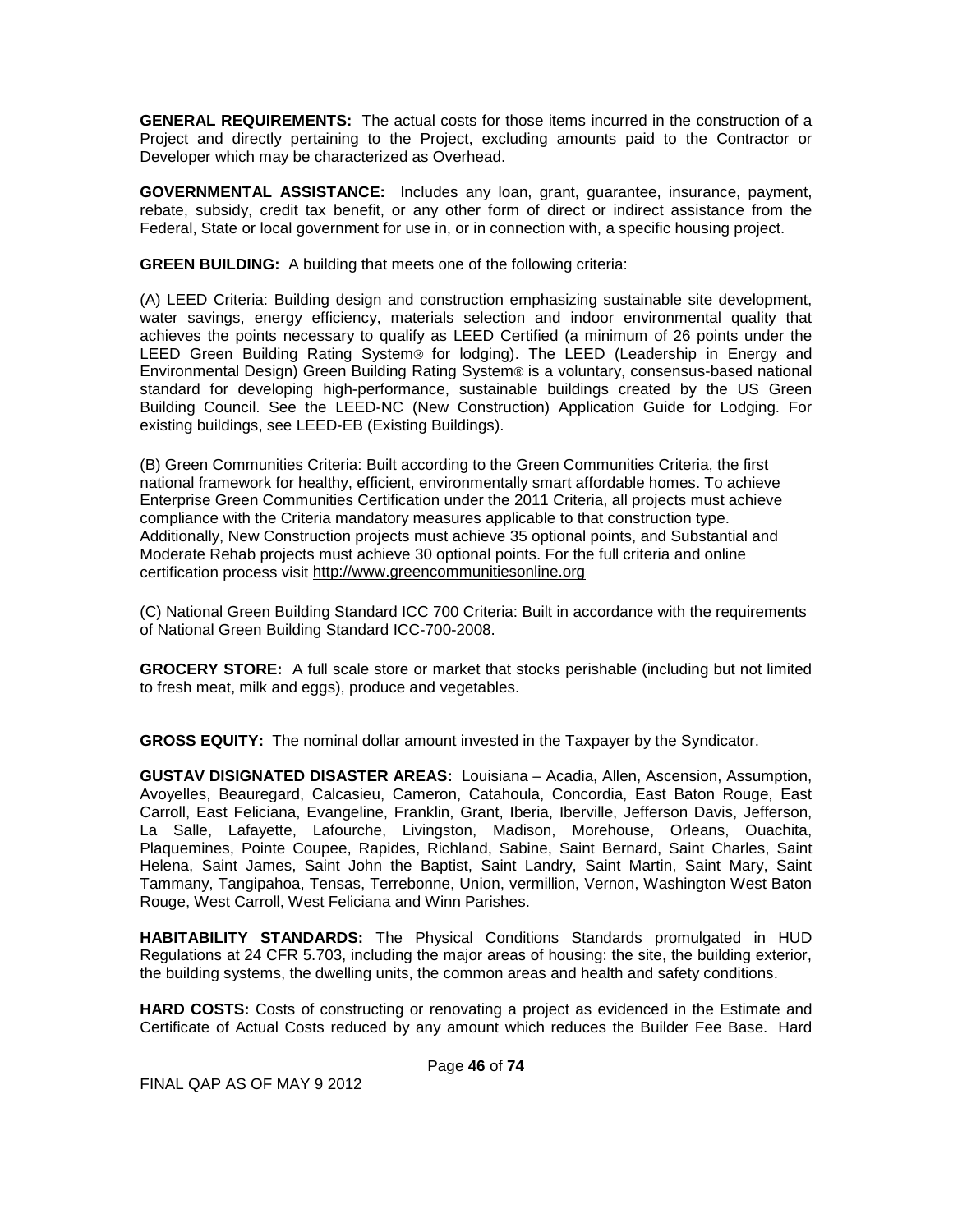**GENERAL REQUIREMENTS:** The actual costs for those items incurred in the construction of a Project and directly pertaining to the Project, excluding amounts paid to the Contractor or Developer which may be characterized as Overhead.

**GOVERNMENTAL ASSISTANCE:** Includes any loan, grant, guarantee, insurance, payment, rebate, subsidy, credit tax benefit, or any other form of direct or indirect assistance from the Federal, State or local government for use in, or in connection with, a specific housing project.

**GREEN BUILDING:** A building that meets one of the following criteria:

(A) LEED Criteria: Building design and construction emphasizing sustainable site development, water savings, energy efficiency, materials selection and indoor environmental quality that achieves the points necessary to qualify as LEED Certified (a minimum of 26 points under the LEED Green Building Rating System® for lodging). The LEED (Leadership in Energy and Environmental Design) Green Building Rating System® is a voluntary, consensus-based national standard for developing high-performance, sustainable buildings created by the US Green Building Council. See the LEED-NC (New Construction) Application Guide for Lodging. For existing buildings, see LEED-EB (Existing Buildings).

(B) Green Communities Criteria: Built according to the Green Communities Criteria, the first national framework for healthy, efficient, environmentally smart affordable homes. To achieve Enterprise Green Communities Certification under the 2011 Criteria, all projects must achieve compliance with the Criteria mandatory measures applicable to that construction type. Additionally, New Construction projects must achieve 35 optional points, and Substantial and Moderate Rehab projects must achieve 30 optional points. For the full criteria and online certification process visit http://www.greencommunitiesonline.org

(C) National Green Building Standard ICC 700 Criteria: Built in accordance with the requirements of National Green Building Standard ICC-700-2008.

**GROCERY STORE:** A full scale store or market that stocks perishable (including but not limited to fresh meat, milk and eggs), produce and vegetables.

**GROSS EQUITY:** The nominal dollar amount invested in the Taxpayer by the Syndicator.

**GUSTAV DISIGNATED DISASTER AREAS:** Louisiana – Acadia, Allen, Ascension, Assumption, Avoyelles, Beauregard, Calcasieu, Cameron, Catahoula, Concordia, East Baton Rouge, East Carroll, East Feliciana, Evangeline, Franklin, Grant, Iberia, Iberville, Jefferson Davis, Jefferson, La Salle, Lafayette, Lafourche, Livingston, Madison, Morehouse, Orleans, Ouachita, Plaquemines, Pointe Coupee, Rapides, Richland, Sabine, Saint Bernard, Saint Charles, Saint Helena, Saint James, Saint John the Baptist, Saint Landry, Saint Martin, Saint Mary, Saint Tammany, Tangipahoa, Tensas, Terrebonne, Union, vermillion, Vernon, Washington West Baton Rouge, West Carroll, West Feliciana and Winn Parishes.

**HABITABILITY STANDARDS:** The Physical Conditions Standards promulgated in HUD Regulations at 24 CFR 5.703, including the major areas of housing: the site, the building exterior, the building systems, the dwelling units, the common areas and health and safety conditions.

**HARD COSTS:** Costs of constructing or renovating a project as evidenced in the Estimate and Certificate of Actual Costs reduced by any amount which reduces the Builder Fee Base. Hard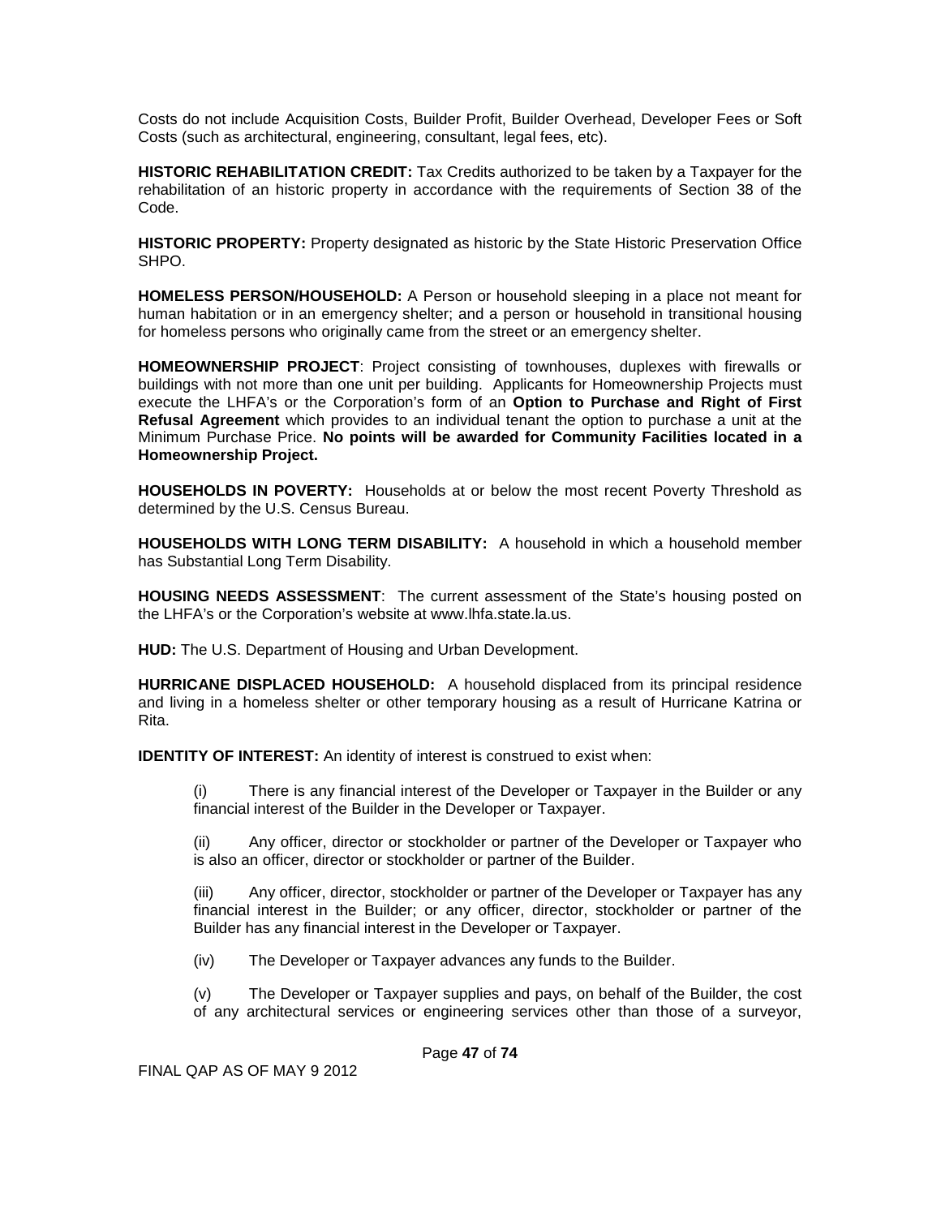Costs do not include Acquisition Costs, Builder Profit, Builder Overhead, Developer Fees or Soft Costs (such as architectural, engineering, consultant, legal fees, etc).

**HISTORIC REHABILITATION CREDIT:** Tax Credits authorized to be taken by a Taxpayer for the rehabilitation of an historic property in accordance with the requirements of Section 38 of the Code.

**HISTORIC PROPERTY:** Property designated as historic by the State Historic Preservation Office SHPO.

**HOMELESS PERSON/HOUSEHOLD:** A Person or household sleeping in a place not meant for human habitation or in an emergency shelter; and a person or household in transitional housing for homeless persons who originally came from the street or an emergency shelter.

**HOMEOWNERSHIP PROJECT**: Project consisting of townhouses, duplexes with firewalls or buildings with not more than one unit per building. Applicants for Homeownership Projects must execute the LHFA's or the Corporation's form of an **Option to Purchase and Right of First Refusal Agreement** which provides to an individual tenant the option to purchase a unit at the Minimum Purchase Price. **No points will be awarded for Community Facilities located in a Homeownership Project.**

**HOUSEHOLDS IN POVERTY:** Households at or below the most recent Poverty Threshold as determined by the U.S. Census Bureau.

**HOUSEHOLDS WITH LONG TERM DISABILITY:** A household in which a household member has Substantial Long Term Disability.

**HOUSING NEEDS ASSESSMENT**: The current assessment of the State's housing posted on the LHFA's or the Corporation's website at www.lhfa.state.la.us.

**HUD:** The U.S. Department of Housing and Urban Development.

**HURRICANE DISPLACED HOUSEHOLD:** A household displaced from its principal residence and living in a homeless shelter or other temporary housing as a result of Hurricane Katrina or Rita.

**IDENTITY OF INTEREST:** An identity of interest is construed to exist when:

(i) There is any financial interest of the Developer or Taxpayer in the Builder or any financial interest of the Builder in the Developer or Taxpayer.

(ii) Any officer, director or stockholder or partner of the Developer or Taxpayer who is also an officer, director or stockholder or partner of the Builder.

(iii) Any officer, director, stockholder or partner of the Developer or Taxpayer has any financial interest in the Builder; or any officer, director, stockholder or partner of the Builder has any financial interest in the Developer or Taxpayer.

(iv) The Developer or Taxpayer advances any funds to the Builder.

(v) The Developer or Taxpayer supplies and pays, on behalf of the Builder, the cost of any architectural services or engineering services other than those of a surveyor,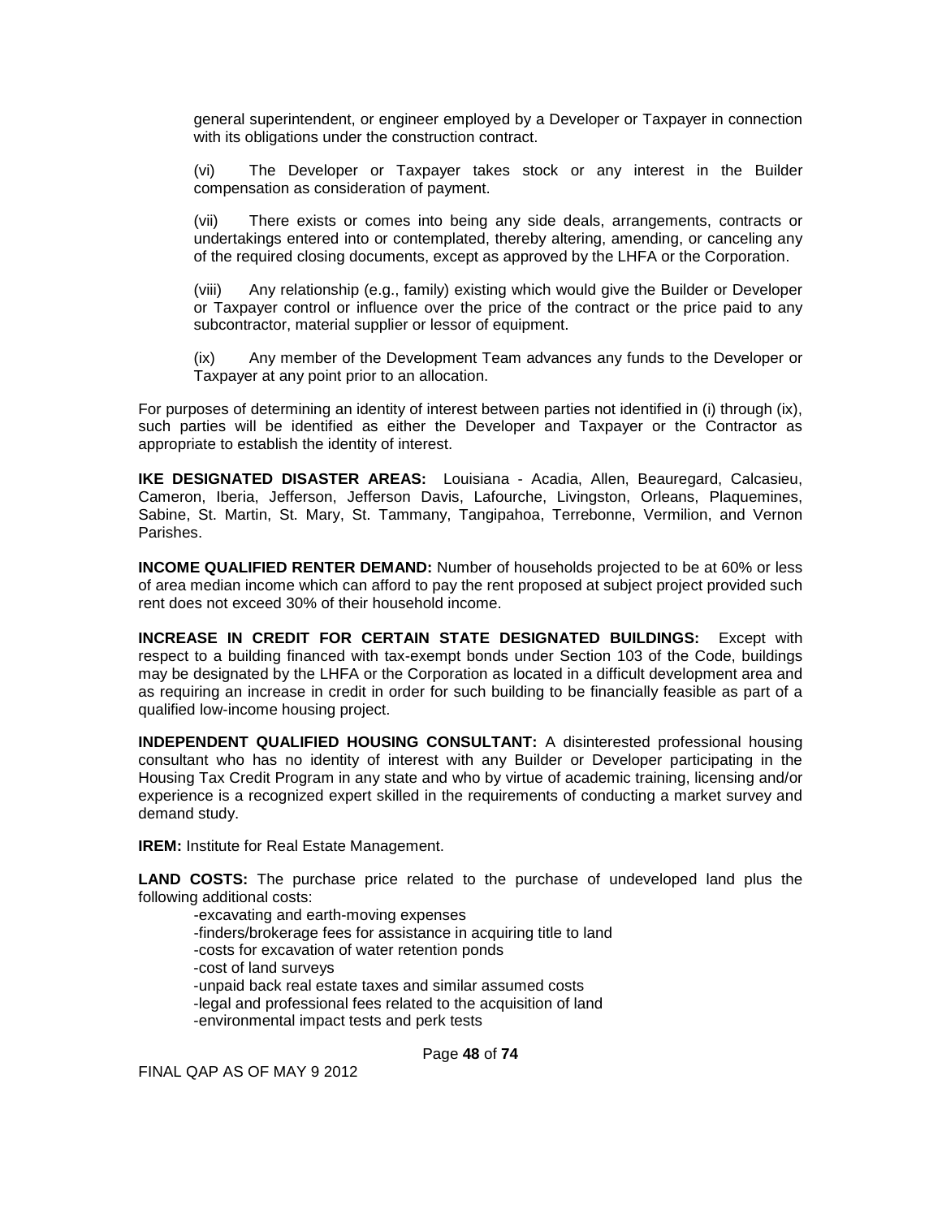general superintendent, or engineer employed by a Developer or Taxpayer in connection with its obligations under the construction contract.

(vi) The Developer or Taxpayer takes stock or any interest in the Builder compensation as consideration of payment.

(vii) There exists or comes into being any side deals, arrangements, contracts or undertakings entered into or contemplated, thereby altering, amending, or canceling any of the required closing documents, except as approved by the LHFA or the Corporation.

(viii) Any relationship (e.g., family) existing which would give the Builder or Developer or Taxpayer control or influence over the price of the contract or the price paid to any subcontractor, material supplier or lessor of equipment.

(ix) Any member of the Development Team advances any funds to the Developer or Taxpayer at any point prior to an allocation.

For purposes of determining an identity of interest between parties not identified in (i) through (ix), such parties will be identified as either the Developer and Taxpayer or the Contractor as appropriate to establish the identity of interest.

**IKE DESIGNATED DISASTER AREAS:** Louisiana - Acadia, Allen, Beauregard, Calcasieu, Cameron, Iberia, Jefferson, Jefferson Davis, Lafourche, Livingston, Orleans, Plaquemines, Sabine, St. Martin, St. Mary, St. Tammany, Tangipahoa, Terrebonne, Vermilion, and Vernon Parishes.

**INCOME QUALIFIED RENTER DEMAND:** Number of households projected to be at 60% or less of area median income which can afford to pay the rent proposed at subject project provided such rent does not exceed 30% of their household income.

**INCREASE IN CREDIT FOR CERTAIN STATE DESIGNATED BUILDINGS:** Except with respect to a building financed with tax-exempt bonds under Section 103 of the Code, buildings may be designated by the LHFA or the Corporation as located in a difficult development area and as requiring an increase in credit in order for such building to be financially feasible as part of a qualified low-income housing project.

**INDEPENDENT QUALIFIED HOUSING CONSULTANT:** A disinterested professional housing consultant who has no identity of interest with any Builder or Developer participating in the Housing Tax Credit Program in any state and who by virtue of academic training, licensing and/or experience is a recognized expert skilled in the requirements of conducting a market survey and demand study.

**IREM:** Institute for Real Estate Management.

**LAND COSTS:** The purchase price related to the purchase of undeveloped land plus the following additional costs:

-excavating and earth-moving expenses
-finders/brokerage fees for assistance in acquiring title to land
-costs for excavation of water retention ponds
-cost of land surveys
-unpaid back real estate taxes and similar assumed costs
-legal and professional fees related to the acquisition of land
-environmental impact tests and perk tests

FINAL QAP AS OF MAY 9 2012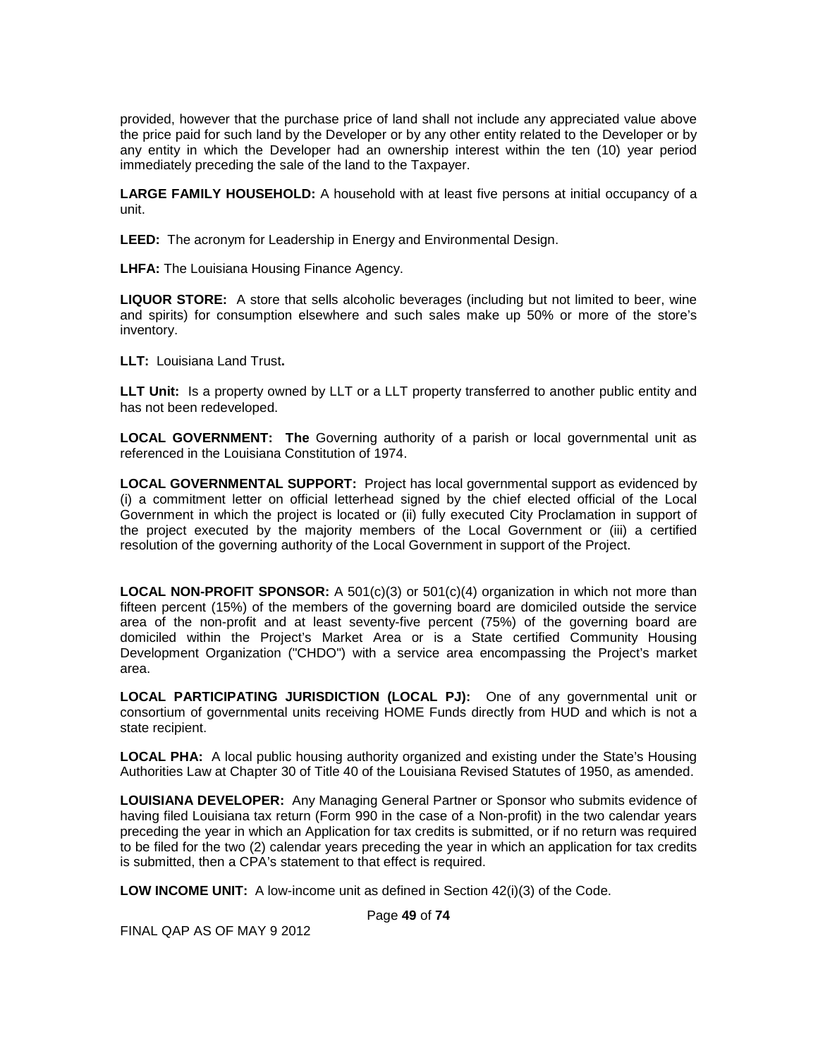provided, however that the purchase price of land shall not include any appreciated value above the price paid for such land by the Developer or by any other entity related to the Developer or by any entity in which the Developer had an ownership interest within the ten (10) year period immediately preceding the sale of the land to the Taxpayer.

**LARGE FAMILY HOUSEHOLD:** A household with at least five persons at initial occupancy of a unit.

**LEED:** The acronym for Leadership in Energy and Environmental Design.

**LHFA:** The Louisiana Housing Finance Agency.

**LIQUOR STORE:** A store that sells alcoholic beverages (including but not limited to beer, wine and spirits) for consumption elsewhere and such sales make up 50% or more of the store's inventory.

**LLT:** Louisiana Land Trust**.**

**LLT Unit:** Is a property owned by LLT or a LLT property transferred to another public entity and has not been redeveloped.

**LOCAL GOVERNMENT: The** Governing authority of a parish or local governmental unit as referenced in the Louisiana Constitution of 1974.

**LOCAL GOVERNMENTAL SUPPORT:** Project has local governmental support as evidenced by (i) a commitment letter on official letterhead signed by the chief elected official of the Local Government in which the project is located or (ii) fully executed City Proclamation in support of the project executed by the majority members of the Local Government or (iii) a certified resolution of the governing authority of the Local Government in support of the Project.

**LOCAL NON-PROFIT SPONSOR:** A 501(c)(3) or 501(c)(4) organization in which not more than fifteen percent (15%) of the members of the governing board are domiciled outside the service area of the non-profit and at least seventy-five percent (75%) of the governing board are domiciled within the Project's Market Area or is a State certified Community Housing Development Organization ("CHDO") with a service area encompassing the Project's market area.

**LOCAL PARTICIPATING JURISDICTION (LOCAL PJ):** One of any governmental unit or consortium of governmental units receiving HOME Funds directly from HUD and which is not a state recipient.

**LOCAL PHA:** A local public housing authority organized and existing under the State's Housing Authorities Law at Chapter 30 of Title 40 of the Louisiana Revised Statutes of 1950, as amended.

**LOUISIANA DEVELOPER:** Any Managing General Partner or Sponsor who submits evidence of having filed Louisiana tax return (Form 990 in the case of a Non-profit) in the two calendar years preceding the year in which an Application for tax credits is submitted, or if no return was required to be filed for the two (2) calendar years preceding the year in which an application for tax credits is submitted, then a CPA's statement to that effect is required.

**LOW INCOME UNIT:** A low-income unit as defined in Section 42(i)(3) of the Code.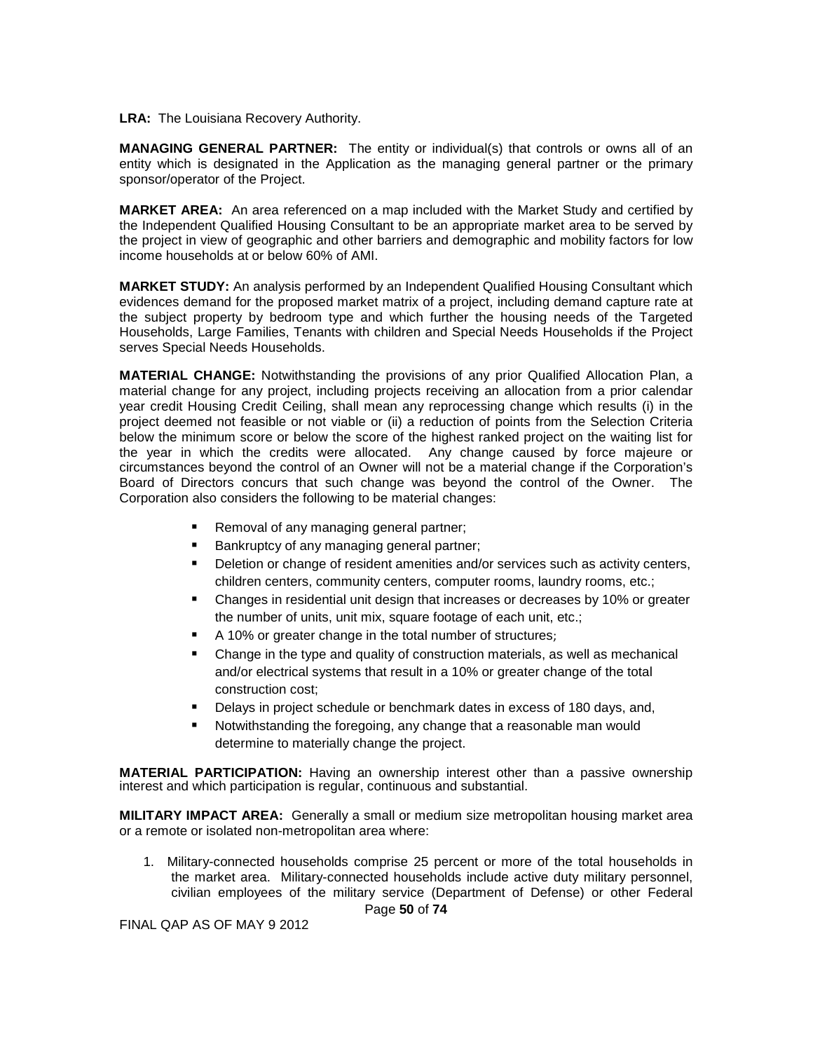**LRA:** The Louisiana Recovery Authority.

**MANAGING GENERAL PARTNER:** The entity or individual(s) that controls or owns all of an entity which is designated in the Application as the managing general partner or the primary sponsor/operator of the Project.

**MARKET AREA:** An area referenced on a map included with the Market Study and certified by the Independent Qualified Housing Consultant to be an appropriate market area to be served by the project in view of geographic and other barriers and demographic and mobility factors for low income households at or below 60% of AMI.

**MARKET STUDY:** An analysis performed by an Independent Qualified Housing Consultant which evidences demand for the proposed market matrix of a project, including demand capture rate at the subject property by bedroom type and which further the housing needs of the Targeted Households, Large Families, Tenants with children and Special Needs Households if the Project serves Special Needs Households.

**MATERIAL CHANGE:** Notwithstanding the provisions of any prior Qualified Allocation Plan, a material change for any project, including projects receiving an allocation from a prior calendar year credit Housing Credit Ceiling, shall mean any reprocessing change which results (i) in the project deemed not feasible or not viable or (ii) a reduction of points from the Selection Criteria below the minimum score or below the score of the highest ranked project on the waiting list for the year in which the credits were allocated. Any change caused by force majeure or circumstances beyond the control of an Owner will not be a material change if the Corporation's Board of Directors concurs that such change was beyond the control of the Owner. The Corporation also considers the following to be material changes:

- Removal of any managing general partner;
- Bankruptcy of any managing general partner;
- Deletion or change of resident amenities and/or services such as activity centers, children centers, community centers, computer rooms, laundry rooms, etc.;
- Changes in residential unit design that increases or decreases by 10% or greater the number of units, unit mix, square footage of each unit, etc.;
- A 10% or greater change in the total number of structures;
- Change in the type and quality of construction materials, as well as mechanical and/or electrical systems that result in a 10% or greater change of the total construction cost;
- Delays in project schedule or benchmark dates in excess of 180 days, and,
- Notwithstanding the foregoing, any change that a reasonable man would determine to materially change the project.

**MATERIAL PARTICIPATION:** Having an ownership interest other than a passive ownership interest and which participation is regular, continuous and substantial.

**MILITARY IMPACT AREA:** Generally a small or medium size metropolitan housing market area or a remote or isolated non-metropolitan area where:

1. Military-connected households comprise 25 percent or more of the total households in the market area. Military-connected households include active duty military personnel, civilian employees of the military service (Department of Defense) or other Federal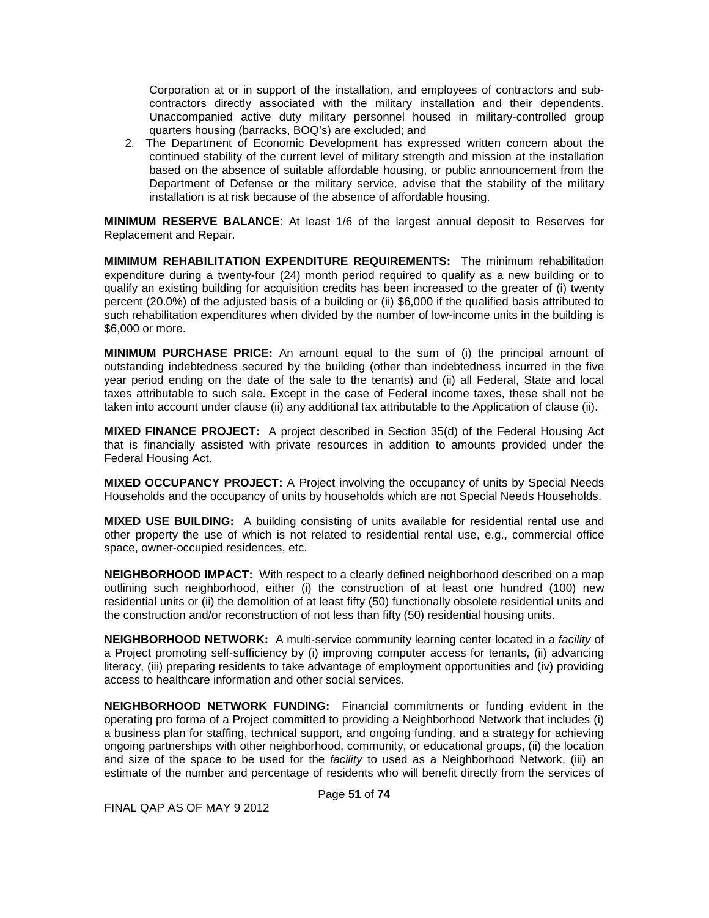Corporation at or in support of the installation, and employees of contractors and sub-contractors directly associated with the military installation and their dependents. Unaccompanied active duty military personnel housed in military-controlled group quarters housing (barracks, BOQ's) are excluded; and

2. The Department of Economic Development has expressed written concern about the continued stability of the current level of military strength and mission at the installation based on the absence of suitable affordable housing, or public announcement from the Department of Defense or the military service, advise that the stability of the military installation is at risk because of the absence of affordable housing.

**MINIMUM RESERVE BALANCE**: At least 1/6 of the largest annual deposit to Reserves for Replacement and Repair.

**MIMIMUM REHABILITATION EXPENDITURE REQUIREMENTS:** The minimum rehabilitation expenditure during a twenty-four (24) month period required to qualify as a new building or to qualify an existing building for acquisition credits has been increased to the greater of (i) twenty percent (20.0%) of the adjusted basis of a building or (ii) $6,000 if the qualified basis attributed to such rehabilitation expenditures when divided by the number of low-income units in the building is $6,000 or more.

**MINIMUM PURCHASE PRICE:** An amount equal to the sum of (i) the principal amount of outstanding indebtedness secured by the building (other than indebtedness incurred in the five year period ending on the date of the sale to the tenants) and (ii) all Federal, State and local taxes attributable to such sale. Except in the case of Federal income taxes, these shall not be taken into account under clause (ii) any additional tax attributable to the Application of clause (ii).

**MIXED FINANCE PROJECT:** A project described in Section 35(d) of the Federal Housing Act that is financially assisted with private resources in addition to amounts provided under the Federal Housing Act.

**MIXED OCCUPANCY PROJECT:** A Project involving the occupancy of units by Special Needs Households and the occupancy of units by households which are not Special Needs Households.

**MIXED USE BUILDING:** A building consisting of units available for residential rental use and other property the use of which is not related to residential rental use, e.g., commercial office space, owner-occupied residences, etc.

**NEIGHBORHOOD IMPACT:** With respect to a clearly defined neighborhood described on a map outlining such neighborhood, either (i) the construction of at least one hundred (100) new residential units or (ii) the demolition of at least fifty (50) functionally obsolete residential units and the construction and/or reconstruction of not less than fifty (50) residential housing units.

**NEIGHBORHOOD NETWORK:** A multi-service community learning center located in a *facility* of a Project promoting self-sufficiency by (i) improving computer access for tenants, (ii) advancing literacy, (iii) preparing residents to take advantage of employment opportunities and (iv) providing access to healthcare information and other social services.

**NEIGHBORHOOD NETWORK FUNDING:** Financial commitments or funding evident in the operating pro forma of a Project committed to providing a Neighborhood Network that includes (i) a business plan for staffing, technical support, and ongoing funding, and a strategy for achieving ongoing partnerships with other neighborhood, community, or educational groups, (ii) the location and size of the space to be used for the *facility* to used as a Neighborhood Network, (iii) an estimate of the number and percentage of residents who will benefit directly from the services of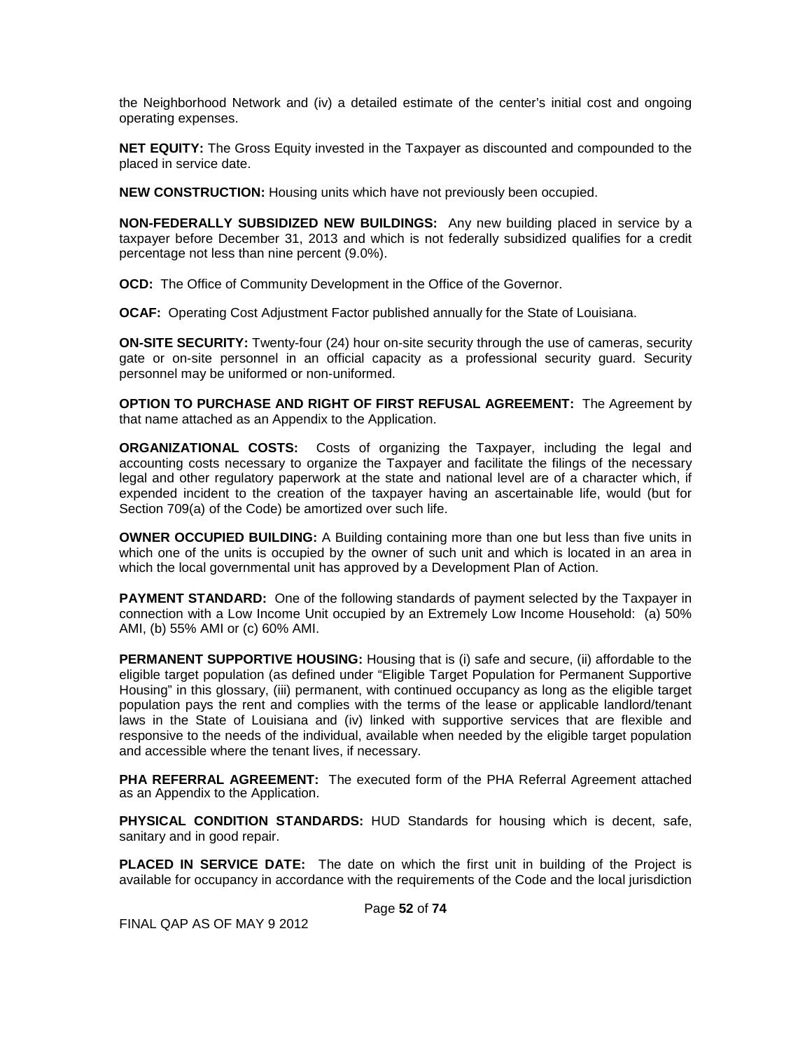the Neighborhood Network and (iv) a detailed estimate of the center's initial cost and ongoing operating expenses.

**NET EQUITY:** The Gross Equity invested in the Taxpayer as discounted and compounded to the placed in service date.

**NEW CONSTRUCTION:** Housing units which have not previously been occupied.

**NON-FEDERALLY SUBSIDIZED NEW BUILDINGS:** Any new building placed in service by a taxpayer before December 31, 2013 and which is not federally subsidized qualifies for a credit percentage not less than nine percent (9.0%).

**OCD:** The Office of Community Development in the Office of the Governor.

**OCAF:** Operating Cost Adjustment Factor published annually for the State of Louisiana.

**ON-SITE SECURITY:** Twenty-four (24) hour on-site security through the use of cameras, security gate or on-site personnel in an official capacity as a professional security guard. Security personnel may be uniformed or non-uniformed.

**OPTION TO PURCHASE AND RIGHT OF FIRST REFUSAL AGREEMENT:** The Agreement by that name attached as an Appendix to the Application.

**ORGANIZATIONAL COSTS:** Costs of organizing the Taxpayer, including the legal and accounting costs necessary to organize the Taxpayer and facilitate the filings of the necessary legal and other regulatory paperwork at the state and national level are of a character which, if expended incident to the creation of the taxpayer having an ascertainable life, would (but for Section 709(a) of the Code) be amortized over such life.

**OWNER OCCUPIED BUILDING:** A Building containing more than one but less than five units in which one of the units is occupied by the owner of such unit and which is located in an area in which the local governmental unit has approved by a Development Plan of Action.

**PAYMENT STANDARD:** One of the following standards of payment selected by the Taxpayer in connection with a Low Income Unit occupied by an Extremely Low Income Household: (a) 50% AMI, (b) 55% AMI or (c) 60% AMI.

**PERMANENT SUPPORTIVE HOUSING:** Housing that is (i) safe and secure, (ii) affordable to the eligible target population (as defined under "Eligible Target Population for Permanent Supportive Housing" in this glossary, (iii) permanent, with continued occupancy as long as the eligible target population pays the rent and complies with the terms of the lease or applicable landlord/tenant laws in the State of Louisiana and (iv) linked with supportive services that are flexible and responsive to the needs of the individual, available when needed by the eligible target population and accessible where the tenant lives, if necessary.

**PHA REFERRAL AGREEMENT:** The executed form of the PHA Referral Agreement attached as an Appendix to the Application.

**PHYSICAL CONDITION STANDARDS:** HUD Standards for housing which is decent, safe, sanitary and in good repair.

**PLACED IN SERVICE DATE:** The date on which the first unit in building of the Project is available for occupancy in accordance with the requirements of the Code and the local jurisdiction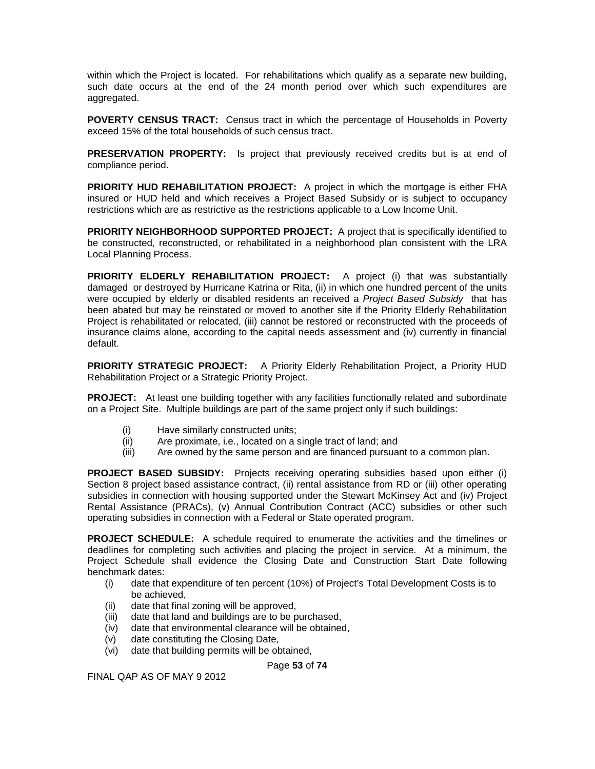within which the Project is located. For rehabilitations which qualify as a separate new building, such date occurs at the end of the 24 month period over which such expenditures are aggregated.

**POVERTY CENSUS TRACT:** Census tract in which the percentage of Households in Poverty exceed 15% of the total households of such census tract.

**PRESERVATION PROPERTY:** Is project that previously received credits but is at end of compliance period.

**PRIORITY HUD REHABILITATION PROJECT:** A project in which the mortgage is either FHA insured or HUD held and which receives a Project Based Subsidy or is subject to occupancy restrictions which are as restrictive as the restrictions applicable to a Low Income Unit.

**PRIORITY NEIGHBORHOOD SUPPORTED PROJECT:** A project that is specifically identified to be constructed, reconstructed, or rehabilitated in a neighborhood plan consistent with the LRA Local Planning Process.

**PRIORITY ELDERLY REHABILITATION PROJECT:** A project (i) that was substantially damaged or destroyed by Hurricane Katrina or Rita, (ii) in which one hundred percent of the units were occupied by elderly or disabled residents an received a *Project Based Subsidy* that has been abated but may be reinstated or moved to another site if the Priority Elderly Rehabilitation Project is rehabilitated or relocated, (iii) cannot be restored or reconstructed with the proceeds of insurance claims alone, according to the capital needs assessment and (iv) currently in financial default.

**PRIORITY STRATEGIC PROJECT:** A Priority Elderly Rehabilitation Project, a Priority HUD Rehabilitation Project or a Strategic Priority Project.

**PROJECT:** At least one building together with any facilities functionally related and subordinate on a Project Site. Multiple buildings are part of the same project only if such buildings:

(i) Have similarly constructed units;
(ii) Are proximate, i.e., located on a single tract of land; and
(iii) Are owned by the same person and are financed pursuant to a common plan.

**PROJECT BASED SUBSIDY:** Projects receiving operating subsidies based upon either (i) Section 8 project based assistance contract, (ii) rental assistance from RD or (iii) other operating subsidies in connection with housing supported under the Stewart McKinsey Act and (iv) Project Rental Assistance (PRACs), (v) Annual Contribution Contract (ACC) subsidies or other such operating subsidies in connection with a Federal or State operated program.

**PROJECT SCHEDULE:** A schedule required to enumerate the activities and the timelines or deadlines for completing such activities and placing the project in service. At a minimum, the Project Schedule shall evidence the Closing Date and Construction Start Date following benchmark dates:

(i) date that expenditure of ten percent (10%) of Project's Total Development Costs is to be achieved,
(ii) date that final zoning will be approved,
(iii) date that land and buildings are to be purchased,
(iv) date that environmental clearance will be obtained,
(v) date constituting the Closing Date,
(vi) date that building permits will be obtained,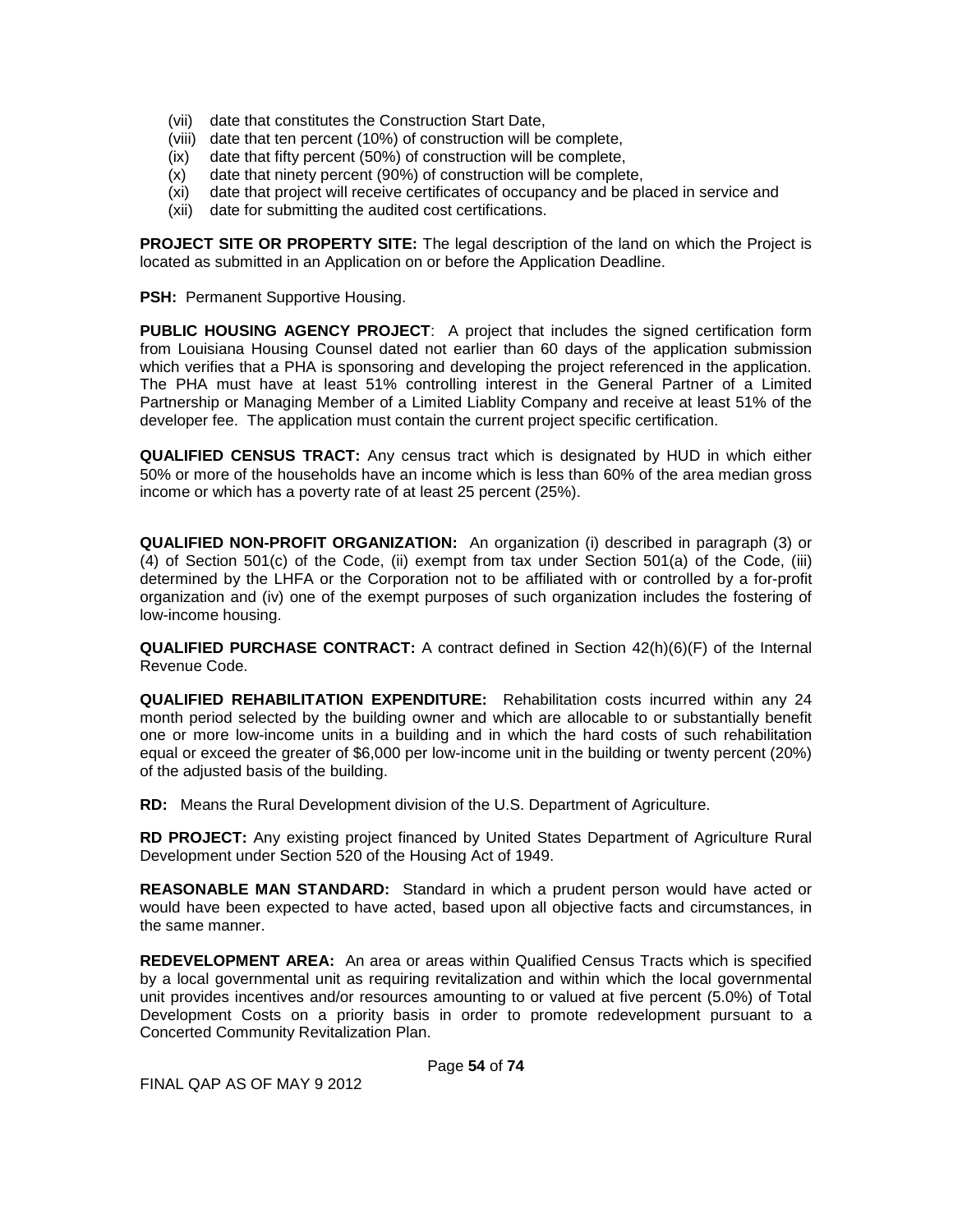(vii) date that constitutes the Construction Start Date,
(viii) date that ten percent (10%) of construction will be complete,
(ix) date that fifty percent (50%) of construction will be complete,
(x) date that ninety percent (90%) of construction will be complete,
(xi) date that project will receive certificates of occupancy and be placed in service and
(xii) date for submitting the audited cost certifications.

**PROJECT SITE OR PROPERTY SITE:** The legal description of the land on which the Project is located as submitted in an Application on or before the Application Deadline.

**PSH:** Permanent Supportive Housing.

**PUBLIC HOUSING AGENCY PROJECT**: A project that includes the signed certification form from Louisiana Housing Counsel dated not earlier than 60 days of the application submission which verifies that a PHA is sponsoring and developing the project referenced in the application. The PHA must have at least 51% controlling interest in the General Partner of a Limited Partnership or Managing Member of a Limited Liablity Company and receive at least 51% of the developer fee. The application must contain the current project specific certification.

**QUALIFIED CENSUS TRACT:** Any census tract which is designated by HUD in which either 50% or more of the households have an income which is less than 60% of the area median gross income or which has a poverty rate of at least 25 percent (25%).

**QUALIFIED NON-PROFIT ORGANIZATION:** An organization (i) described in paragraph (3) or (4) of Section 501(c) of the Code, (ii) exempt from tax under Section 501(a) of the Code, (iii) determined by the LHFA or the Corporation not to be affiliated with or controlled by a for-profit organization and (iv) one of the exempt purposes of such organization includes the fostering of low-income housing.

**QUALIFIED PURCHASE CONTRACT:** A contract defined in Section 42(h)(6)(F) of the Internal Revenue Code.

**QUALIFIED REHABILITATION EXPENDITURE:** Rehabilitation costs incurred within any 24 month period selected by the building owner and which are allocable to or substantially benefit one or more low-income units in a building and in which the hard costs of such rehabilitation equal or exceed the greater of $6,000 per low-income unit in the building or twenty percent (20%) of the adjusted basis of the building.

**RD:** Means the Rural Development division of the U.S. Department of Agriculture.

**RD PROJECT:** Any existing project financed by United States Department of Agriculture Rural Development under Section 520 of the Housing Act of 1949.

**REASONABLE MAN STANDARD:** Standard in which a prudent person would have acted or would have been expected to have acted, based upon all objective facts and circumstances, in the same manner.

**REDEVELOPMENT AREA:** An area or areas within Qualified Census Tracts which is specified by a local governmental unit as requiring revitalization and within which the local governmental unit provides incentives and/or resources amounting to or valued at five percent (5.0%) of Total Development Costs on a priority basis in order to promote redevelopment pursuant to a Concerted Community Revitalization Plan.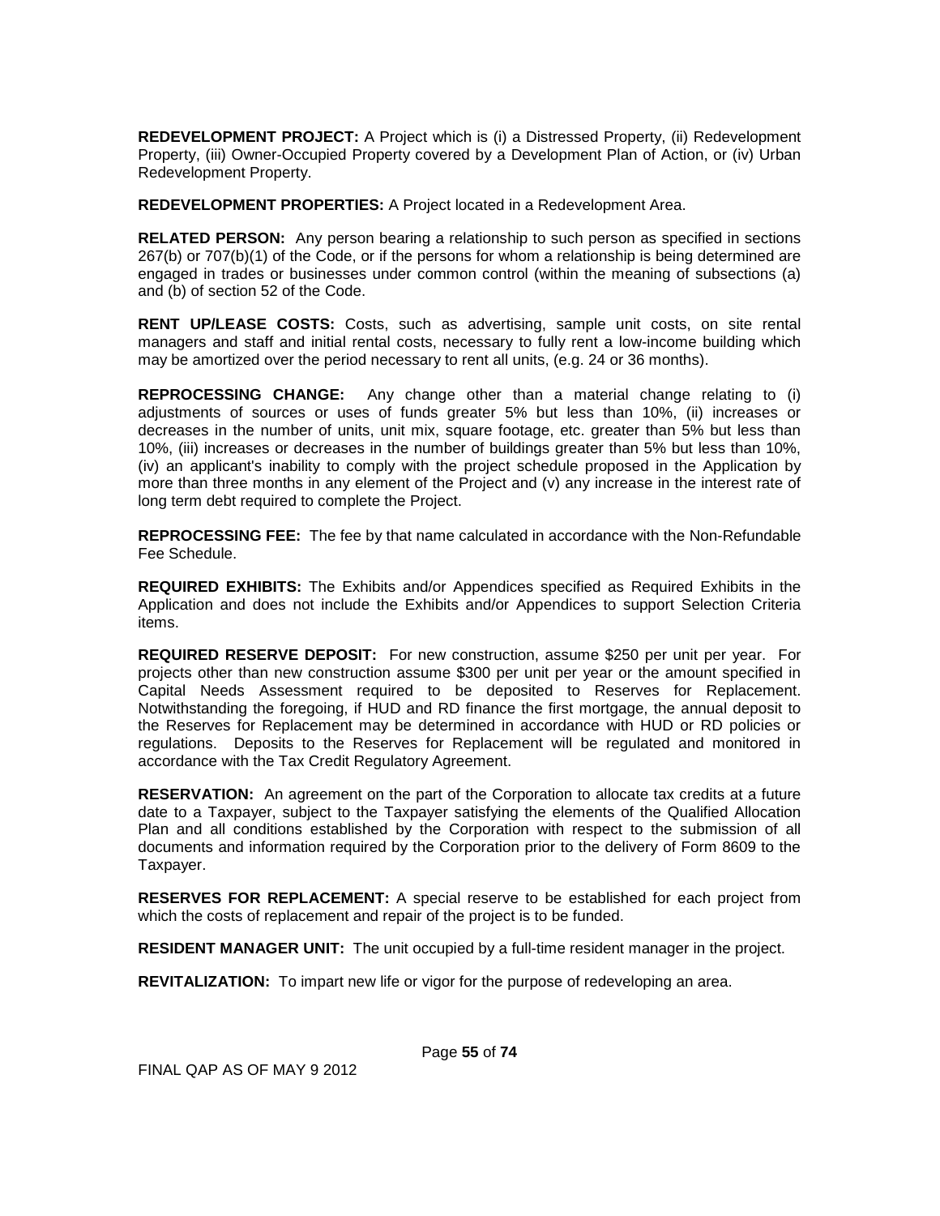**REDEVELOPMENT PROJECT:** A Project which is (i) a Distressed Property, (ii) Redevelopment Property, (iii) Owner-Occupied Property covered by a Development Plan of Action, or (iv) Urban Redevelopment Property.

**REDEVELOPMENT PROPERTIES:** A Project located in a Redevelopment Area.

**RELATED PERSON:** Any person bearing a relationship to such person as specified in sections 267(b) or 707(b)(1) of the Code, or if the persons for whom a relationship is being determined are engaged in trades or businesses under common control (within the meaning of subsections (a) and (b) of section 52 of the Code.

**RENT UP/LEASE COSTS:** Costs, such as advertising, sample unit costs, on site rental managers and staff and initial rental costs, necessary to fully rent a low-income building which may be amortized over the period necessary to rent all units, (e.g. 24 or 36 months).

**REPROCESSING CHANGE:** Any change other than a material change relating to (i) adjustments of sources or uses of funds greater 5% but less than 10%, (ii) increases or decreases in the number of units, unit mix, square footage, etc. greater than 5% but less than 10%, (iii) increases or decreases in the number of buildings greater than 5% but less than 10%, (iv) an applicant's inability to comply with the project schedule proposed in the Application by more than three months in any element of the Project and (v) any increase in the interest rate of long term debt required to complete the Project.

**REPROCESSING FEE:** The fee by that name calculated in accordance with the Non-Refundable Fee Schedule.

**REQUIRED EXHIBITS:** The Exhibits and/or Appendices specified as Required Exhibits in the Application and does not include the Exhibits and/or Appendices to support Selection Criteria items.

**REQUIRED RESERVE DEPOSIT:** For new construction, assume $250 per unit per year. For projects other than new construction assume $300 per unit per year or the amount specified in Capital Needs Assessment required to be deposited to Reserves for Replacement. Notwithstanding the foregoing, if HUD and RD finance the first mortgage, the annual deposit to the Reserves for Replacement may be determined in accordance with HUD or RD policies or regulations. Deposits to the Reserves for Replacement will be regulated and monitored in accordance with the Tax Credit Regulatory Agreement.

**RESERVATION:** An agreement on the part of the Corporation to allocate tax credits at a future date to a Taxpayer, subject to the Taxpayer satisfying the elements of the Qualified Allocation Plan and all conditions established by the Corporation with respect to the submission of all documents and information required by the Corporation prior to the delivery of Form 8609 to the Taxpayer.

**RESERVES FOR REPLACEMENT:** A special reserve to be established for each project from which the costs of replacement and repair of the project is to be funded.

**RESIDENT MANAGER UNIT:** The unit occupied by a full-time resident manager in the project.

**REVITALIZATION:** To impart new life or vigor for the purpose of redeveloping an area.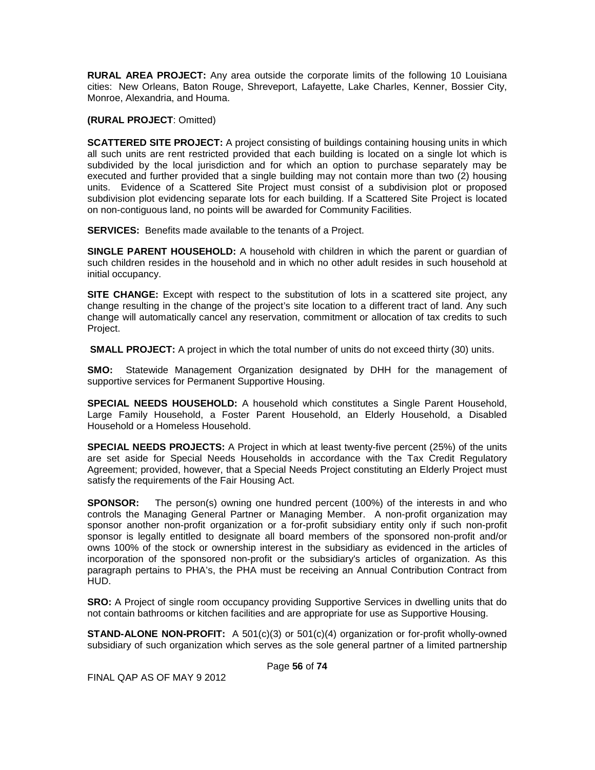**RURAL AREA PROJECT:** Any area outside the corporate limits of the following 10 Louisiana cities: New Orleans, Baton Rouge, Shreveport, Lafayette, Lake Charles, Kenner, Bossier City, Monroe, Alexandria, and Houma.

**(RURAL PROJECT**: Omitted)

**SCATTERED SITE PROJECT:** A project consisting of buildings containing housing units in which all such units are rent restricted provided that each building is located on a single lot which is subdivided by the local jurisdiction and for which an option to purchase separately may be executed and further provided that a single building may not contain more than two (2) housing units. Evidence of a Scattered Site Project must consist of a subdivision plot or proposed subdivision plot evidencing separate lots for each building. If a Scattered Site Project is located on non-contiguous land, no points will be awarded for Community Facilities.

**SERVICES:** Benefits made available to the tenants of a Project.

**SINGLE PARENT HOUSEHOLD:** A household with children in which the parent or guardian of such children resides in the household and in which no other adult resides in such household at initial occupancy.

**SITE CHANGE:** Except with respect to the substitution of lots in a scattered site project, any change resulting in the change of the project's site location to a different tract of land. Any such change will automatically cancel any reservation, commitment or allocation of tax credits to such Project.

**SMALL PROJECT:** A project in which the total number of units do not exceed thirty (30) units.

**SMO:** Statewide Management Organization designated by DHH for the management of supportive services for Permanent Supportive Housing.

**SPECIAL NEEDS HOUSEHOLD:** A household which constitutes a Single Parent Household, Large Family Household, a Foster Parent Household, an Elderly Household, a Disabled Household or a Homeless Household.

**SPECIAL NEEDS PROJECTS:** A Project in which at least twenty-five percent (25%) of the units are set aside for Special Needs Households in accordance with the Tax Credit Regulatory Agreement; provided, however, that a Special Needs Project constituting an Elderly Project must satisfy the requirements of the Fair Housing Act.

**SPONSOR:** The person(s) owning one hundred percent (100%) of the interests in and who controls the Managing General Partner or Managing Member. A non-profit organization may sponsor another non-profit organization or a for-profit subsidiary entity only if such non-profit sponsor is legally entitled to designate all board members of the sponsored non-profit and/or owns 100% of the stock or ownership interest in the subsidiary as evidenced in the articles of incorporation of the sponsored non-profit or the subsidiary's articles of organization. As this paragraph pertains to PHA's, the PHA must be receiving an Annual Contribution Contract from HUD.

**SRO:** A Project of single room occupancy providing Supportive Services in dwelling units that do not contain bathrooms or kitchen facilities and are appropriate for use as Supportive Housing.

**STAND-ALONE NON-PROFIT:** A 501(c)(3) or 501(c)(4) organization or for-profit wholly-owned subsidiary of such organization which serves as the sole general partner of a limited partnership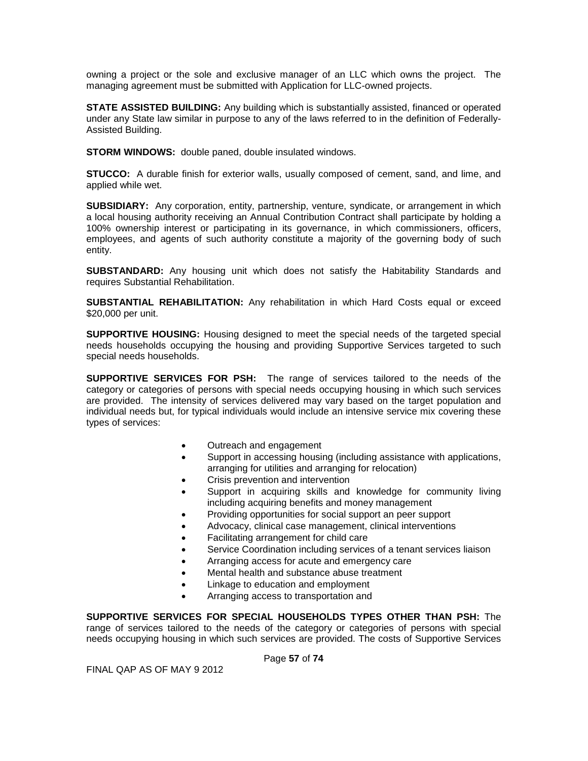owning a project or the sole and exclusive manager of an LLC which owns the project. The managing agreement must be submitted with Application for LLC-owned projects.

**STATE ASSISTED BUILDING:** Any building which is substantially assisted, financed or operated under any State law similar in purpose to any of the laws referred to in the definition of Federally-Assisted Building.

**STORM WINDOWS:** double paned, double insulated windows.

**STUCCO:** A durable finish for exterior walls, usually composed of cement, sand, and lime, and applied while wet.

**SUBSIDIARY:** Any corporation, entity, partnership, venture, syndicate, or arrangement in which a local housing authority receiving an Annual Contribution Contract shall participate by holding a 100% ownership interest or participating in its governance, in which commissioners, officers, employees, and agents of such authority constitute a majority of the governing body of such entity.

**SUBSTANDARD:** Any housing unit which does not satisfy the Habitability Standards and requires Substantial Rehabilitation.

**SUBSTANTIAL REHABILITATION:** Any rehabilitation in which Hard Costs equal or exceed $20,000 per unit.

**SUPPORTIVE HOUSING:** Housing designed to meet the special needs of the targeted special needs households occupying the housing and providing Supportive Services targeted to such special needs households.

**SUPPORTIVE SERVICES FOR PSH:** The range of services tailored to the needs of the category or categories of persons with special needs occupying housing in which such services are provided. The intensity of services delivered may vary based on the target population and individual needs but, for typical individuals would include an intensive service mix covering these types of services:

- Outreach and engagement
- Support in accessing housing (including assistance with applications, arranging for utilities and arranging for relocation)
- Crisis prevention and intervention
- Support in acquiring skills and knowledge for community living including acquiring benefits and money management
- Providing opportunities for social support an peer support
- Advocacy, clinical case management, clinical interventions
- Facilitating arrangement for child care
- Service Coordination including services of a tenant services liaison
- Arranging access for acute and emergency care
- Mental health and substance abuse treatment
- Linkage to education and employment
- Arranging access to transportation and

**SUPPORTIVE SERVICES FOR SPECIAL HOUSEHOLDS TYPES OTHER THAN PSH:** The range of services tailored to the needs of the category or categories of persons with special needs occupying housing in which such services are provided. The costs of Supportive Services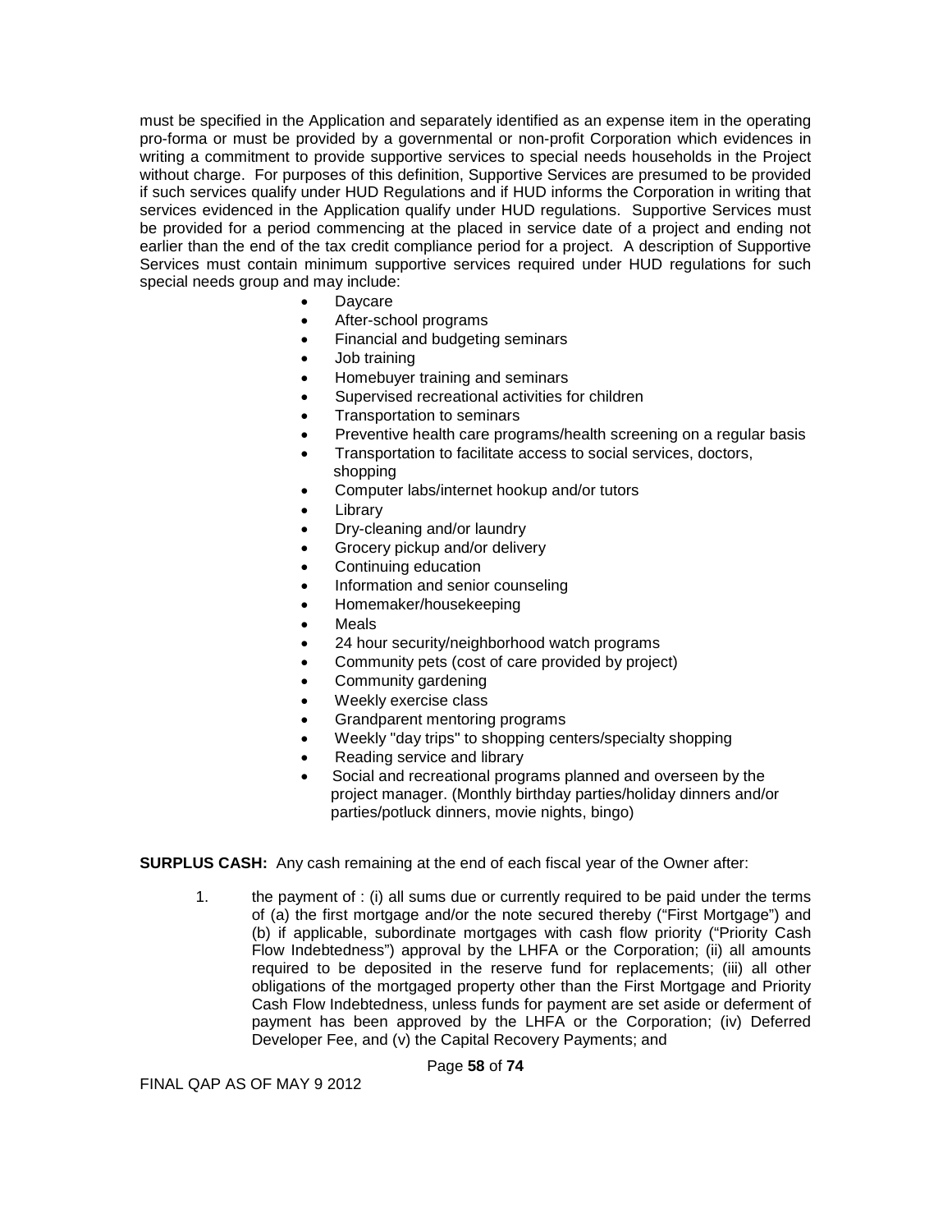must be specified in the Application and separately identified as an expense item in the operating pro-forma or must be provided by a governmental or non-profit Corporation which evidences in writing a commitment to provide supportive services to special needs households in the Project without charge. For purposes of this definition, Supportive Services are presumed to be provided if such services qualify under HUD Regulations and if HUD informs the Corporation in writing that services evidenced in the Application qualify under HUD regulations. Supportive Services must be provided for a period commencing at the placed in service date of a project and ending not earlier than the end of the tax credit compliance period for a project. A description of Supportive Services must contain minimum supportive services required under HUD regulations for such special needs group and may include:

- Daycare
- After-school programs
- Financial and budgeting seminars
- Job training
- Homebuyer training and seminars
- Supervised recreational activities for children
- Transportation to seminars
- Preventive health care programs/health screening on a regular basis
- Transportation to facilitate access to social services, doctors, shopping
- Computer labs/internet hookup and/or tutors
- Library
- Dry-cleaning and/or laundry
- Grocery pickup and/or delivery
- Continuing education
- Information and senior counseling
- Homemaker/housekeeping
- Meals
- 24 hour security/neighborhood watch programs
- Community pets (cost of care provided by project)
- Community gardening
- Weekly exercise class
- Grandparent mentoring programs
- Weekly "day trips" to shopping centers/specialty shopping
- Reading service and library
- Social and recreational programs planned and overseen by the project manager. (Monthly birthday parties/holiday dinners and/or parties/potluck dinners, movie nights, bingo)

**SURPLUS CASH:** Any cash remaining at the end of each fiscal year of the Owner after:

1. the payment of : (i) all sums due or currently required to be paid under the terms of (a) the first mortgage and/or the note secured thereby ("First Mortgage") and (b) if applicable, subordinate mortgages with cash flow priority ("Priority Cash Flow Indebtedness") approval by the LHFA or the Corporation; (ii) all amounts required to be deposited in the reserve fund for replacements; (iii) all other obligations of the mortgaged property other than the First Mortgage and Priority Cash Flow Indebtedness, unless funds for payment are set aside or deferment of payment has been approved by the LHFA or the Corporation; (iv) Deferred Developer Fee, and (v) the Capital Recovery Payments; and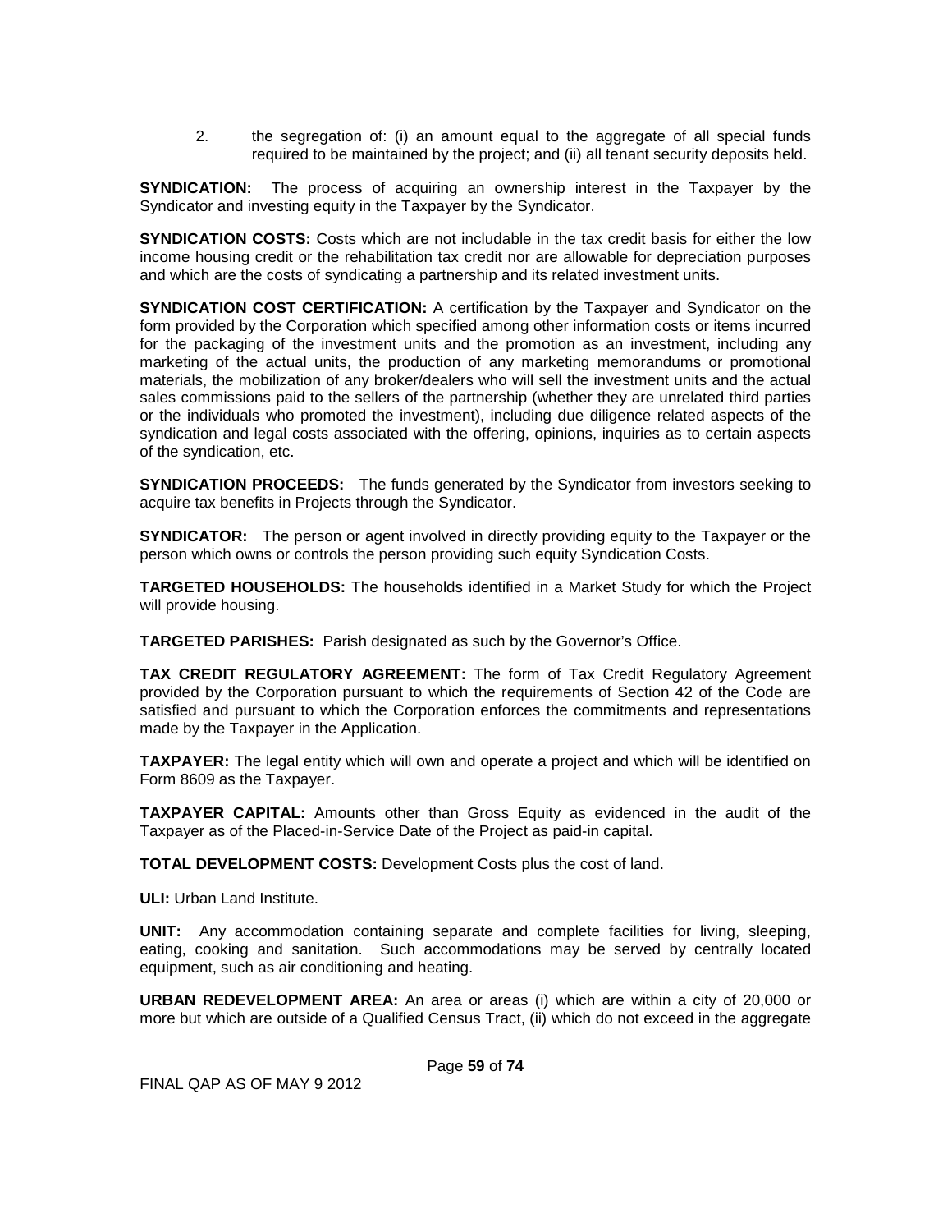2. the segregation of: (i) an amount equal to the aggregate of all special funds required to be maintained by the project; and (ii) all tenant security deposits held.

**SYNDICATION:** The process of acquiring an ownership interest in the Taxpayer by the Syndicator and investing equity in the Taxpayer by the Syndicator.

**SYNDICATION COSTS:** Costs which are not includable in the tax credit basis for either the low income housing credit or the rehabilitation tax credit nor are allowable for depreciation purposes and which are the costs of syndicating a partnership and its related investment units.

**SYNDICATION COST CERTIFICATION:** A certification by the Taxpayer and Syndicator on the form provided by the Corporation which specified among other information costs or items incurred for the packaging of the investment units and the promotion as an investment, including any marketing of the actual units, the production of any marketing memorandums or promotional materials, the mobilization of any broker/dealers who will sell the investment units and the actual sales commissions paid to the sellers of the partnership (whether they are unrelated third parties or the individuals who promoted the investment), including due diligence related aspects of the syndication and legal costs associated with the offering, opinions, inquiries as to certain aspects of the syndication, etc.

**SYNDICATION PROCEEDS:** The funds generated by the Syndicator from investors seeking to acquire tax benefits in Projects through the Syndicator.

**SYNDICATOR:** The person or agent involved in directly providing equity to the Taxpayer or the person which owns or controls the person providing such equity Syndication Costs.

**TARGETED HOUSEHOLDS:** The households identified in a Market Study for which the Project will provide housing.

**TARGETED PARISHES:** Parish designated as such by the Governor's Office.

**TAX CREDIT REGULATORY AGREEMENT:** The form of Tax Credit Regulatory Agreement provided by the Corporation pursuant to which the requirements of Section 42 of the Code are satisfied and pursuant to which the Corporation enforces the commitments and representations made by the Taxpayer in the Application.

**TAXPAYER:** The legal entity which will own and operate a project and which will be identified on Form 8609 as the Taxpayer.

**TAXPAYER CAPITAL:** Amounts other than Gross Equity as evidenced in the audit of the Taxpayer as of the Placed-in-Service Date of the Project as paid-in capital.

**TOTAL DEVELOPMENT COSTS:** Development Costs plus the cost of land.

**ULI:** Urban Land Institute.

**UNIT:** Any accommodation containing separate and complete facilities for living, sleeping, eating, cooking and sanitation. Such accommodations may be served by centrally located equipment, such as air conditioning and heating.

**URBAN REDEVELOPMENT AREA:** An area or areas (i) which are within a city of 20,000 or more but which are outside of a Qualified Census Tract, (ii) which do not exceed in the aggregate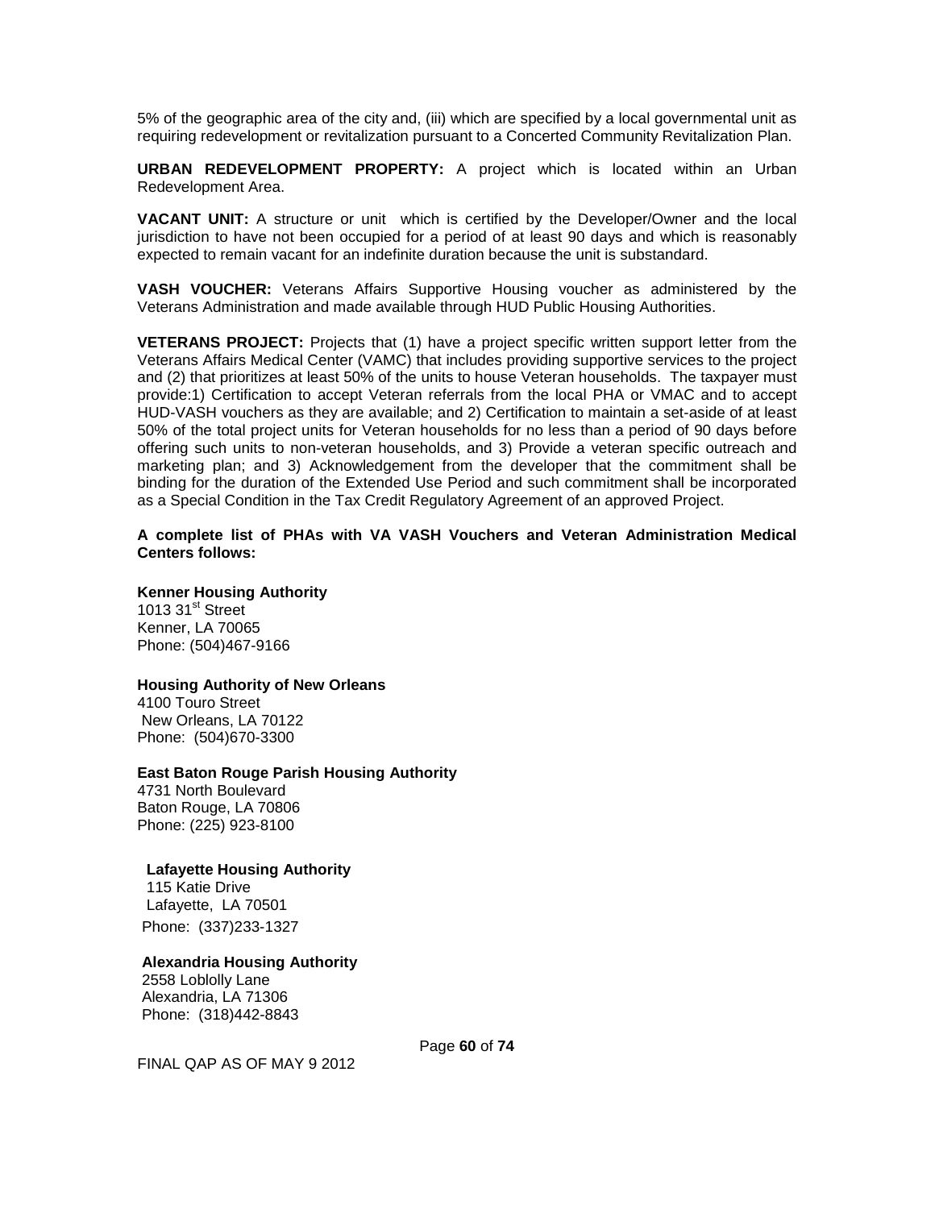5% of the geographic area of the city and, (iii) which are specified by a local governmental unit as requiring redevelopment or revitalization pursuant to a Concerted Community Revitalization Plan.

**URBAN REDEVELOPMENT PROPERTY:** A project which is located within an Urban Redevelopment Area.

**VACANT UNIT:** A structure or unit which is certified by the Developer/Owner and the local jurisdiction to have not been occupied for a period of at least 90 days and which is reasonably expected to remain vacant for an indefinite duration because the unit is substandard.

**VASH VOUCHER:** Veterans Affairs Supportive Housing voucher as administered by the Veterans Administration and made available through HUD Public Housing Authorities.

**VETERANS PROJECT:** Projects that (1) have a project specific written support letter from the Veterans Affairs Medical Center (VAMC) that includes providing supportive services to the project and (2) that prioritizes at least 50% of the units to house Veteran households. The taxpayer must provide:1) Certification to accept Veteran referrals from the local PHA or VMAC and to accept HUD-VASH vouchers as they are available; and 2) Certification to maintain a set-aside of at least 50% of the total project units for Veteran households for no less than a period of 90 days before offering such units to non-veteran households, and 3) Provide a veteran specific outreach and marketing plan; and 3) Acknowledgement from the developer that the commitment shall be binding for the duration of the Extended Use Period and such commitment shall be incorporated as a Special Condition in the Tax Credit Regulatory Agreement of an approved Project.

**A complete list of PHAs with VA VASH Vouchers and Veteran Administration Medical Centers follows:**

**Kenner Housing Authority**
1013 31st Street
Kenner, LA 70065
Phone: (504)467-9166

**Housing Authority of New Orleans**
4100 Touro Street
New Orleans, LA 70122
Phone: (504)670-3300

**East Baton Rouge Parish Housing Authority**
4731 North Boulevard
Baton Rouge, LA 70806
Phone: (225) 923-8100

**Lafayette Housing Authority**
115 Katie Drive
Lafayette, LA 70501
Phone: (337)233-1327

**Alexandria Housing Authority**
2558 Loblolly Lane
Alexandria, LA 71306
Phone: (318)442-8843

FINAL QAP AS OF MAY 9 2012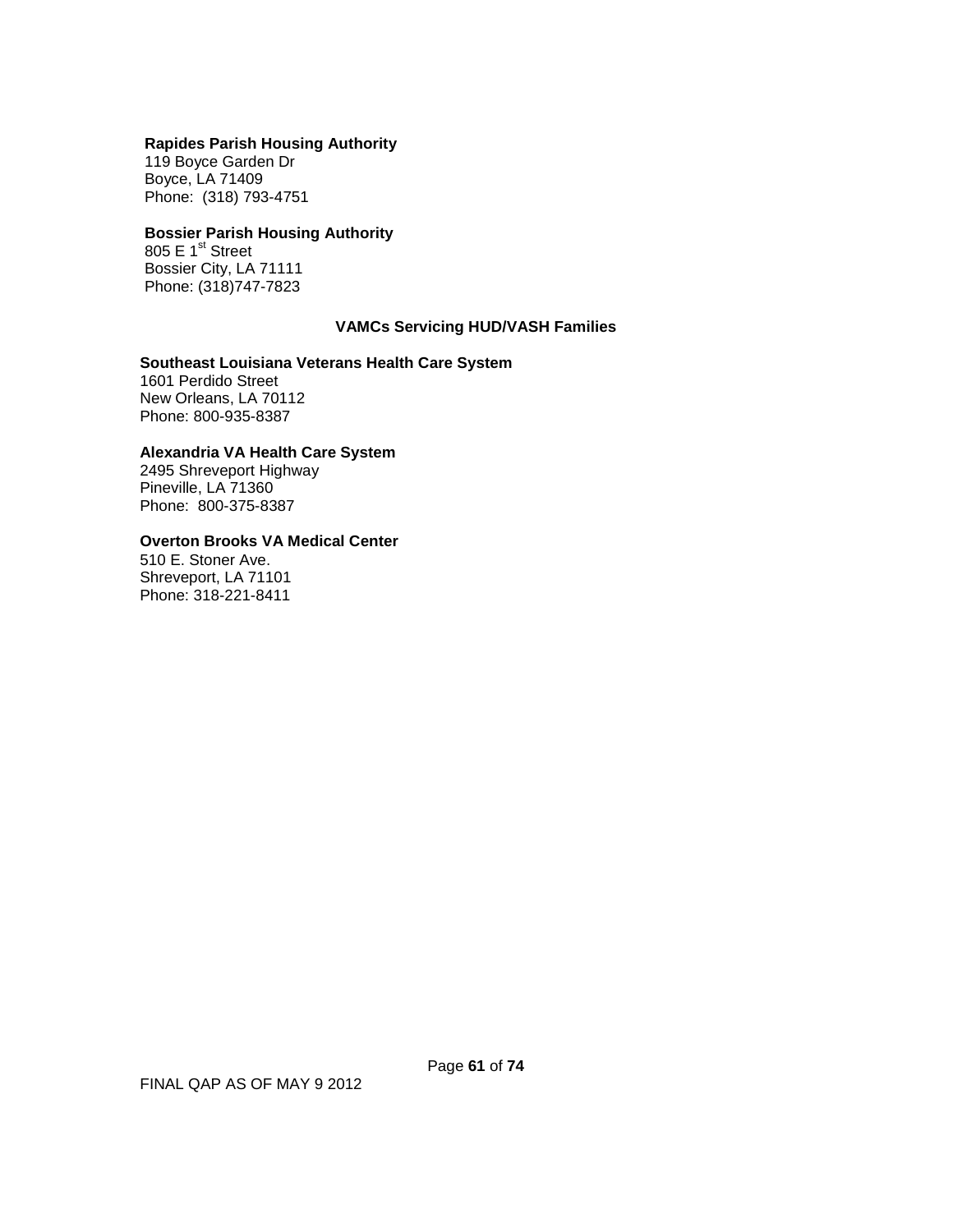**Rapides Parish Housing Authority**
119 Boyce Garden Dr
Boyce, LA 71409
Phone: (318) 793-4751

**Bossier Parish Housing Authority**
805 E 1st Street
Bossier City, LA 71111
Phone: (318)747-7823

### VAMCs Servicing HUD/VASH Families

**Southeast Louisiana Veterans Health Care System**
1601 Perdido Street
New Orleans, LA 70112
Phone: 800-935-8387

**Alexandria VA Health Care System**
2495 Shreveport Highway
Pineville, LA 71360
Phone: 800-375-8387

**Overton Brooks VA Medical Center**
510 E. Stoner Ave.
Shreveport, LA 71101
Phone: 318-221-8411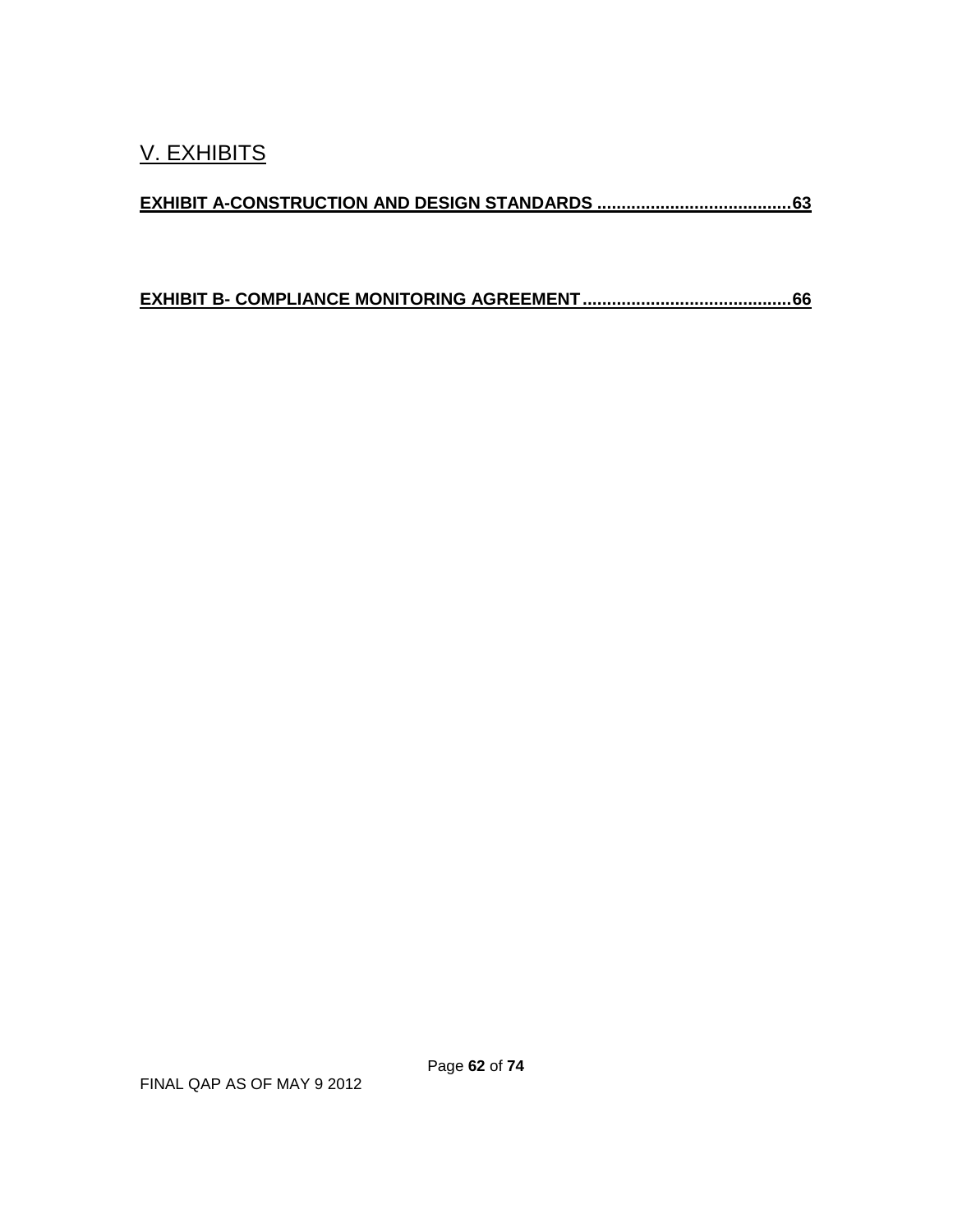# V. EXHIBITS

**EXHIBIT A-CONSTRUCTION AND DESIGN STANDARDS ........................................63**

**EXHIBIT B- COMPLIANCE MONITORING AGREEMENT...........................................66**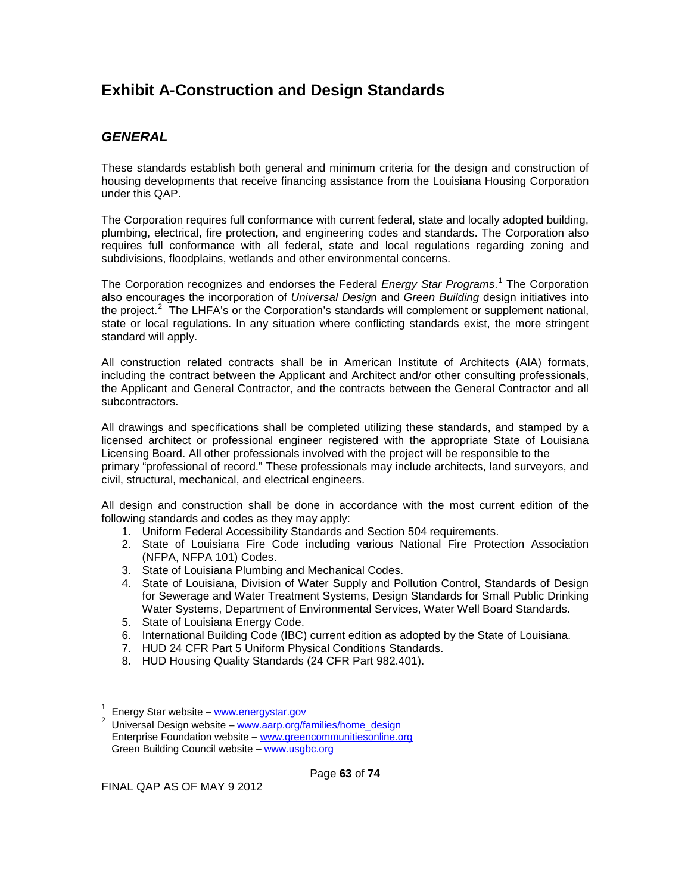# Exhibit A-Construction and Design Standards

## *GENERAL*

These standards establish both general and minimum criteria for the design and construction of housing developments that receive financing assistance from the Louisiana Housing Corporation under this QAP.

The Corporation requires full conformance with current federal, state and locally adopted building, plumbing, electrical, fire protection, and engineering codes and standards. The Corporation also requires full conformance with all federal, state and local regulations regarding zoning and subdivisions, floodplains, wetlands and other environmental concerns.

The Corporation recognizes and endorses the Federal *Energy Star Programs*.[1] The Corporation also encourages the incorporation of *Universal Desig*n and *Green Building* design initiatives into the project.[2] The LHFA's or the Corporation's standards will complement or supplement national, state or local regulations. In any situation where conflicting standards exist, the more stringent standard will apply.

All construction related contracts shall be in American Institute of Architects (AIA) formats, including the contract between the Applicant and Architect and/or other consulting professionals, the Applicant and General Contractor, and the contracts between the General Contractor and all subcontractors.

All drawings and specifications shall be completed utilizing these standards, and stamped by a licensed architect or professional engineer registered with the appropriate State of Louisiana Licensing Board. All other professionals involved with the project will be responsible to the primary "professional of record." These professionals may include architects, land surveyors, and civil, structural, mechanical, and electrical engineers.

All design and construction shall be done in accordance with the most current edition of the following standards and codes as they may apply:

1. Uniform Federal Accessibility Standards and Section 504 requirements.
2. State of Louisiana Fire Code including various National Fire Protection Association (NFPA, NFPA 101) Codes.
3. State of Louisiana Plumbing and Mechanical Codes.
4. State of Louisiana, Division of Water Supply and Pollution Control, Standards of Design for Sewerage and Water Treatment Systems, Design Standards for Small Public Drinking Water Systems, Department of Environmental Services, Water Well Board Standards.
5. State of Louisiana Energy Code.
6. International Building Code (IBC) current edition as adopted by the State of Louisiana.
7. HUD 24 CFR Part 5 Uniform Physical Conditions Standards.
8. HUD Housing Quality Standards (24 CFR Part 982.401).

---

[1] Energy Star website – www.energystar.gov

[2] Universal Design website – www.aarp.org/families/home_design
Enterprise Foundation website – www.greencommunitiesonline.org
Green Building Council website – www.usgbc.org

FINAL QAP AS OF MAY 9 2012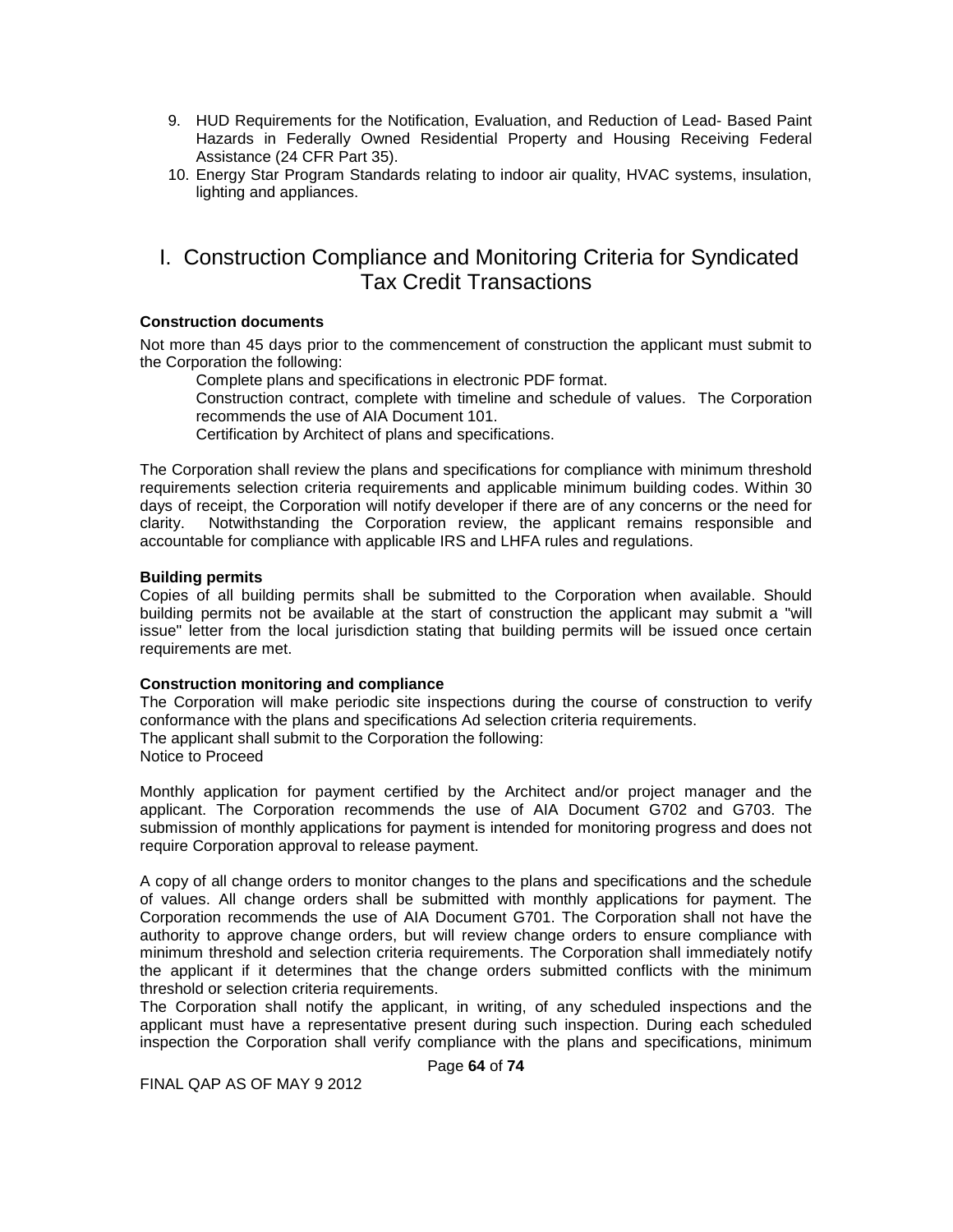9. HUD Requirements for the Notification, Evaluation, and Reduction of Lead- Based Paint Hazards in Federally Owned Residential Property and Housing Receiving Federal Assistance (24 CFR Part 35).
10. Energy Star Program Standards relating to indoor air quality, HVAC systems, insulation, lighting and appliances.

# I. Construction Compliance and Monitoring Criteria for Syndicated Tax Credit Transactions

**Construction documents**

Not more than 45 days prior to the commencement of construction the applicant must submit to the Corporation the following:

Complete plans and specifications in electronic PDF format.

Construction contract, complete with timeline and schedule of values. The Corporation recommends the use of AIA Document 101.

Certification by Architect of plans and specifications.

The Corporation shall review the plans and specifications for compliance with minimum threshold requirements selection criteria requirements and applicable minimum building codes. Within 30 days of receipt, the Corporation will notify developer if there are of any concerns or the need for clarity. Notwithstanding the Corporation review, the applicant remains responsible and accountable for compliance with applicable IRS and LHFA rules and regulations.

**Building permits**

Copies of all building permits shall be submitted to the Corporation when available. Should building permits not be available at the start of construction the applicant may submit a "will issue" letter from the local jurisdiction stating that building permits will be issued once certain requirements are met.

**Construction monitoring and compliance**

The Corporation will make periodic site inspections during the course of construction to verify conformance with the plans and specifications Ad selection criteria requirements.

The applicant shall submit to the Corporation the following:

Notice to Proceed

Monthly application for payment certified by the Architect and/or project manager and the applicant. The Corporation recommends the use of AIA Document G702 and G703. The submission of monthly applications for payment is intended for monitoring progress and does not require Corporation approval to release payment.

A copy of all change orders to monitor changes to the plans and specifications and the schedule of values. All change orders shall be submitted with monthly applications for payment. The Corporation recommends the use of AIA Document G701. The Corporation shall not have the authority to approve change orders, but will review change orders to ensure compliance with minimum threshold and selection criteria requirements. The Corporation shall immediately notify the applicant if it determines that the change orders submitted conflicts with the minimum threshold or selection criteria requirements.

The Corporation shall notify the applicant, in writing, of any scheduled inspections and the applicant must have a representative present during such inspection. During each scheduled inspection the Corporation shall verify compliance with the plans and specifications, minimum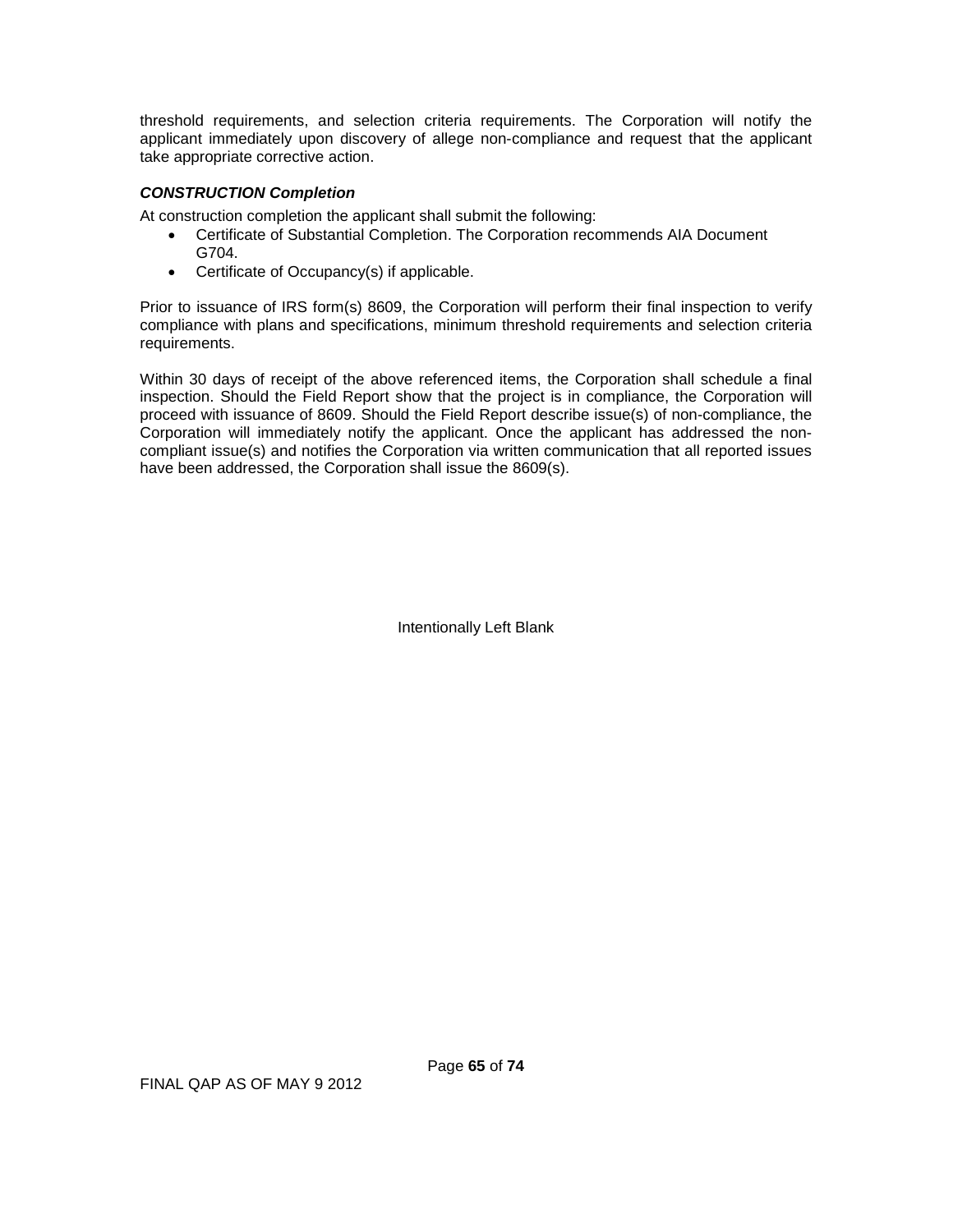threshold requirements, and selection criteria requirements. The Corporation will notify the applicant immediately upon discovery of allege non-compliance and request that the applicant take appropriate corrective action.

***CONSTRUCTION Completion***

At construction completion the applicant shall submit the following:

- Certificate of Substantial Completion. The Corporation recommends AIA Document G704.
- Certificate of Occupancy(s) if applicable.

Prior to issuance of IRS form(s) 8609, the Corporation will perform their final inspection to verify compliance with plans and specifications, minimum threshold requirements and selection criteria requirements.

Within 30 days of receipt of the above referenced items, the Corporation shall schedule a final inspection. Should the Field Report show that the project is in compliance, the Corporation will proceed with issuance of 8609. Should the Field Report describe issue(s) of non-compliance, the Corporation will immediately notify the applicant. Once the applicant has addressed the non-compliant issue(s) and notifies the Corporation via written communication that all reported issues have been addressed, the Corporation shall issue the 8609(s).

Intentionally Left Blank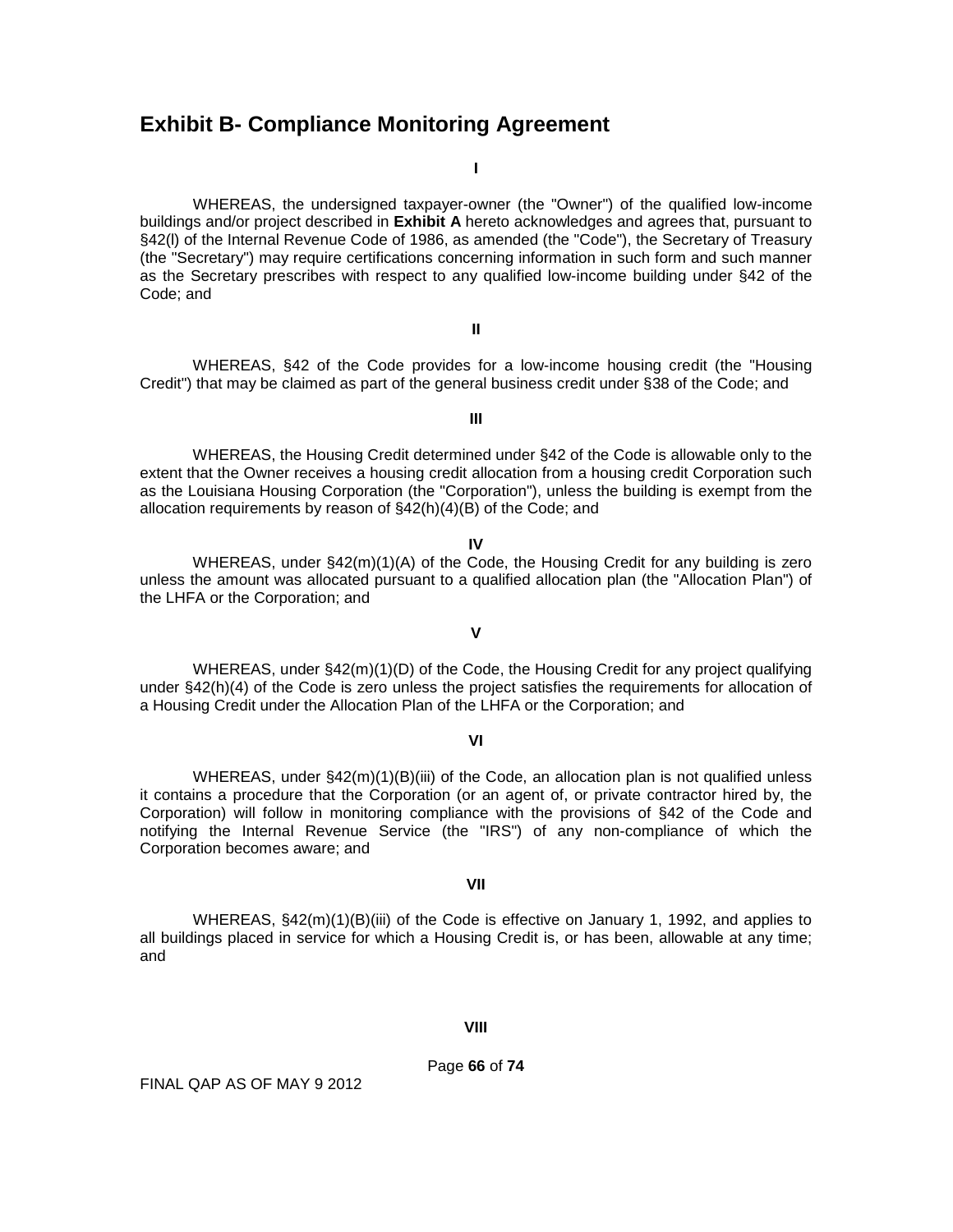## Exhibit B- Compliance Monitoring Agreement

**I**

WHEREAS, the undersigned taxpayer-owner (the "Owner") of the qualified low-income buildings and/or project described in **Exhibit A** hereto acknowledges and agrees that, pursuant to §42(l) of the Internal Revenue Code of 1986, as amended (the "Code"), the Secretary of Treasury (the "Secretary") may require certifications concerning information in such form and such manner as the Secretary prescribes with respect to any qualified low-income building under §42 of the Code; and

**II**

WHEREAS, §42 of the Code provides for a low-income housing credit (the "Housing Credit") that may be claimed as part of the general business credit under §38 of the Code; and

**III**

WHEREAS, the Housing Credit determined under §42 of the Code is allowable only to the extent that the Owner receives a housing credit allocation from a housing credit Corporation such as the Louisiana Housing Corporation (the "Corporation"), unless the building is exempt from the allocation requirements by reason of §42(h)(4)(B) of the Code; and

**IV**

WHEREAS, under §42(m)(1)(A) of the Code, the Housing Credit for any building is zero unless the amount was allocated pursuant to a qualified allocation plan (the "Allocation Plan") of the LHFA or the Corporation; and

**V**

WHEREAS, under §42(m)(1)(D) of the Code, the Housing Credit for any project qualifying under §42(h)(4) of the Code is zero unless the project satisfies the requirements for allocation of a Housing Credit under the Allocation Plan of the LHFA or the Corporation; and

**VI**

WHEREAS, under §42(m)(1)(B)(iii) of the Code, an allocation plan is not qualified unless it contains a procedure that the Corporation (or an agent of, or private contractor hired by, the Corporation) will follow in monitoring compliance with the provisions of §42 of the Code and notifying the Internal Revenue Service (the "IRS") of any non-compliance of which the Corporation becomes aware; and

**VII**

WHEREAS, §42(m)(1)(B)(iii) of the Code is effective on January 1, 1992, and applies to all buildings placed in service for which a Housing Credit is, or has been, allowable at any time; and

**VIII**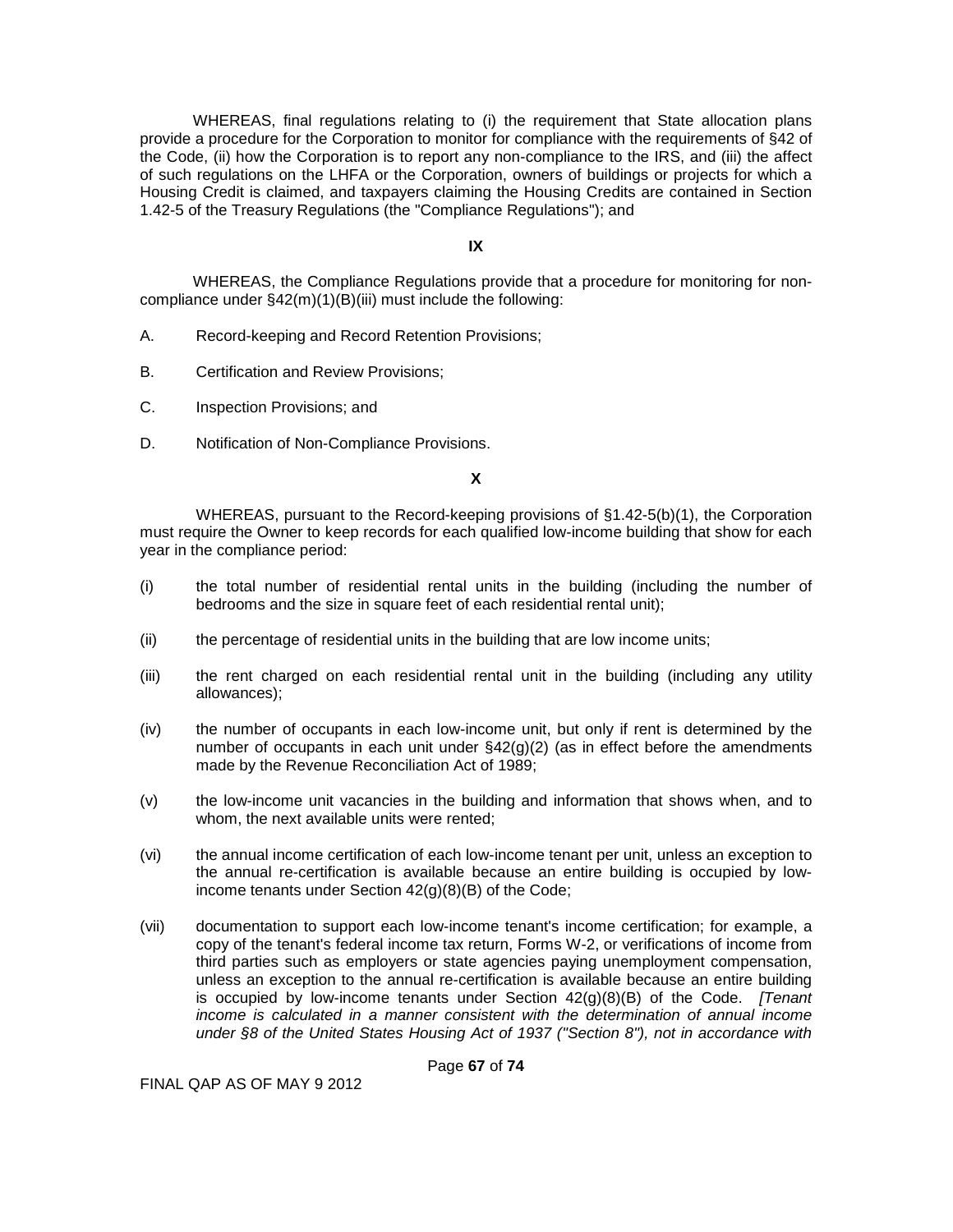WHEREAS, final regulations relating to (i) the requirement that State allocation plans provide a procedure for the Corporation to monitor for compliance with the requirements of §42 of the Code, (ii) how the Corporation is to report any non-compliance to the IRS, and (iii) the affect of such regulations on the LHFA or the Corporation, owners of buildings or projects for which a Housing Credit is claimed, and taxpayers claiming the Housing Credits are contained in Section 1.42-5 of the Treasury Regulations (the "Compliance Regulations"); and

**IX**

WHEREAS, the Compliance Regulations provide that a procedure for monitoring for non-compliance under §42(m)(1)(B)(iii) must include the following:

A. Record-keeping and Record Retention Provisions;

B. Certification and Review Provisions;

C. Inspection Provisions; and

D. Notification of Non-Compliance Provisions.

**X**

WHEREAS, pursuant to the Record-keeping provisions of §1.42-5(b)(1), the Corporation must require the Owner to keep records for each qualified low-income building that show for each year in the compliance period:

(i) the total number of residential rental units in the building (including the number of bedrooms and the size in square feet of each residential rental unit);

(ii) the percentage of residential units in the building that are low income units;

(iii) the rent charged on each residential rental unit in the building (including any utility allowances);

(iv) the number of occupants in each low-income unit, but only if rent is determined by the number of occupants in each unit under §42(g)(2) (as in effect before the amendments made by the Revenue Reconciliation Act of 1989;

(v) the low-income unit vacancies in the building and information that shows when, and to whom, the next available units were rented;

(vi) the annual income certification of each low-income tenant per unit, unless an exception to the annual re-certification is available because an entire building is occupied by low-income tenants under Section 42(g)(8)(B) of the Code;

(vii) documentation to support each low-income tenant's income certification; for example, a copy of the tenant's federal income tax return, Forms W-2, or verifications of income from third parties such as employers or state agencies paying unemployment compensation, unless an exception to the annual re-certification is available because an entire building is occupied by low-income tenants under Section 42(g)(8)(B) of the Code. *[Tenant income is calculated in a manner consistent with the determination of annual income under §8 of the United States Housing Act of 1937 ("Section 8"), not in accordance with*

FINAL QAP AS OF MAY 9 2012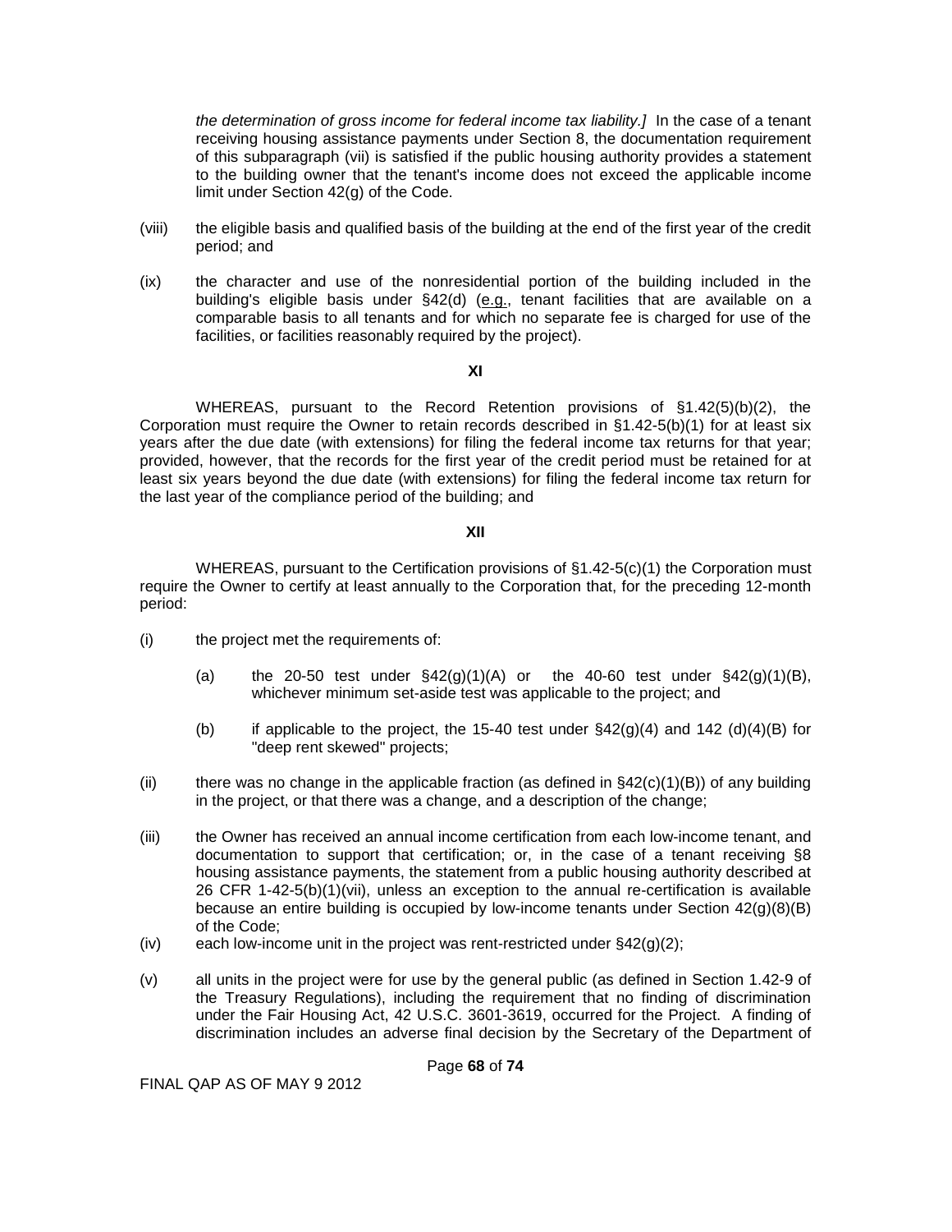*the determination of gross income for federal income tax liability.]* In the case of a tenant receiving housing assistance payments under Section 8, the documentation requirement of this subparagraph (vii) is satisfied if the public housing authority provides a statement to the building owner that the tenant's income does not exceed the applicable income limit under Section 42(g) of the Code.

(viii) the eligible basis and qualified basis of the building at the end of the first year of the credit period; and

(ix) the character and use of the nonresidential portion of the building included in the building's eligible basis under §42(d) (e.g., tenant facilities that are available on a comparable basis to all tenants and for which no separate fee is charged for use of the facilities, or facilities reasonably required by the project).

**XI**

WHEREAS, pursuant to the Record Retention provisions of §1.42(5)(b)(2), the Corporation must require the Owner to retain records described in §1.42-5(b)(1) for at least six years after the due date (with extensions) for filing the federal income tax returns for that year; provided, however, that the records for the first year of the credit period must be retained for at least six years beyond the due date (with extensions) for filing the federal income tax return for the last year of the compliance period of the building; and

**XII**

WHEREAS, pursuant to the Certification provisions of §1.42-5(c)(1) the Corporation must require the Owner to certify at least annually to the Corporation that, for the preceding 12-month period:

(i) the project met the requirements of:

 (a) the 20-50 test under §42(g)(1)(A) or the 40-60 test under §42(g)(1)(B), whichever minimum set-aside test was applicable to the project; and

 (b) if applicable to the project, the 15-40 test under §42(g)(4) and 142 (d)(4)(B) for "deep rent skewed" projects;

(ii) there was no change in the applicable fraction (as defined in §42(c)(1)(B)) of any building in the project, or that there was a change, and a description of the change;

(iii) the Owner has received an annual income certification from each low-income tenant, and documentation to support that certification; or, in the case of a tenant receiving §8 housing assistance payments, the statement from a public housing authority described at 26 CFR 1-42-5(b)(1)(vii), unless an exception to the annual re-certification is available because an entire building is occupied by low-income tenants under Section 42(g)(8)(B) of the Code;

(iv) each low-income unit in the project was rent-restricted under §42(g)(2);

(v) all units in the project were for use by the general public (as defined in Section 1.42-9 of the Treasury Regulations), including the requirement that no finding of discrimination under the Fair Housing Act, 42 U.S.C. 3601-3619, occurred for the Project. A finding of discrimination includes an adverse final decision by the Secretary of the Department of

FINAL QAP AS OF MAY 9 2012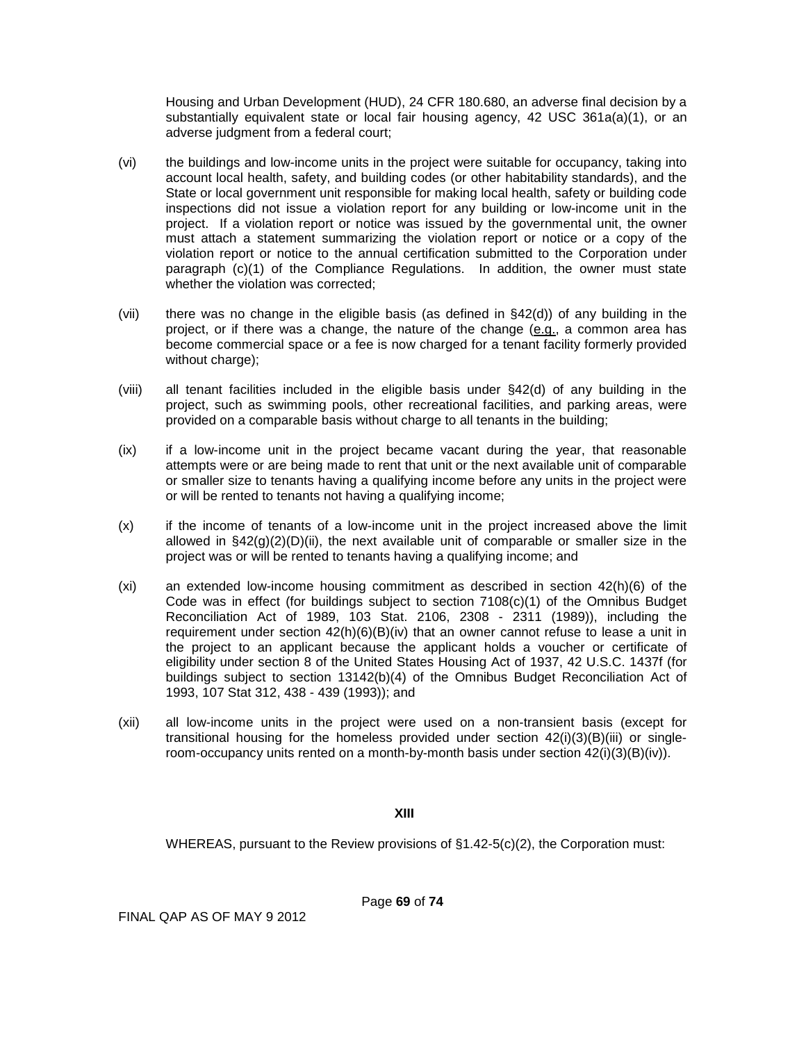Housing and Urban Development (HUD), 24 CFR 180.680, an adverse final decision by a substantially equivalent state or local fair housing agency, 42 USC 361a(a)(1), or an adverse judgment from a federal court;

(vi) the buildings and low-income units in the project were suitable for occupancy, taking into account local health, safety, and building codes (or other habitability standards), and the State or local government unit responsible for making local health, safety or building code inspections did not issue a violation report for any building or low-income unit in the project. If a violation report or notice was issued by the governmental unit, the owner must attach a statement summarizing the violation report or notice or a copy of the violation report or notice to the annual certification submitted to the Corporation under paragraph (c)(1) of the Compliance Regulations. In addition, the owner must state whether the violation was corrected;

(vii) there was no change in the eligible basis (as defined in §42(d)) of any building in the project, or if there was a change, the nature of the change (e.g., a common area has become commercial space or a fee is now charged for a tenant facility formerly provided without charge);

(viii) all tenant facilities included in the eligible basis under §42(d) of any building in the project, such as swimming pools, other recreational facilities, and parking areas, were provided on a comparable basis without charge to all tenants in the building;

(ix) if a low-income unit in the project became vacant during the year, that reasonable attempts were or are being made to rent that unit or the next available unit of comparable or smaller size to tenants having a qualifying income before any units in the project were or will be rented to tenants not having a qualifying income;

(x) if the income of tenants of a low-income unit in the project increased above the limit allowed in §42(g)(2)(D)(ii), the next available unit of comparable or smaller size in the project was or will be rented to tenants having a qualifying income; and

(xi) an extended low-income housing commitment as described in section 42(h)(6) of the Code was in effect (for buildings subject to section 7108(c)(1) of the Omnibus Budget Reconciliation Act of 1989, 103 Stat. 2106, 2308 - 2311 (1989)), including the requirement under section 42(h)(6)(B)(iv) that an owner cannot refuse to lease a unit in the project to an applicant because the applicant holds a voucher or certificate of eligibility under section 8 of the United States Housing Act of 1937, 42 U.S.C. 1437f (for buildings subject to section 13142(b)(4) of the Omnibus Budget Reconciliation Act of 1993, 107 Stat 312, 438 - 439 (1993)); and

(xii) all low-income units in the project were used on a non-transient basis (except for transitional housing for the homeless provided under section 42(i)(3)(B)(iii) or single-room-occupancy units rented on a month-by-month basis under section 42(i)(3)(B)(iv)).

**XIII**

WHEREAS, pursuant to the Review provisions of §1.42-5(c)(2), the Corporation must:

FINAL QAP AS OF MAY 9 2012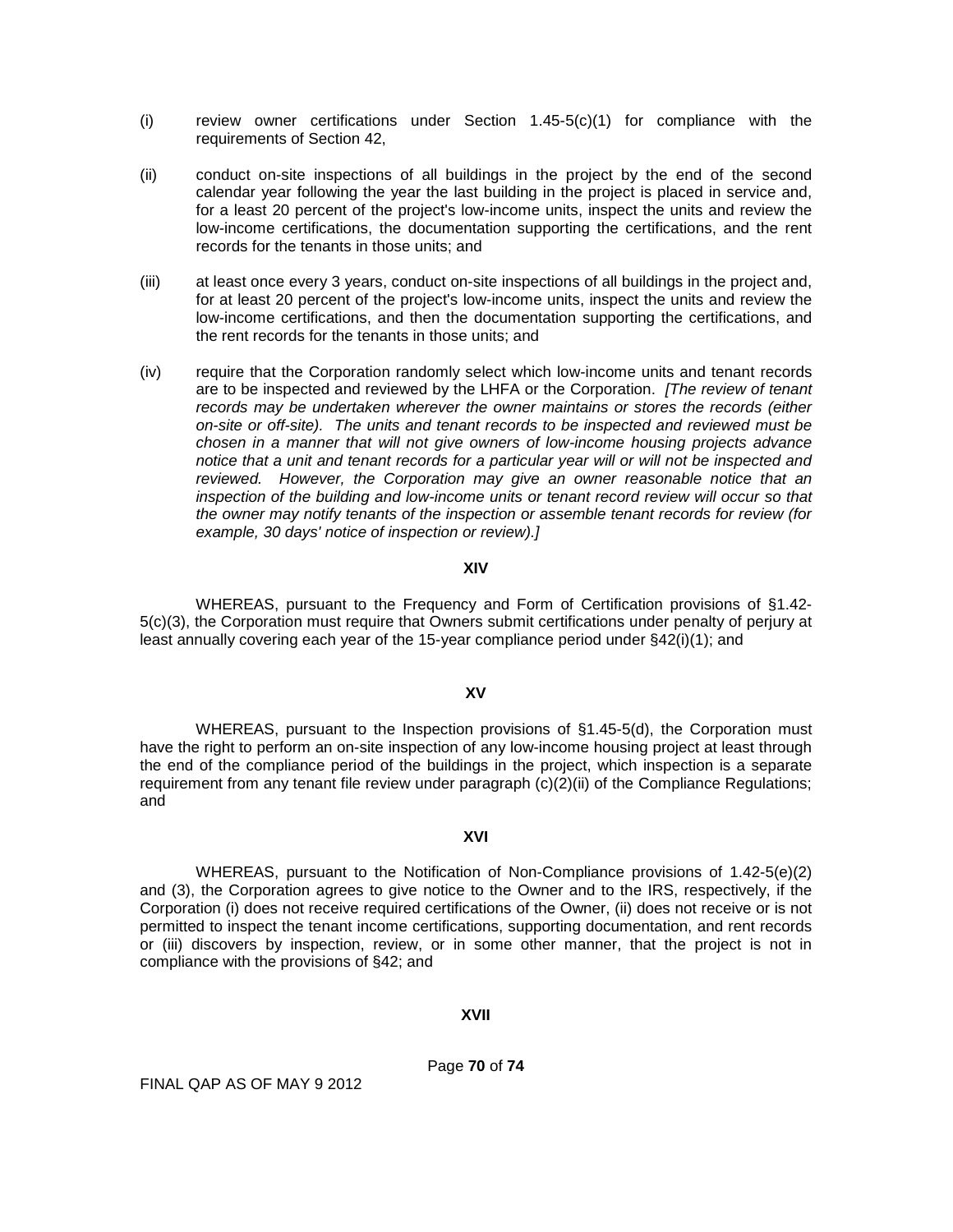(i) review owner certifications under Section 1.45-5(c)(1) for compliance with the requirements of Section 42,

(ii) conduct on-site inspections of all buildings in the project by the end of the second calendar year following the year the last building in the project is placed in service and, for a least 20 percent of the project's low-income units, inspect the units and review the low-income certifications, the documentation supporting the certifications, and the rent records for the tenants in those units; and

(iii) at least once every 3 years, conduct on-site inspections of all buildings in the project and, for at least 20 percent of the project's low-income units, inspect the units and review the low-income certifications, and then the documentation supporting the certifications, and the rent records for the tenants in those units; and

(iv) require that the Corporation randomly select which low-income units and tenant records are to be inspected and reviewed by the LHFA or the Corporation. *[The review of tenant records may be undertaken wherever the owner maintains or stores the records (either on-site or off-site). The units and tenant records to be inspected and reviewed must be chosen in a manner that will not give owners of low-income housing projects advance notice that a unit and tenant records for a particular year will or will not be inspected and reviewed. However, the Corporation may give an owner reasonable notice that an inspection of the building and low-income units or tenant record review will occur so that the owner may notify tenants of the inspection or assemble tenant records for review (for example, 30 days' notice of inspection or review).]*

**XIV**

WHEREAS, pursuant to the Frequency and Form of Certification provisions of §1.42-5(c)(3), the Corporation must require that Owners submit certifications under penalty of perjury at least annually covering each year of the 15-year compliance period under §42(i)(1); and

**XV**

WHEREAS, pursuant to the Inspection provisions of §1.45-5(d), the Corporation must have the right to perform an on-site inspection of any low-income housing project at least through the end of the compliance period of the buildings in the project, which inspection is a separate requirement from any tenant file review under paragraph (c)(2)(ii) of the Compliance Regulations; and

**XVI**

WHEREAS, pursuant to the Notification of Non-Compliance provisions of 1.42-5(e)(2) and (3), the Corporation agrees to give notice to the Owner and to the IRS, respectively, if the Corporation (i) does not receive required certifications of the Owner, (ii) does not receive or is not permitted to inspect the tenant income certifications, supporting documentation, and rent records or (iii) discovers by inspection, review, or in some other manner, that the project is not in compliance with the provisions of §42; and

**XVII**

FINAL QAP AS OF MAY 9 2012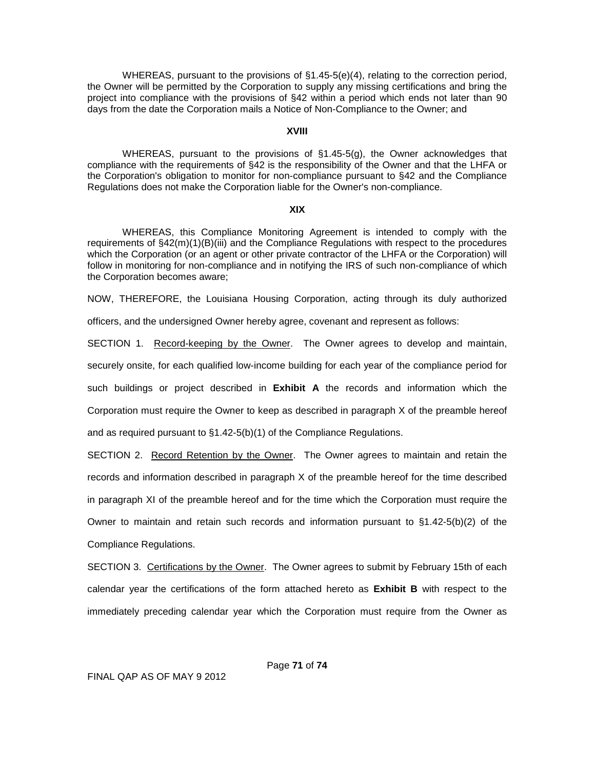WHEREAS, pursuant to the provisions of §1.45-5(e)(4), relating to the correction period, the Owner will be permitted by the Corporation to supply any missing certifications and bring the project into compliance with the provisions of §42 within a period which ends not later than 90 days from the date the Corporation mails a Notice of Non-Compliance to the Owner; and

**XVIII**

WHEREAS, pursuant to the provisions of §1.45-5(g), the Owner acknowledges that compliance with the requirements of §42 is the responsibility of the Owner and that the LHFA or the Corporation's obligation to monitor for non-compliance pursuant to §42 and the Compliance Regulations does not make the Corporation liable for the Owner's non-compliance.

**XIX**

WHEREAS, this Compliance Monitoring Agreement is intended to comply with the requirements of §42(m)(1)(B)(iii) and the Compliance Regulations with respect to the procedures which the Corporation (or an agent or other private contractor of the LHFA or the Corporation) will follow in monitoring for non-compliance and in notifying the IRS of such non-compliance of which the Corporation becomes aware;

NOW, THEREFORE, the Louisiana Housing Corporation, acting through its duly authorized officers, and the undersigned Owner hereby agree, covenant and represent as follows:

SECTION 1. Record-keeping by the Owner. The Owner agrees to develop and maintain, securely onsite, for each qualified low-income building for each year of the compliance period for such buildings or project described in **Exhibit A** the records and information which the Corporation must require the Owner to keep as described in paragraph X of the preamble hereof and as required pursuant to §1.42-5(b)(1) of the Compliance Regulations.

SECTION 2. Record Retention by the Owner. The Owner agrees to maintain and retain the records and information described in paragraph X of the preamble hereof for the time described in paragraph XI of the preamble hereof and for the time which the Corporation must require the Owner to maintain and retain such records and information pursuant to §1.42-5(b)(2) of the Compliance Regulations.

SECTION 3. Certifications by the Owner. The Owner agrees to submit by February 15th of each calendar year the certifications of the form attached hereto as **Exhibit B** with respect to the immediately preceding calendar year which the Corporation must require from the Owner as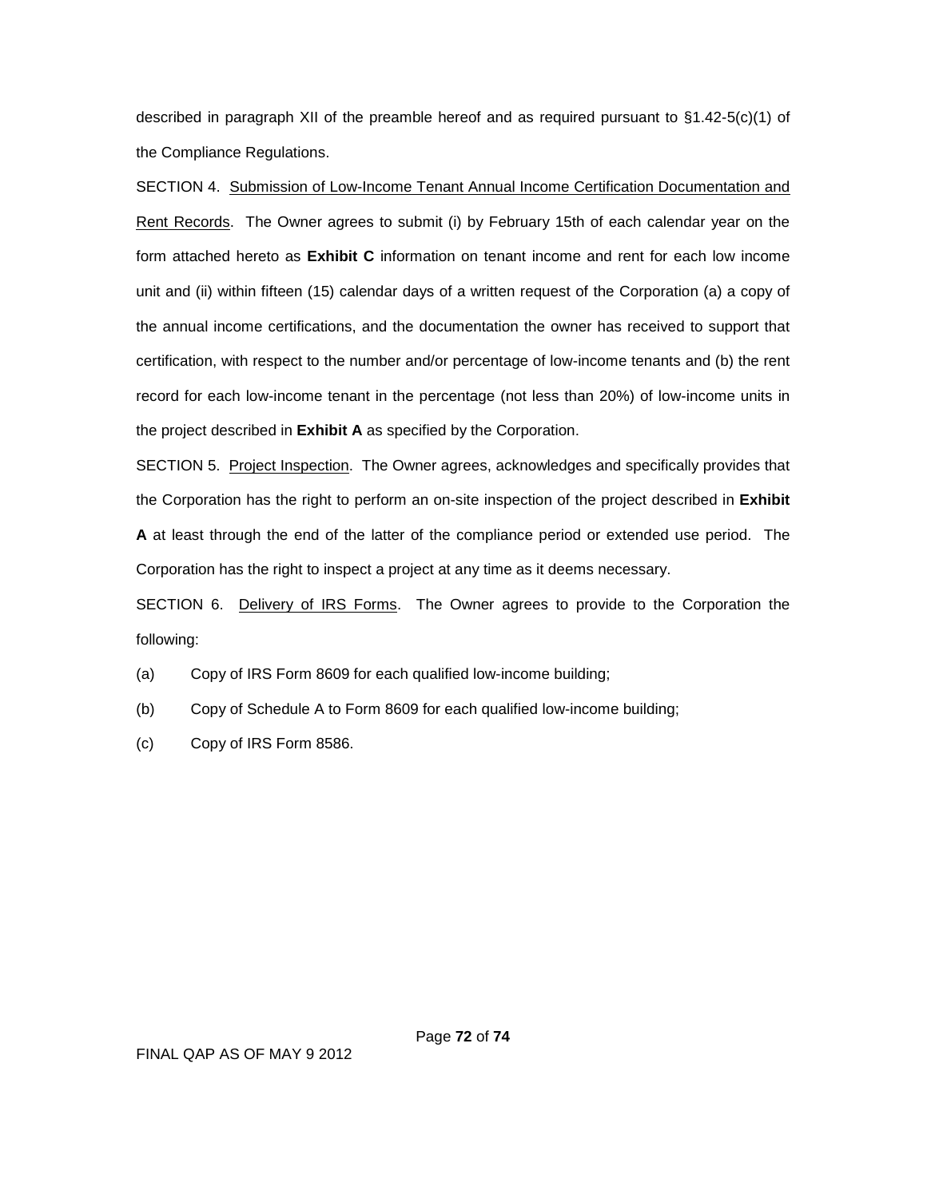described in paragraph XII of the preamble hereof and as required pursuant to §1.42-5(c)(1) of the Compliance Regulations.

SECTION 4. Submission of Low-Income Tenant Annual Income Certification Documentation and Rent Records. The Owner agrees to submit (i) by February 15th of each calendar year on the form attached hereto as **Exhibit C** information on tenant income and rent for each low income unit and (ii) within fifteen (15) calendar days of a written request of the Corporation (a) a copy of the annual income certifications, and the documentation the owner has received to support that certification, with respect to the number and/or percentage of low-income tenants and (b) the rent record for each low-income tenant in the percentage (not less than 20%) of low-income units in the project described in **Exhibit A** as specified by the Corporation.

SECTION 5. Project Inspection. The Owner agrees, acknowledges and specifically provides that the Corporation has the right to perform an on-site inspection of the project described in **Exhibit A** at least through the end of the latter of the compliance period or extended use period. The Corporation has the right to inspect a project at any time as it deems necessary.

SECTION 6. Delivery of IRS Forms. The Owner agrees to provide to the Corporation the following:

(a) Copy of IRS Form 8609 for each qualified low-income building;

(b) Copy of Schedule A to Form 8609 for each qualified low-income building;

(c) Copy of IRS Form 8586.

FINAL QAP AS OF MAY 9 2012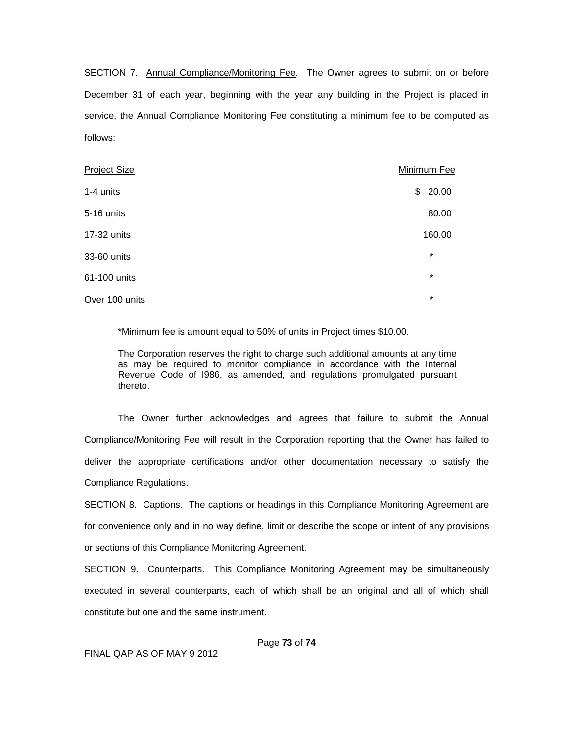SECTION 7. Annual Compliance/Monitoring Fee. The Owner agrees to submit on or before December 31 of each year, beginning with the year any building in the Project is placed in service, the Annual Compliance Monitoring Fee constituting a minimum fee to be computed as follows:

| Project Size | Minimum Fee |
|---|---|
| 1-4 units | $ 20.00 |
| 5-16 units | 80.00 |
| 17-32 units | 160.00 |
| 33-60 units | * |
| 61-100 units | * |
| Over 100 units | * |

*Minimum fee is amount equal to 50% of units in Project times $10.00.

The Corporation reserves the right to charge such additional amounts at any time as may be required to monitor compliance in accordance with the Internal Revenue Code of l986, as amended, and regulations promulgated pursuant thereto.

The Owner further acknowledges and agrees that failure to submit the Annual Compliance/Monitoring Fee will result in the Corporation reporting that the Owner has failed to deliver the appropriate certifications and/or other documentation necessary to satisfy the Compliance Regulations.

SECTION 8. Captions. The captions or headings in this Compliance Monitoring Agreement are for convenience only and in no way define, limit or describe the scope or intent of any provisions or sections of this Compliance Monitoring Agreement.

SECTION 9. Counterparts. This Compliance Monitoring Agreement may be simultaneously executed in several counterparts, each of which shall be an original and all of which shall constitute but one and the same instrument.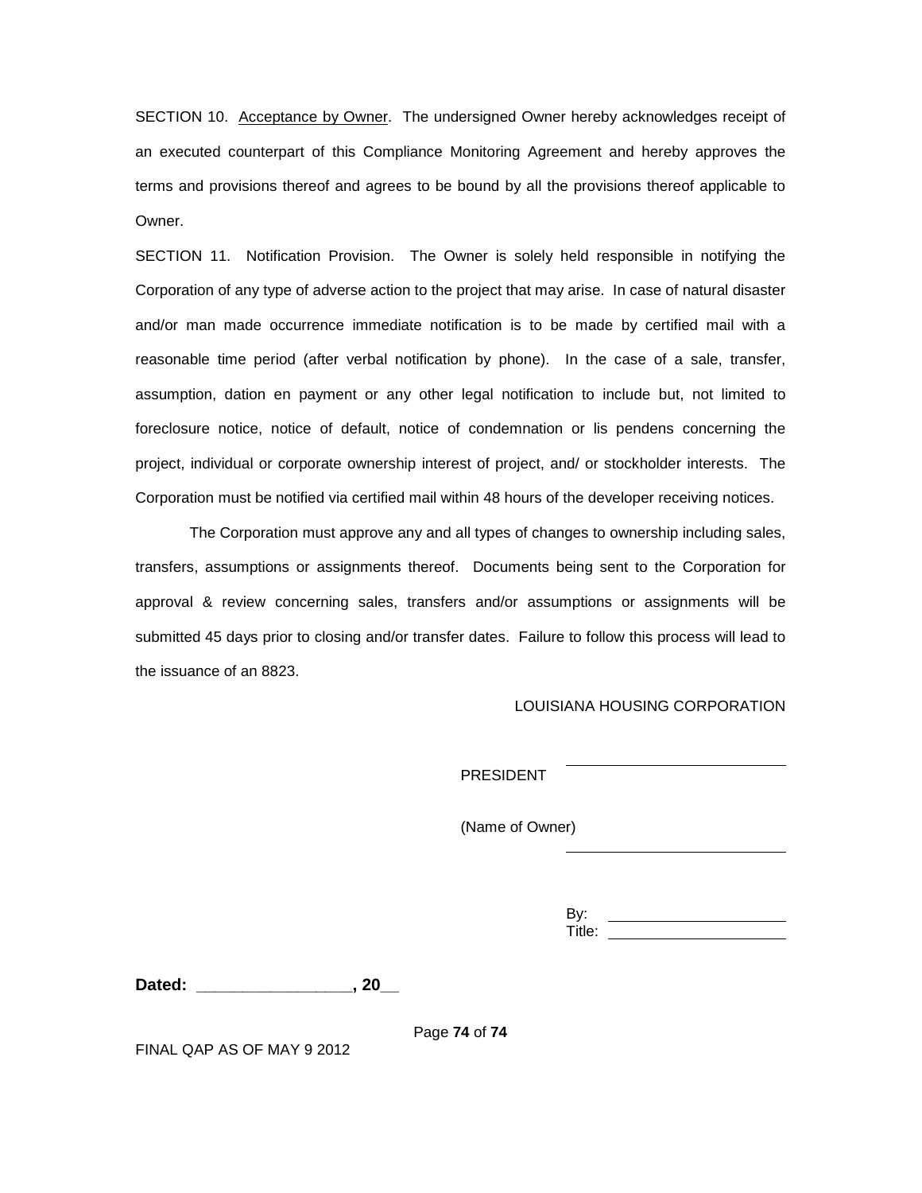SECTION 10. Acceptance by Owner. The undersigned Owner hereby acknowledges receipt of an executed counterpart of this Compliance Monitoring Agreement and hereby approves the terms and provisions thereof and agrees to be bound by all the provisions thereof applicable to Owner.

SECTION 11. Notification Provision. The Owner is solely held responsible in notifying the Corporation of any type of adverse action to the project that may arise. In case of natural disaster and/or man made occurrence immediate notification is to be made by certified mail with a reasonable time period (after verbal notification by phone). In the case of a sale, transfer, assumption, dation en payment or any other legal notification to include but, not limited to foreclosure notice, notice of default, notice of condemnation or lis pendens concerning the project, individual or corporate ownership interest of project, and/ or stockholder interests. The Corporation must be notified via certified mail within 48 hours of the developer receiving notices.

The Corporation must approve any and all types of changes to ownership including sales, transfers, assumptions or assignments thereof. Documents being sent to the Corporation for approval & review concerning sales, transfers and/or assumptions or assignments will be submitted 45 days prior to closing and/or transfer dates. Failure to follow this process will lead to the issuance of an 8823.

LOUISIANA HOUSING CORPORATION

PRESIDENT ____________________

(Name of Owner)

____________________

By: ____________________
Title: ____________________

**Dated: ________________, 20__**

FINAL QAP AS OF MAY 9 2012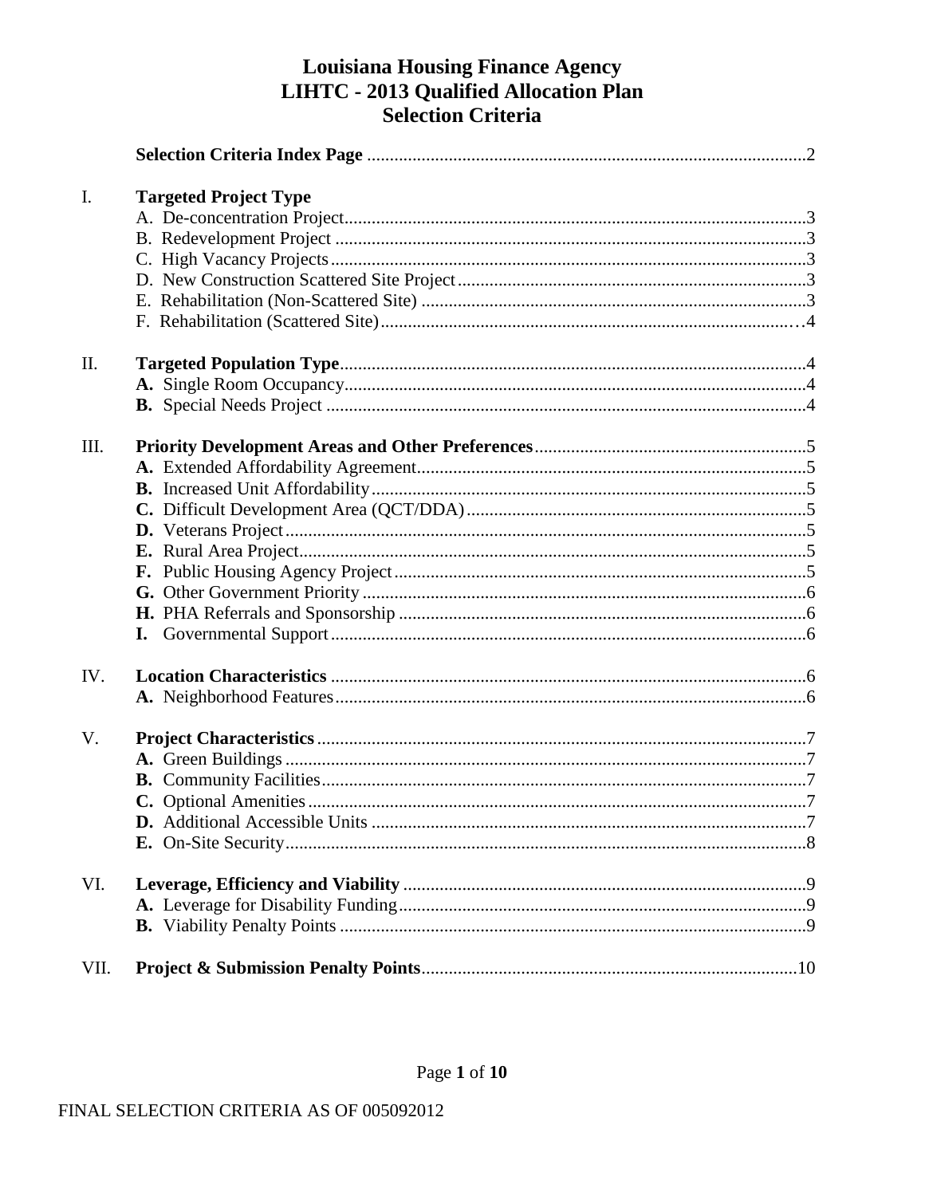# Louisiana Housing Finance Agency
# LIHTC - 2013 Qualified Allocation Plan
# Selection Criteria

**Selection Criteria Index Page** .......... 2

I. **Targeted Project Type**
- A. De-concentration Project .......... 3
- B. Redevelopment Project .......... 3
- C. High Vacancy Projects .......... 3
- D. New Construction Scattered Site Project .......... 3
- E. Rehabilitation (Non-Scattered Site) .......... 3
- F. Rehabilitation (Scattered Site) .......... 4

II. **Targeted Population Type** .......... 4
- **A.** Single Room Occupancy .......... 4
- **B.** Special Needs Project .......... 4

III. **Priority Development Areas and Other Preferences** .......... 5
- **A.** Extended Affordability Agreement .......... 5
- **B.** Increased Unit Affordability .......... 5
- **C.** Difficult Development Area (QCT/DDA) .......... 5
- **D.** Veterans Project .......... 5
- **E.** Rural Area Project .......... 5
- **F.** Public Housing Agency Project .......... 5
- **G.** Other Government Priority .......... 6
- **H.** PHA Referrals and Sponsorship .......... 6
- **I.** Governmental Support .......... 6

IV. **Location Characteristics** .......... 6
- **A.** Neighborhood Features .......... 6

V. **Project Characteristics** .......... 7
- **A.** Green Buildings .......... 7
- **B.** Community Facilities .......... 7
- **C.** Optional Amenities .......... 7
- **D.** Additional Accessible Units .......... 7
- **E.** On-Site Security .......... 8

VI. **Leverage, Efficiency and Viability** .......... 9
- **A.** Leverage for Disability Funding .......... 9
- **B.** Viability Penalty Points .......... 9

VII. **Project & Submission Penalty Points** .......... 10

FINAL SELECTION CRITERIA AS OF 005092012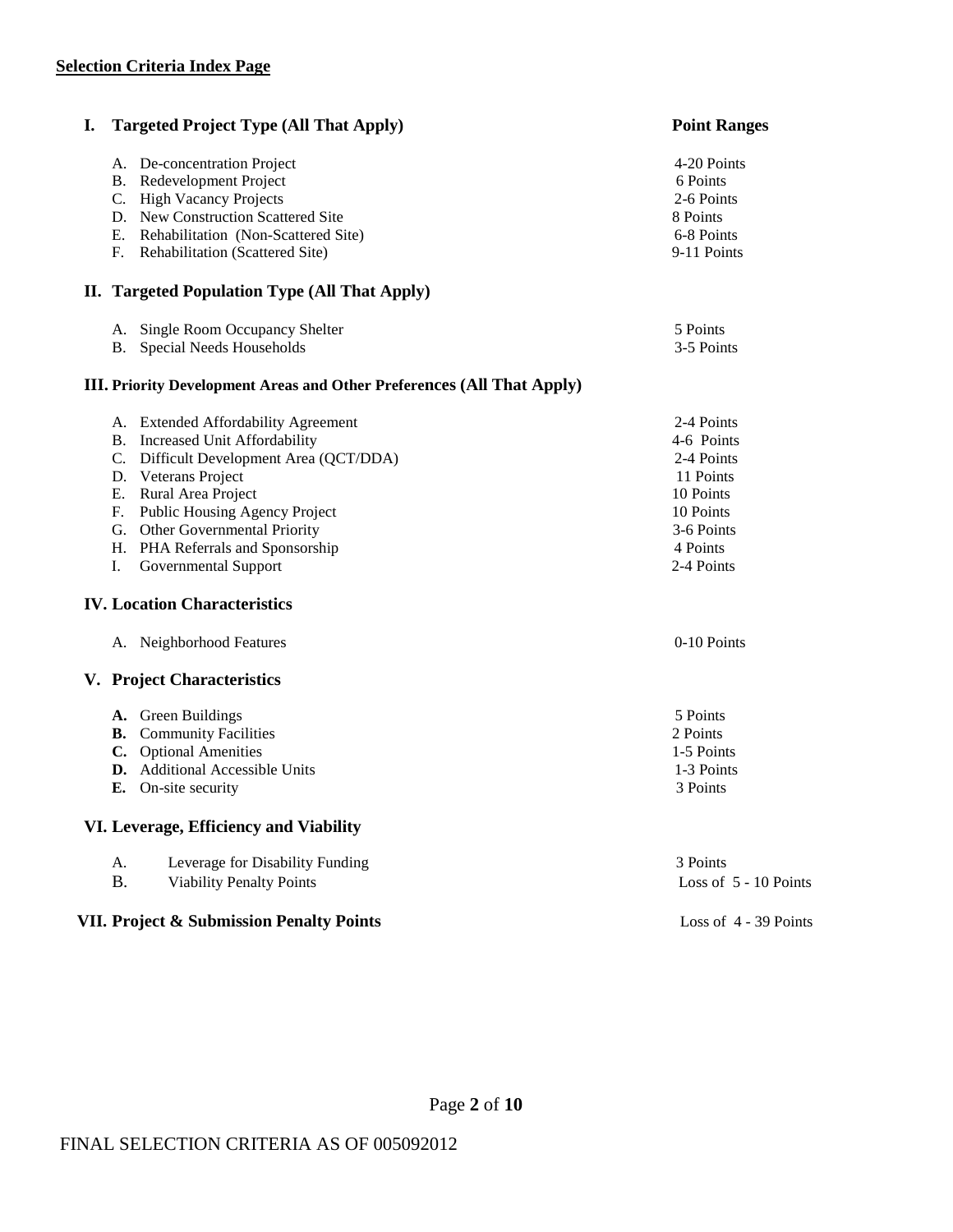## Selection Criteria Index Page

| | Point Ranges |
|---|---|
| **I. Targeted Project Type (All That Apply)** | |
| A. De-concentration Project | 4-20 Points |
| B. Redevelopment Project | 6 Points |
| C. High Vacancy Projects | 2-6 Points |
| D. New Construction Scattered Site | 8 Points |
| E. Rehabilitation (Non-Scattered Site) | 6-8 Points |
| F. Rehabilitation (Scattered Site) | 9-11 Points |
| **II. Targeted Population Type (All That Apply)** | |
| A. Single Room Occupancy Shelter | 5 Points |
| B. Special Needs Households | 3-5 Points |
| **III. Priority Development Areas and Other Preferences (All That Apply)** | |
| A. Extended Affordability Agreement | 2-4 Points |
| B. Increased Unit Affordability | 4-6 Points |
| C. Difficult Development Area (QCT/DDA) | 2-4 Points |
| D. Veterans Project | 11 Points |
| E. Rural Area Project | 10 Points |
| F. Public Housing Agency Project | 10 Points |
| G. Other Governmental Priority | 3-6 Points |
| H. PHA Referrals and Sponsorship | 4 Points |
| I. Governmental Support | 2-4 Points |
| **IV. Location Characteristics** | |
| A. Neighborhood Features | 0-10 Points |
| **V. Project Characteristics** | |
| **A.** Green Buildings | 5 Points |
| **B.** Community Facilities | 2 Points |
| **C.** Optional Amenities | 1-5 Points |
| **D.** Additional Accessible Units | 1-3 Points |
| **E.** On-site security | 3 Points |
| **VI. Leverage, Efficiency and Viability** | |
| A. Leverage for Disability Funding | 3 Points |
| B. Viability Penalty Points | Loss of 5 - 10 Points |
| **VII. Project & Submission Penalty Points** | Loss of 4 - 39 Points |

FINAL SELECTION CRITERIA AS OF 005092012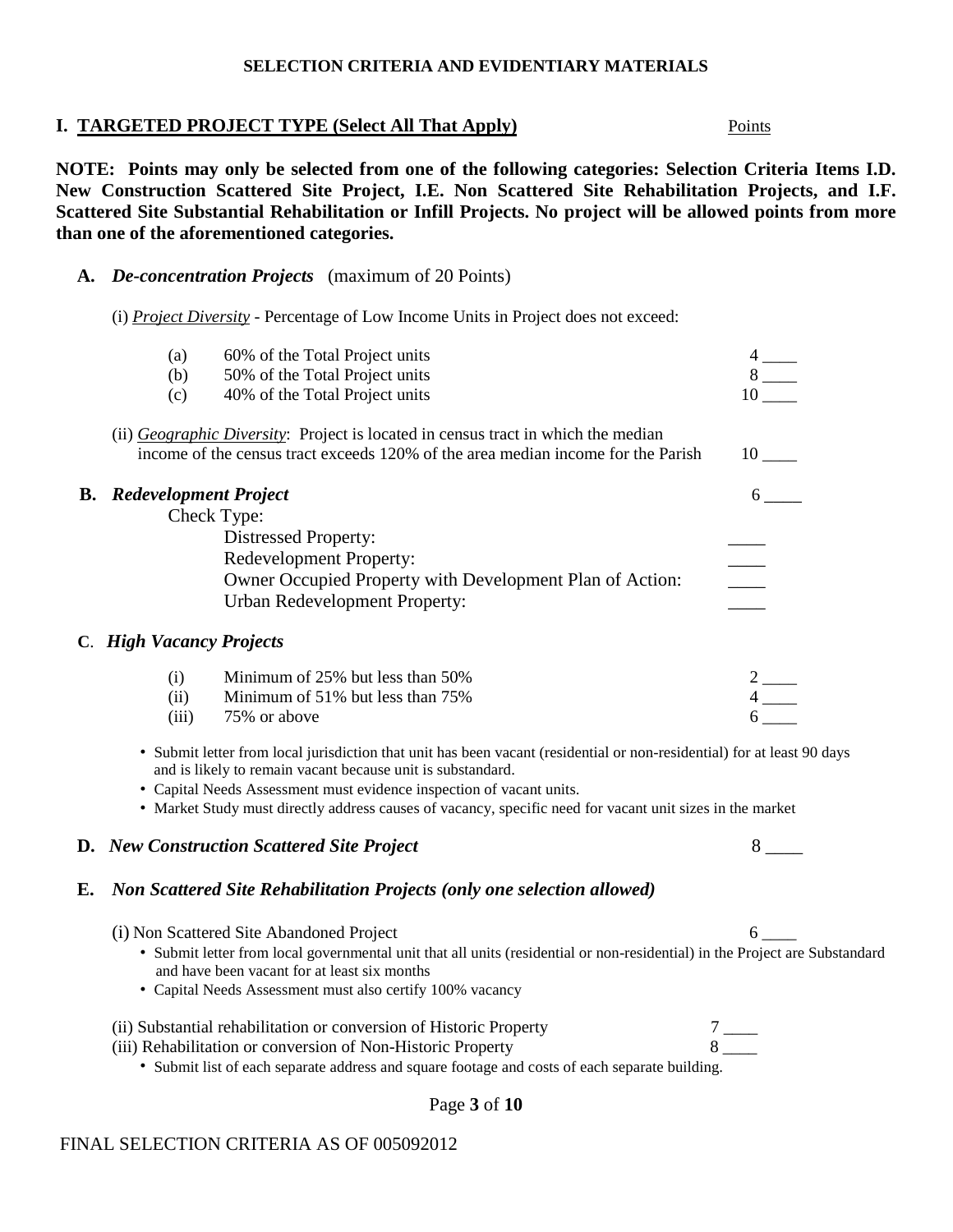**SELECTION CRITERIA AND EVIDENTIARY MATERIALS**

## I. TARGETED PROJECT TYPE (Select All That Apply) <u>Points</u>

**NOTE: Points may only be selected from one of the following categories: Selection Criteria Items I.D. New Construction Scattered Site Project, I.E. Non Scattered Site Rehabilitation Projects, and I.F. Scattered Site Substantial Rehabilitation or Infill Projects. No project will be allowed points from more than one of the aforementioned categories.**

**A.** ***De-concentration Projects*** (maximum of 20 Points)

(i) *Project Diversity* - Percentage of Low Income Units in Project does not exceed:

| | | Points |
|---|---|---|
| (a) | 60% of the Total Project units | 4 ____ |
| (b) | 50% of the Total Project units | 8 ____ |
| (c) | 40% of the Total Project units | 10 ____ |

(ii) *Geographic Diversity*: Project is located in census tract in which the median income of the census tract exceeds 120% of the area median income for the Parish 10 ____

**B.** ***Redevelopment Project*** 6 ____

Check Type:

- Distressed Property: ____
- Redevelopment Property: ____
- Owner Occupied Property with Development Plan of Action: ____
- Urban Redevelopment Property: ____

**C.** ***High Vacancy Projects***

| | | Points |
|---|---|---|
| (i) | Minimum of 25% but less than 50% | 2 ____ |
| (ii) | Minimum of 51% but less than 75% | 4 ____ |
| (iii) | 75% or above | 6 ____ |

- Submit letter from local jurisdiction that unit has been vacant (residential or non-residential) for at least 90 days and is likely to remain vacant because unit is substandard.
- Capital Needs Assessment must evidence inspection of vacant units.
- Market Study must directly address causes of vacancy, specific need for vacant unit sizes in the market

**D.** ***New Construction Scattered Site Project*** 8 ____

**E.** ***Non Scattered Site Rehabilitation Projects (only one selection allowed)***

(i) Non Scattered Site Abandoned Project 6 ____

- Submit letter from local governmental unit that all units (residential or non-residential) in the Project are Substandard and have been vacant for at least six months
- Capital Needs Assessment must also certify 100% vacancy

(ii) Substantial rehabilitation or conversion of Historic Property 7 ____

(iii) Rehabilitation or conversion of Non-Historic Property 8 ____

- Submit list of each separate address and square footage and costs of each separate building.

FINAL SELECTION CRITERIA AS OF 005092012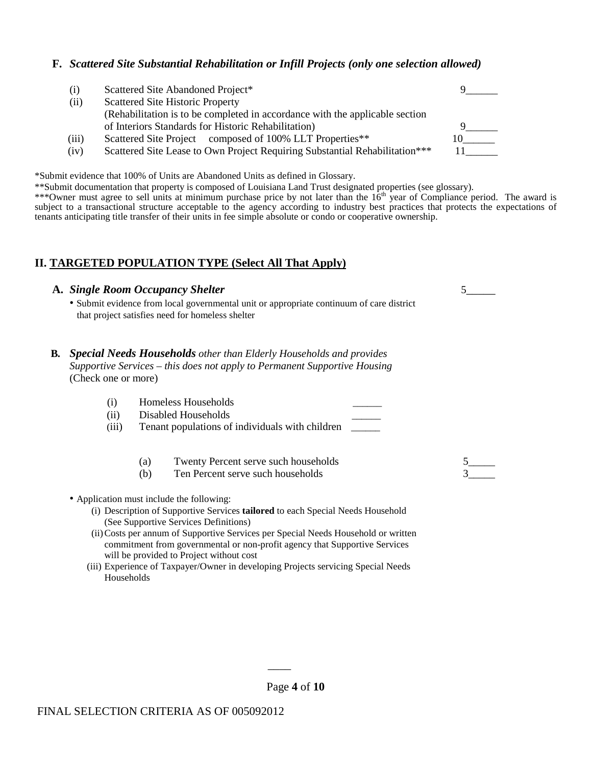### F. *Scattered Site Substantial Rehabilitation or Infill Projects (only one selection allowed)*

| | | |
|---|---|---|
| (i) | Scattered Site Abandoned Project* | 9______ |
| (ii) | Scattered Site Historic Property (Rehabilitation is to be completed in accordance with the applicable section of Interiors Standards for Historic Rehabilitation) | 9______ |
| (iii) | Scattered Site Project composed of 100% LLT Properties** | 10______ |
| (iv) | Scattered Site Lease to Own Project Requiring Substantial Rehabilitation*** | 11______ |

*Submit evidence that 100% of Units are Abandoned Units as defined in Glossary.

**Submit documentation that property is composed of Louisiana Land Trust designated properties (see glossary).

***Owner must agree to sell units at minimum purchase price by not later than the 16th year of Compliance period. The award is subject to a transactional structure acceptable to the agency according to industry best practices that protects the expectations of tenants anticipating title transfer of their units in fee simple absolute or condo or cooperative ownership.

## II. TARGETED POPULATION TYPE (Select All That Apply)

### A. *Single Room Occupancy Shelter* 5_____

- Submit evidence from local governmental unit or appropriate continuum of care district that project satisfies need for homeless shelter

### B. *Special Needs Households other than Elderly Households and provides Supportive Services – this does not apply to Permanent Supportive Housing* (Check one or more)

| | | |
|---|---|---|
| (i) | Homeless Households | _____ |
| (ii) | Disabled Households | _____ |
| (iii) | Tenant populations of individuals with children | _____ |

| | | |
|---|---|---|
| (a) | Twenty Percent serve such households | 5_____ |
| (b) | Ten Percent serve such households | 3_____ |

- Application must include the following:
  - (i) Description of Supportive Services **tailored** to each Special Needs Household (See Supportive Services Definitions)
  - (ii) Costs per annum of Supportive Services per Special Needs Household or written commitment from governmental or non-profit agency that Supportive Services will be provided to Project without cost
  - (iii) Experience of Taxpayer/Owner in developing Projects servicing Special Needs Households

FINAL SELECTION CRITERIA AS OF 005092012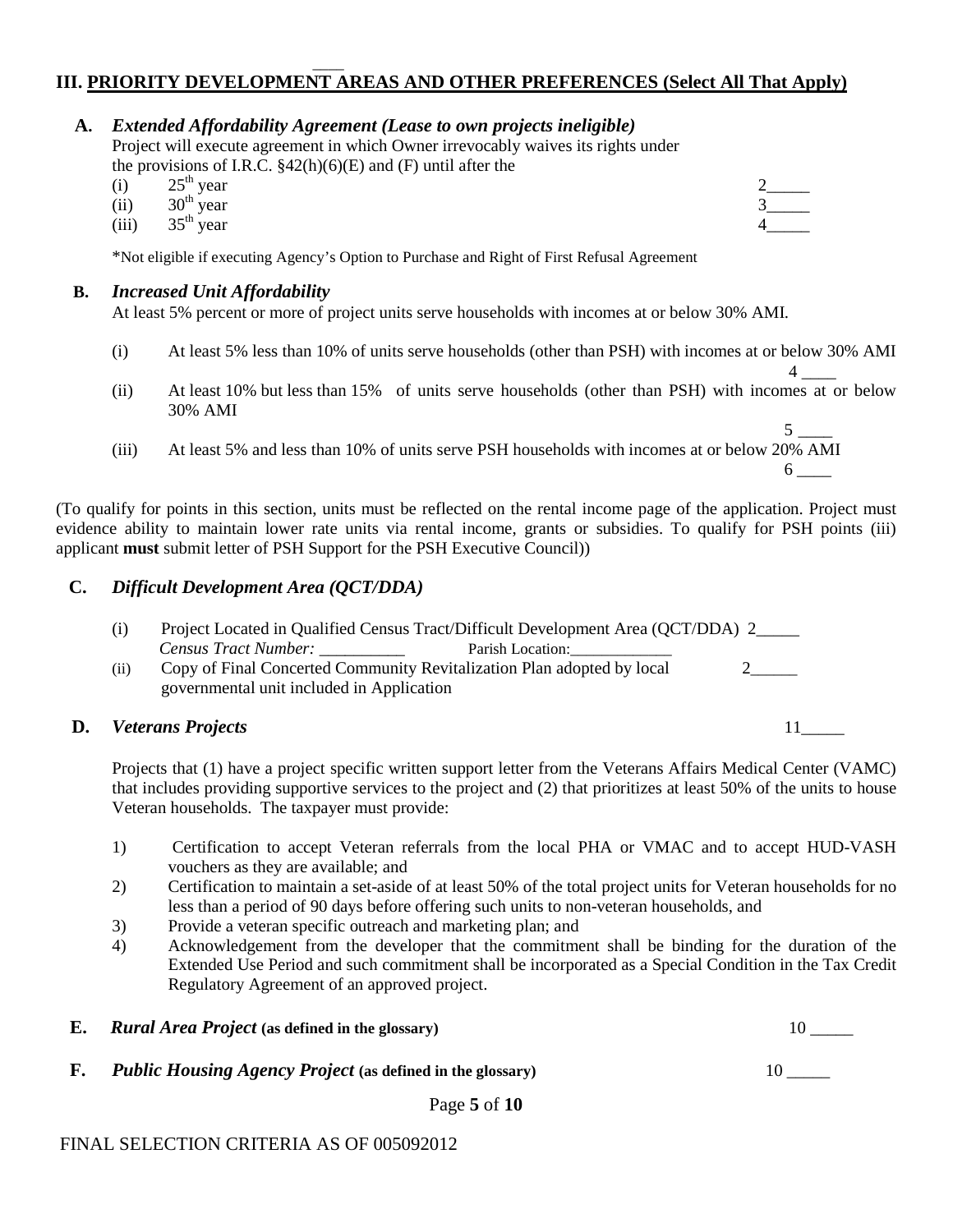## III. PRIORITY DEVELOPMENT AREAS AND OTHER PREFERENCES (Select All That Apply)

**A.** ***Extended Affordability Agreement (Lease to own projects ineligible)***

Project will execute agreement in which Owner irrevocably waives its rights under the provisions of I.R.C. §42(h)(6)(E) and (F) until after the

(i) 25th year 2_____

(ii) 30th year 3_____

(iii) 35th year 4_____

*Not eligible if executing Agency's Option to Purchase and Right of First Refusal Agreement

**B.** ***Increased Unit Affordability***

At least 5% percent or more of project units serve households with incomes at or below 30% AMI.

(i) At least 5% less than 10% of units serve households (other than PSH) with incomes at or below 30% AMI 4 ____

(ii) At least 10% but less than 15% of units serve households (other than PSH) with incomes at or below 30% AMI 5 ____

(iii) At least 5% and less than 10% of units serve PSH households with incomes at or below 20% AMI 6 ____

(To qualify for points in this section, units must be reflected on the rental income page of the application. Project must evidence ability to maintain lower rate units via rental income, grants or subsidies. To qualify for PSH points (iii) applicant **must** submit letter of PSH Support for the PSH Executive Council))

**C.** ***Difficult Development Area (QCT/DDA)***

(i) Project Located in Qualified Census Tract/Difficult Development Area (QCT/DDA) 2_____
*Census Tract Number:* __________ Parish Location:____________

(ii) Copy of Final Concerted Community Revitalization Plan adopted by local governmental unit included in Application 2_____

**D.** ***Veterans Projects*** 11_____

Projects that (1) have a project specific written support letter from the Veterans Affairs Medical Center (VAMC) that includes providing supportive services to the project and (2) that prioritizes at least 50% of the units to house Veteran households. The taxpayer must provide:

1) Certification to accept Veteran referrals from the local PHA or VMAC and to accept HUD-VASH vouchers as they are available; and
2) Certification to maintain a set-aside of at least 50% of the total project units for Veteran households for no less than a period of 90 days before offering such units to non-veteran households, and
3) Provide a veteran specific outreach and marketing plan; and
4) Acknowledgement from the developer that the commitment shall be binding for the duration of the Extended Use Period and such commitment shall be incorporated as a Special Condition in the Tax Credit Regulatory Agreement of an approved project.

**E.** ***Rural Area Project*** **(as defined in the glossary)** 10 _____

**F.** ***Public Housing Agency Project*** **(as defined in the glossary)** 10 _____

FINAL SELECTION CRITERIA AS OF 005092012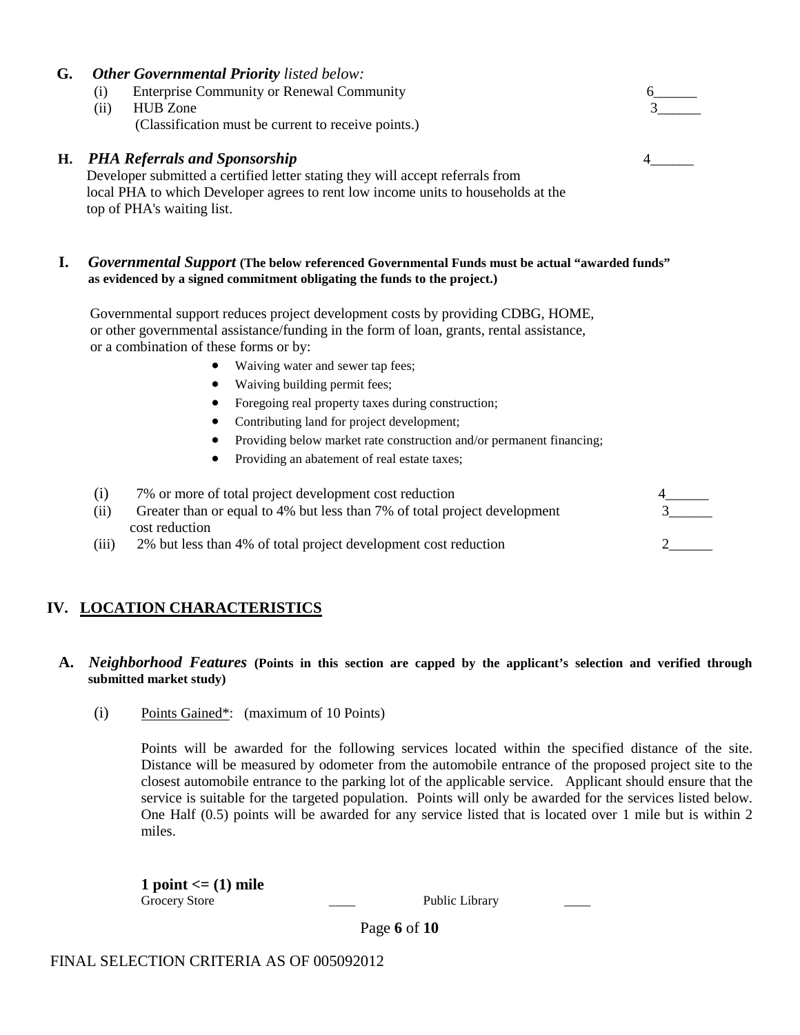**G.** ***Other Governmental Priority*** *listed below:*

(i) Enterprise Community or Renewal Community 6______

(ii) HUB Zone 3______

(Classification must be current to receive points.)

**H.** ***PHA Referrals and Sponsorship*** 4______

Developer submitted a certified letter stating they will accept referrals from local PHA to which Developer agrees to rent low income units to households at the top of PHA's waiting list.

**I.** ***Governmental Support*** **(The below referenced Governmental Funds must be actual "awarded funds" as evidenced by a signed commitment obligating the funds to the project.)**

Governmental support reduces project development costs by providing CDBG, HOME, or other governmental assistance/funding in the form of loan, grants, rental assistance, or a combination of these forms or by:

- Waiving water and sewer tap fees;
- Waiving building permit fees;
- Foregoing real property taxes during construction;
- Contributing land for project development;
- Providing below market rate construction and/or permanent financing;
- Providing an abatement of real estate taxes;

(i) 7% or more of total project development cost reduction 4______

(ii) Greater than or equal to 4% but less than 7% of total project development cost reduction 3______

(iii) 2% but less than 4% of total project development cost reduction 2______

## IV. LOCATION CHARACTERISTICS

**A.** ***Neighborhood Features*** **(Points in this section are capped by the applicant's selection and verified through submitted market study)**

(i) Points Gained*: (maximum of 10 Points)

Points will be awarded for the following services located within the specified distance of the site. Distance will be measured by odometer from the automobile entrance of the proposed project site to the closest automobile entrance to the parking lot of the applicable service. Applicant should ensure that the service is suitable for the targeted population. Points will only be awarded for the services listed below. One Half (0.5) points will be awarded for any service listed that is located over 1 mile but is within 2 miles.

**1 point <= (1) mile**

Grocery Store ____ Public Library ____

FINAL SELECTION CRITERIA AS OF 005092012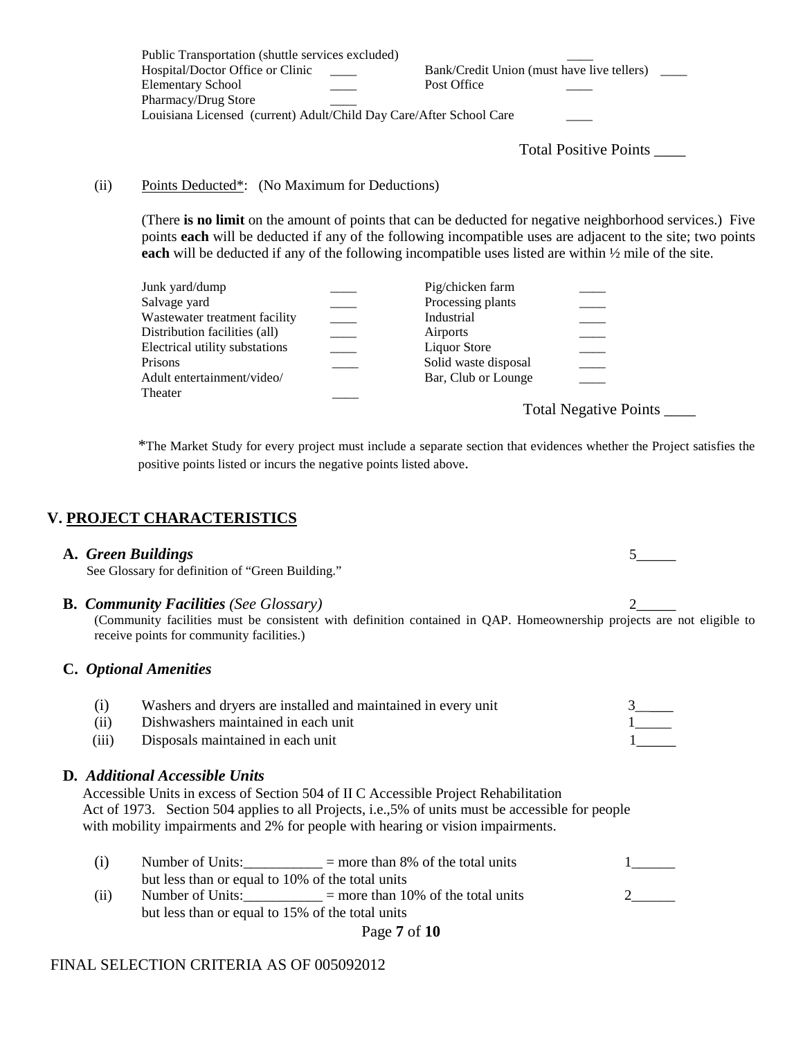| | | | |
|---|---|---|---|
| Public Transportation (shuttle services excluded) | | | ____ |
| Hospital/Doctor Office or Clinic | ____ | Bank/Credit Union (must have live tellers) | ____ |
| Elementary School | ____ | Post Office | ____ |
| Pharmacy/Drug Store | ____ | | |
| Louisiana Licensed (current) Adult/Child Day Care/After School Care | | | ____ |

Total Positive Points ____

(ii) Points Deducted*: (No Maximum for Deductions)

(There **is no limit** on the amount of points that can be deducted for negative neighborhood services.) Five points **each** will be deducted if any of the following incompatible uses are adjacent to the site; two points **each** will be deducted if any of the following incompatible uses listed are within ½ mile of the site.

| | | | |
|---|---|---|---|
| Junk yard/dump | ____ | Pig/chicken farm | ____ |
| Salvage yard | ____ | Processing plants | ____ |
| Wastewater treatment facility | ____ | Industrial | ____ |
| Distribution facilities (all) | ____ | Airports | ____ |
| Electrical utility substations | ____ | Liquor Store | ____ |
| Prisons | ____ | Solid waste disposal | ____ |
| Adult entertainment/video/ Theater | ____ | Bar, Club or Lounge | ____ |

Total Negative Points ____

*The Market Study for every project must include a separate section that evidences whether the Project satisfies the positive points listed or incurs the negative points listed above.

## V. PROJECT CHARACTERISTICS

**A. *Green Buildings*** 5_____

See Glossary for definition of "Green Building."

**B. *Community Facilities*** *(See Glossary)* 2_____

(Community facilities must be consistent with definition contained in QAP. Homeownership projects are not eligible to receive points for community facilities.)

**C. *Optional Amenities***

(i) Washers and dryers are installed and maintained in every unit 3_____

(ii) Dishwashers maintained in each unit 1_____

(iii) Disposals maintained in each unit 1_____

**D. *Additional Accessible Units***

Accessible Units in excess of Section 504 of II C Accessible Project Rehabilitation Act of 1973. Section 504 applies to all Projects, i.e.,5% of units must be accessible for people with mobility impairments and 2% for people with hearing or vision impairments.

(i) Number of Units:__________ = more than 8% of the total units but less than or equal to 10% of the total units 1______

(ii) Number of Units:__________ = more than 10% of the total units but less than or equal to 15% of the total units 2______

FINAL SELECTION CRITERIA AS OF 005092012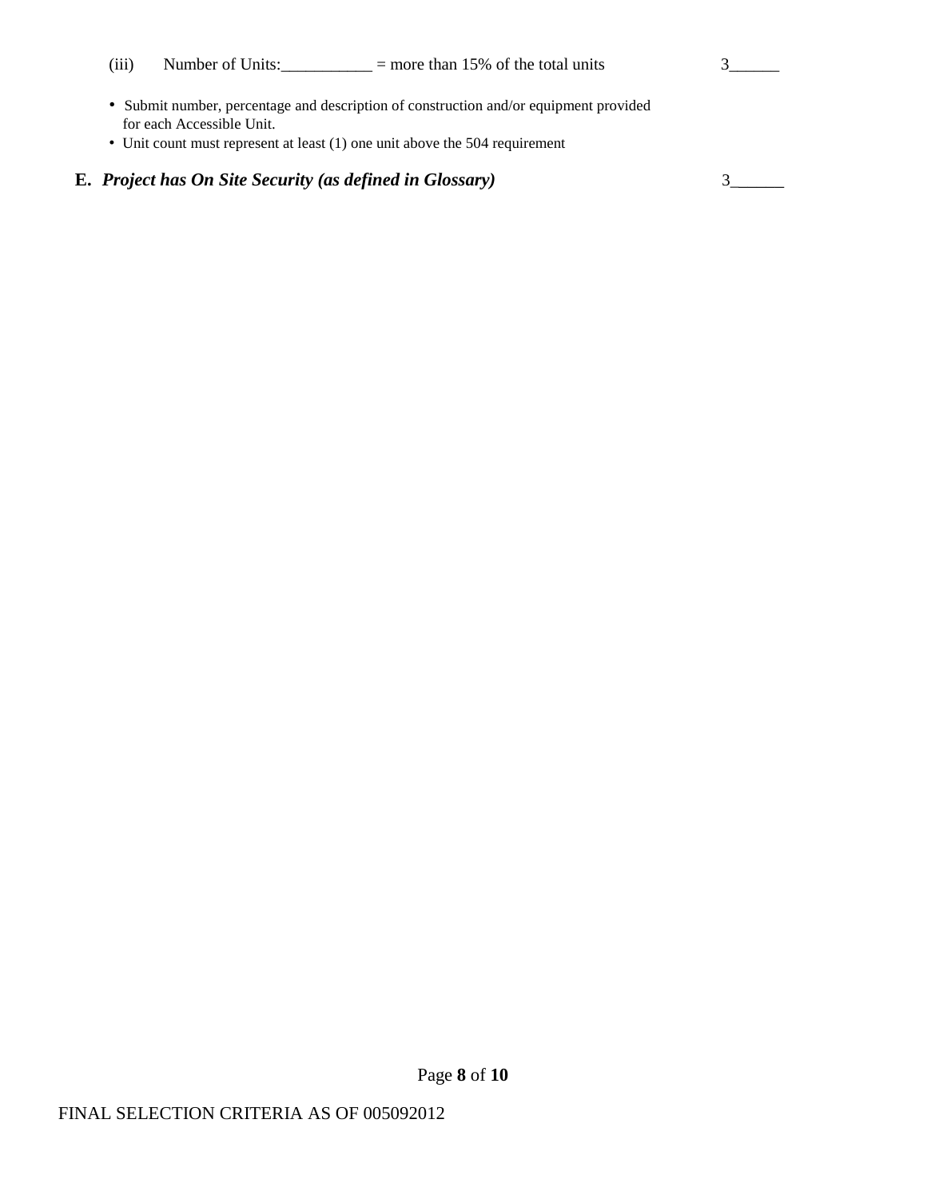(iii) Number of Units:___________ = more than 15% of the total units 3______

- Submit number, percentage and description of construction and/or equipment provided for each Accessible Unit.
- Unit count must represent at least (1) one unit above the 504 requirement

**E.** ***Project has On Site Security (as defined in Glossary)*** 3______

FINAL SELECTION CRITERIA AS OF 005092012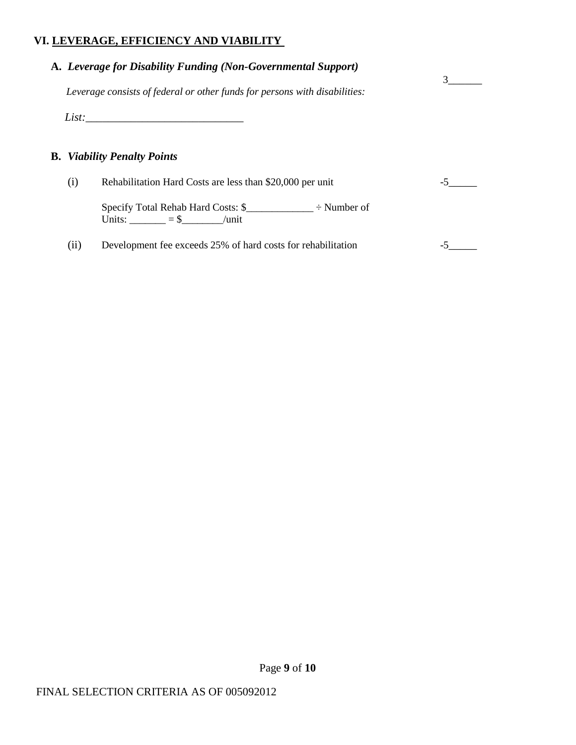## VI. LEVERAGE, EFFICIENCY AND VIABILITY

### A. *Leverage for Disability Funding (Non-Governmental Support)*

3______

*Leverage consists of federal or other funds for persons with disabilities:*

*List:*____________________________

### B. *Viability Penalty Points*

(i) Rehabilitation Hard Costs are less than $20,000 per unit -5_____

Specify Total Rehab Hard Costs: $_____________ ÷ Number of Units: _______ = $________/unit

(ii) Development fee exceeds 25% of hard costs for rehabilitation -5_____

FINAL SELECTION CRITERIA AS OF 005092012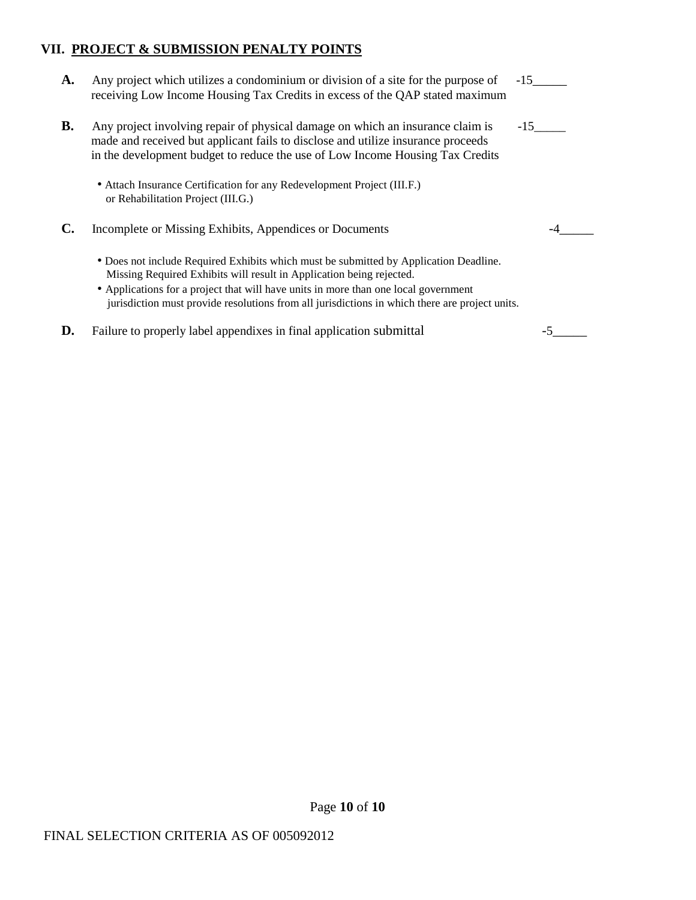## VII. PROJECT & SUBMISSION PENALTY POINTS

**A.** Any project which utilizes a condominium or division of a site for the purpose of receiving Low Income Housing Tax Credits in excess of the QAP stated maximum -15_____

**B.** Any project involving repair of physical damage on which an insurance claim is made and received but applicant fails to disclose and utilize insurance proceeds in the development budget to reduce the use of Low Income Housing Tax Credits -15_____

- Attach Insurance Certification for any Redevelopment Project (III.F.) or Rehabilitation Project (III.G.)

**C.** Incomplete or Missing Exhibits, Appendices or Documents -4_____

- Does not include Required Exhibits which must be submitted by Application Deadline. Missing Required Exhibits will result in Application being rejected.
- Applications for a project that will have units in more than one local government jurisdiction must provide resolutions from all jurisdictions in which there are project units.

**D.** Failure to properly label appendixes in final application submittal -5_____

FINAL SELECTION CRITERIA AS OF 005092012